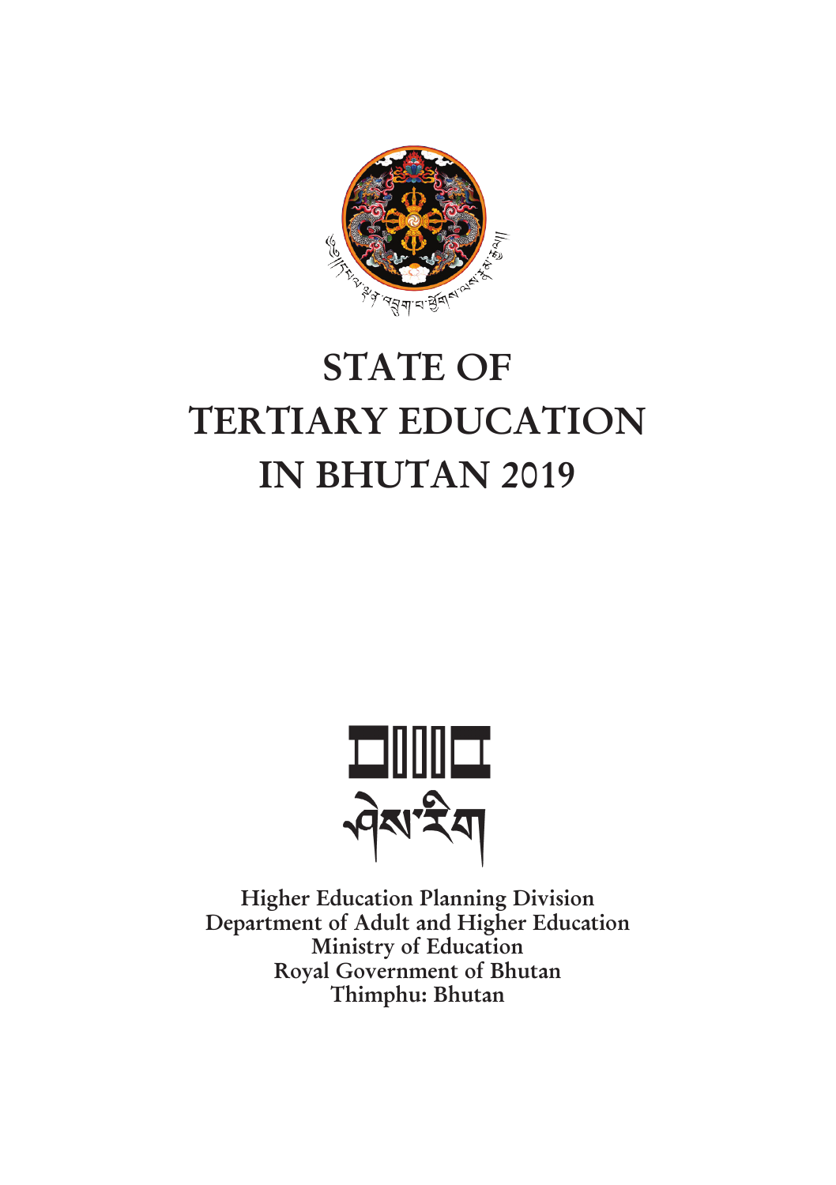# STATE OF TERTIARY EDUCATION IN BHUTAN 2019

Higher Education Planning Division
Department of Adult and Higher Education
Ministry of Education
Royal Government of Bhutan
Thimphu: Bhutan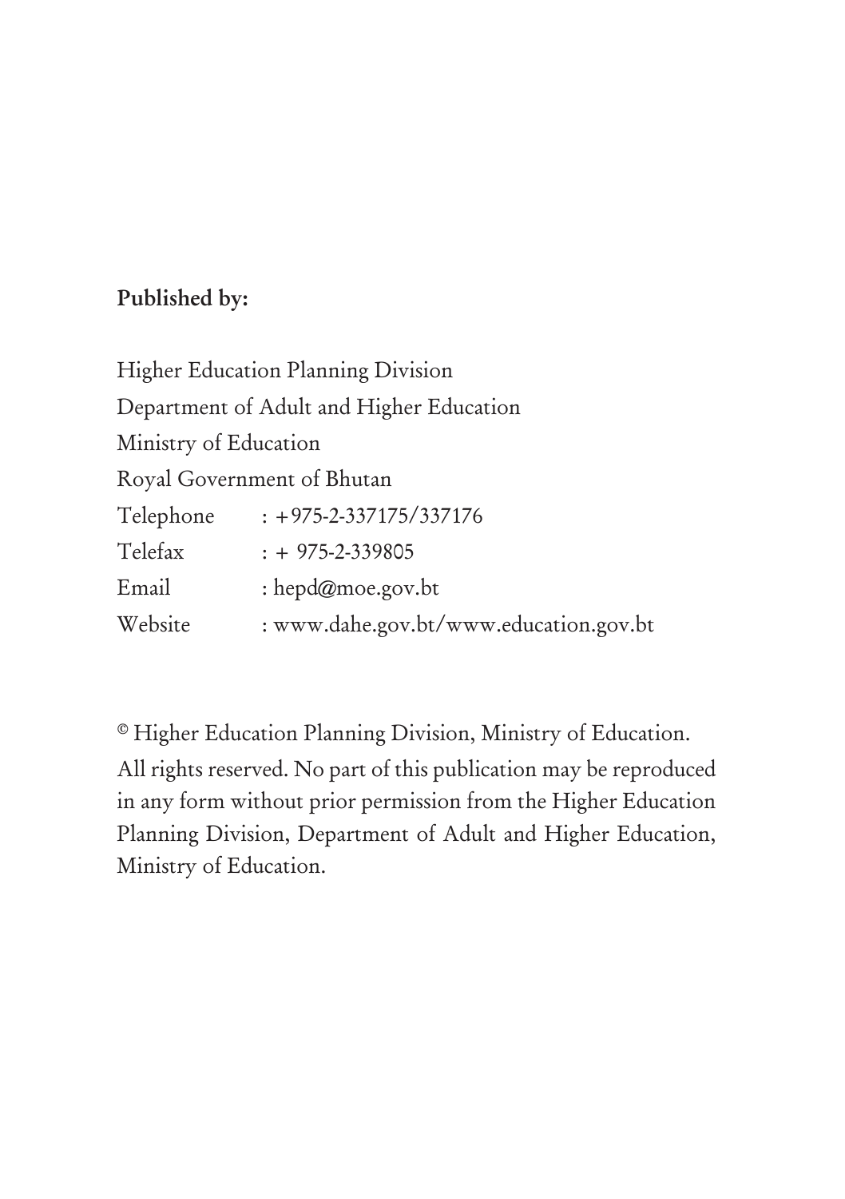**Published by:**

Higher Education Planning Division
Department of Adult and Higher Education
Ministry of Education
Royal Government of Bhutan

| | |
|---|---|
| Telephone | : +975-2-337175/337176 |
| Telefax | : + 975-2-339805 |
| Email | : hepd@moe.gov.bt |
| Website | : www.dahe.gov.bt/www.education.gov.bt |

© Higher Education Planning Division, Ministry of Education.

All rights reserved. No part of this publication may be reproduced in any form without prior permission from the Higher Education Planning Division, Department of Adult and Higher Education, Ministry of Education.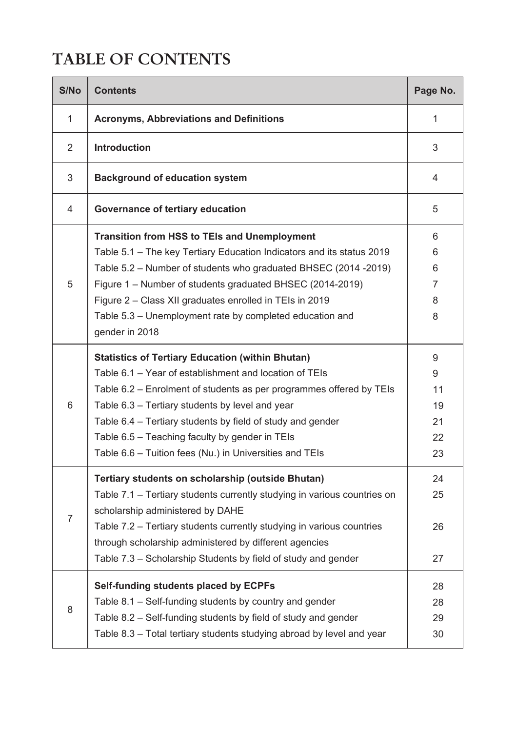# TABLE OF CONTENTS

| S/No | Contents | Page No. |
|---|---|---|
| 1 | **Acronyms, Abbreviations and Definitions** | 1 |
| 2 | **Introduction** | 3 |
| 3 | **Background of education system** | 4 |
| 4 | **Governance of tertiary education** | 5 |
| 5 | **Transition from HSS to TEIs and Unemployment**<br>Table 5.1 – The key Tertiary Education Indicators and its status 2019<br>Table 5.2 – Number of students who graduated BHSEC (2014 -2019)<br>Figure 1 – Number of students graduated BHSEC (2014-2019)<br>Figure 2 – Class XII graduates enrolled in TEIs in 2019<br>Table 5.3 – Unemployment rate by completed education and gender in 2018 | 6<br>6<br>6<br>7<br>8<br>8 |
| 6 | **Statistics of Tertiary Education (within Bhutan)**<br>Table 6.1 – Year of establishment and location of TEIs<br>Table 6.2 – Enrolment of students as per programmes offered by TEIs<br>Table 6.3 – Tertiary students by level and year<br>Table 6.4 – Tertiary students by field of study and gender<br>Table 6.5 – Teaching faculty by gender in TEIs<br>Table 6.6 – Tuition fees (Nu.) in Universities and TEIs | 9<br>9<br>11<br>19<br>21<br>22<br>23 |
| 7 | **Tertiary students on scholarship (outside Bhutan)**<br>Table 7.1 – Tertiary students currently studying in various countries on scholarship administered by DAHE<br>Table 7.2 – Tertiary students currently studying in various countries through scholarship administered by different agencies<br>Table 7.3 – Scholarship Students by field of study and gender | 24<br>25<br>26<br>27 |
| 8 | **Self-funding students placed by ECPFs**<br>Table 8.1 – Self-funding students by country and gender<br>Table 8.2 – Self-funding students by field of study and gender<br>Table 8.3 – Total tertiary students studying abroad by level and year | 28<br>28<br>29<br>30 |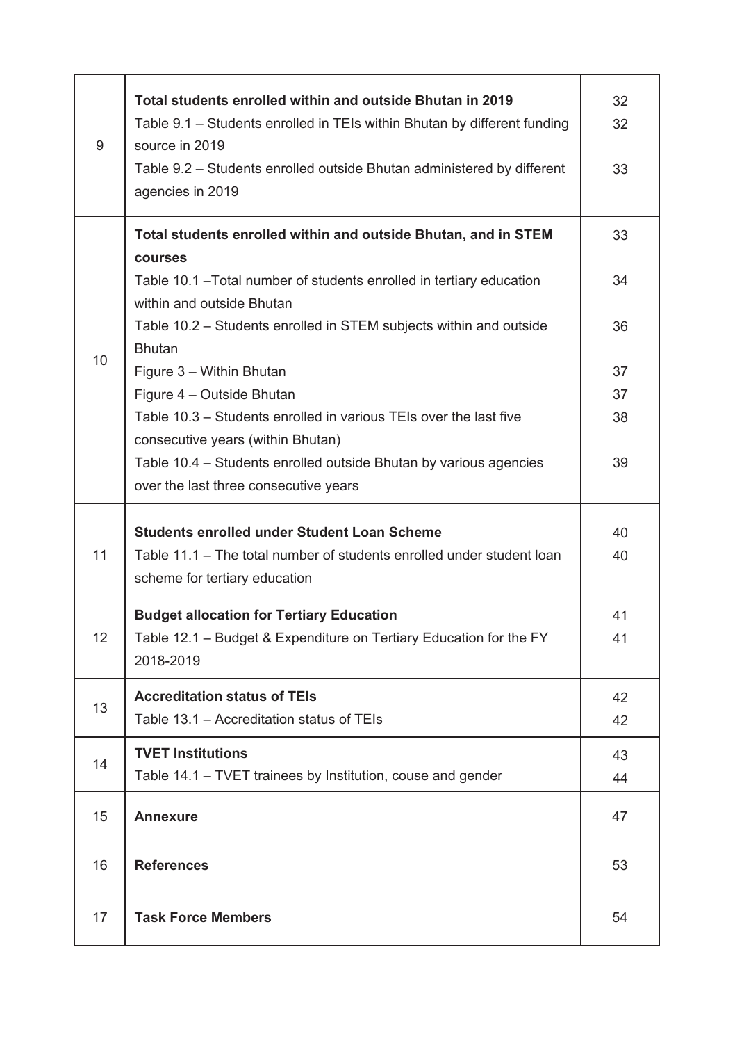| | | |
|---|---|---|
| 9 | **Total students enrolled within and outside Bhutan in 2019**<br>Table 9.1 – Students enrolled in TEIs within Bhutan by different funding source in 2019<br>Table 9.2 – Students enrolled outside Bhutan administered by different agencies in 2019 | 32<br>32<br><br>33 |
| 10 | **Total students enrolled within and outside Bhutan, and in STEM courses**<br>Table 10.1 –Total number of students enrolled in tertiary education within and outside Bhutan<br>Table 10.2 – Students enrolled in STEM subjects within and outside Bhutan<br>Figure 3 – Within Bhutan<br>Figure 4 – Outside Bhutan<br>Table 10.3 – Students enrolled in various TEIs over the last five consecutive years (within Bhutan)<br>Table 10.4 – Students enrolled outside Bhutan by various agencies over the last three consecutive years | 33<br><br>34<br><br>36<br><br>37<br>37<br>38<br><br>39 |
| 11 | **Students enrolled under Student Loan Scheme**<br>Table 11.1 – The total number of students enrolled under student loan scheme for tertiary education | 40<br>40 |
| 12 | **Budget allocation for Tertiary Education**<br>Table 12.1 – Budget & Expenditure on Tertiary Education for the FY 2018-2019 | 41<br>41 |
| 13 | **Accreditation status of TEIs**<br>Table 13.1 – Accreditation status of TEIs | 42<br>42 |
| 14 | **TVET Institutions**<br>Table 14.1 – TVET trainees by Institution, couse and gender | 43<br>44 |
| 15 | **Annexure** | 47 |
| 16 | **References** | 53 |
| 17 | **Task Force Members** | 54 |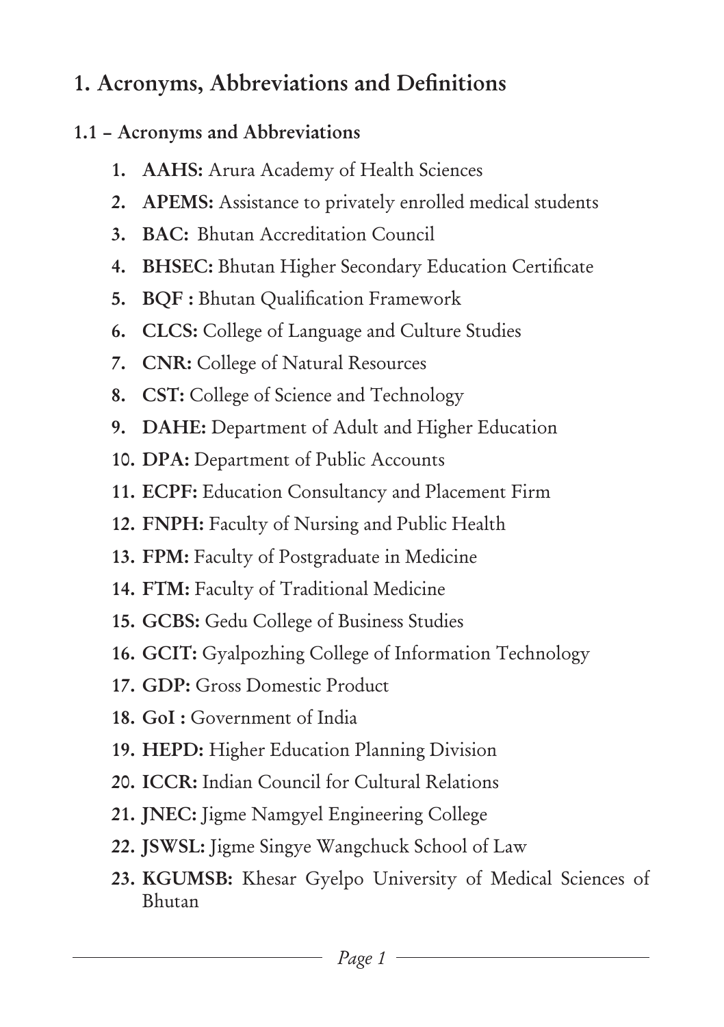# 1. Acronyms, Abbreviations and Definitions

## 1.1 – Acronyms and Abbreviations

1. **AAHS:** Arura Academy of Health Sciences
2. **APEMS:** Assistance to privately enrolled medical students
3. **BAC:** Bhutan Accreditation Council
4. **BHSEC:** Bhutan Higher Secondary Education Certificate
5. **BQF :** Bhutan Qualification Framework
6. **CLCS:** College of Language and Culture Studies
7. **CNR:** College of Natural Resources
8. **CST:** College of Science and Technology
9. **DAHE:** Department of Adult and Higher Education
10. **DPA:** Department of Public Accounts
11. **ECPF:** Education Consultancy and Placement Firm
12. **FNPH:** Faculty of Nursing and Public Health
13. **FPM:** Faculty of Postgraduate in Medicine
14. **FTM:** Faculty of Traditional Medicine
15. **GCBS:** Gedu College of Business Studies
16. **GCIT:** Gyalpozhing College of Information Technology
17. **GDP:** Gross Domestic Product
18. **GoI :** Government of India
19. **HEPD:** Higher Education Planning Division
20. **ICCR:** Indian Council for Cultural Relations
21. **JNEC:** Jigme Namgyel Engineering College
22. **JSWSL:** Jigme Singye Wangchuck School of Law
23. **KGUMSB:** Khesar Gyelpo University of Medical Sciences of Bhutan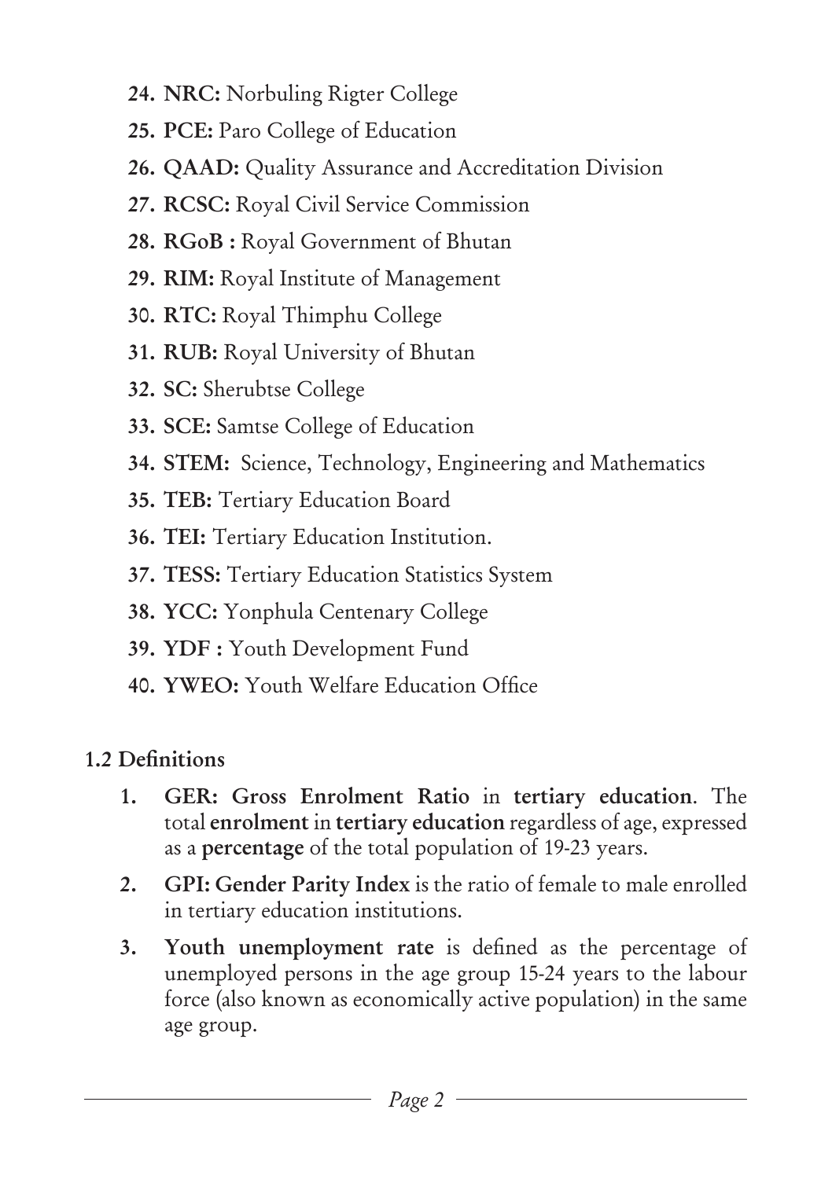24. **NRC:** Norbuling Rigter College
25. **PCE:** Paro College of Education
26. **QAAD:** Quality Assurance and Accreditation Division
27. **RCSC:** Royal Civil Service Commission
28. **RGoB :** Royal Government of Bhutan
29. **RIM:** Royal Institute of Management
30. **RTC:** Royal Thimphu College
31. **RUB:** Royal University of Bhutan
32. **SC:** Sherubtse College
33. **SCE:** Samtse College of Education
34. **STEM:** Science, Technology, Engineering and Mathematics
35. **TEB:** Tertiary Education Board
36. **TEI:** Tertiary Education Institution.
37. **TESS:** Tertiary Education Statistics System
38. **YCC:** Yonphula Centenary College
39. **YDF :** Youth Development Fund
40. **YWEO:** Youth Welfare Education Office

## 1.2 Definitions

1. **GER: Gross Enrolment Ratio** in **tertiary education**. The total **enrolment** in **tertiary education** regardless of age, expressed as a **percentage** of the total population of 19-23 years.
2. **GPI: Gender Parity Index** is the ratio of female to male enrolled in tertiary education institutions.
3. **Youth unemployment rate** is defined as the percentage of unemployed persons in the age group 15-24 years to the labour force (also known as economically active population) in the same age group.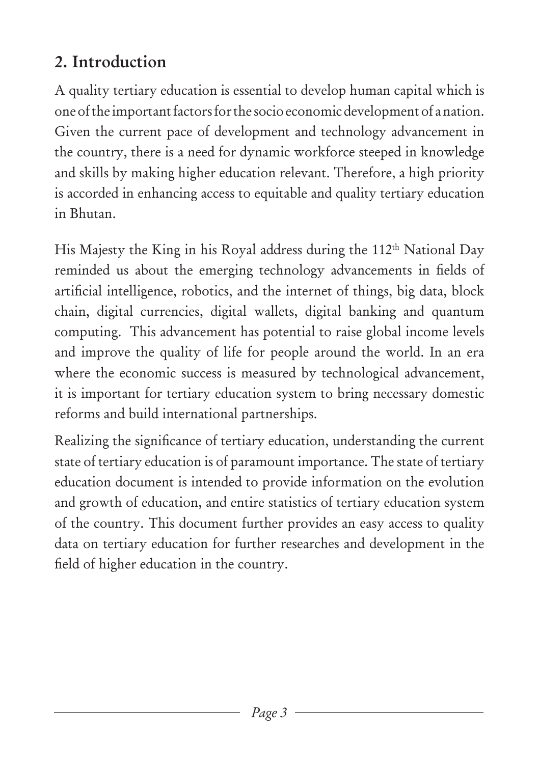## 2. Introduction

A quality tertiary education is essential to develop human capital which is one of the important factors for the socio economic development of a nation. Given the current pace of development and technology advancement in the country, there is a need for dynamic workforce steeped in knowledge and skills by making higher education relevant. Therefore, a high priority is accorded in enhancing access to equitable and quality tertiary education in Bhutan.

His Majesty the King in his Royal address during the 112th National Day reminded us about the emerging technology advancements in fields of artificial intelligence, robotics, and the internet of things, big data, block chain, digital currencies, digital wallets, digital banking and quantum computing. This advancement has potential to raise global income levels and improve the quality of life for people around the world. In an era where the economic success is measured by technological advancement, it is important for tertiary education system to bring necessary domestic reforms and build international partnerships.

Realizing the significance of tertiary education, understanding the current state of tertiary education is of paramount importance. The state of tertiary education document is intended to provide information on the evolution and growth of education, and entire statistics of tertiary education system of the country. This document further provides an easy access to quality data on tertiary education for further researches and development in the field of higher education in the country.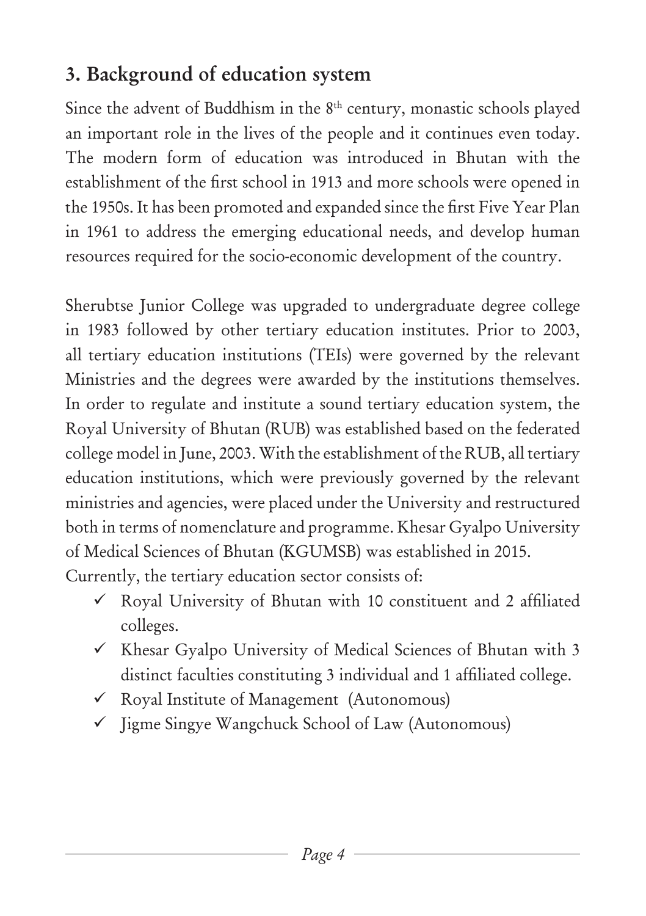## 3. Background of education system

Since the advent of Buddhism in the 8th century, monastic schools played an important role in the lives of the people and it continues even today. The modern form of education was introduced in Bhutan with the establishment of the first school in 1913 and more schools were opened in the 1950s. It has been promoted and expanded since the first Five Year Plan in 1961 to address the emerging educational needs, and develop human resources required for the socio-economic development of the country.

Sherubtse Junior College was upgraded to undergraduate degree college in 1983 followed by other tertiary education institutes. Prior to 2003, all tertiary education institutions (TEIs) were governed by the relevant Ministries and the degrees were awarded by the institutions themselves. In order to regulate and institute a sound tertiary education system, the Royal University of Bhutan (RUB) was established based on the federated college model in June, 2003. With the establishment of the RUB, all tertiary education institutions, which were previously governed by the relevant ministries and agencies, were placed under the University and restructured both in terms of nomenclature and programme. Khesar Gyalpo University of Medical Sciences of Bhutan (KGUMSB) was established in 2015.
Currently, the tertiary education sector consists of:

- ✓ Royal University of Bhutan with 10 constituent and 2 affiliated colleges.
- ✓ Khesar Gyalpo University of Medical Sciences of Bhutan with 3 distinct faculties constituting 3 individual and 1 affiliated college.
- ✓ Royal Institute of Management (Autonomous)
- ✓ Jigme Singye Wangchuck School of Law (Autonomous)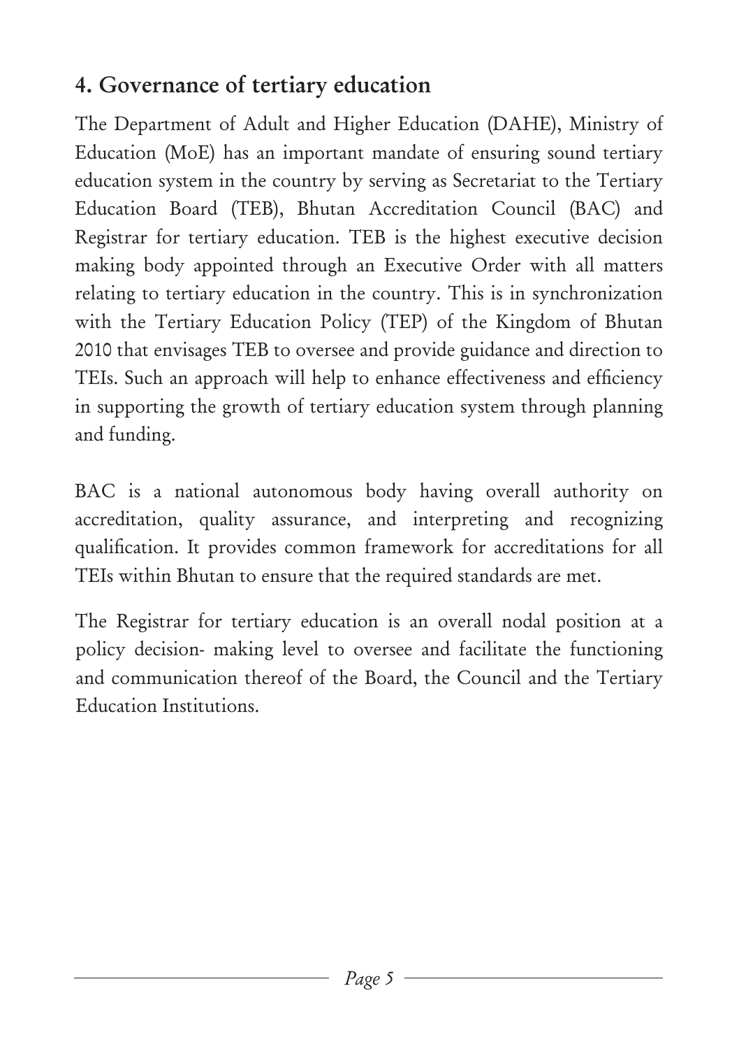## 4. Governance of tertiary education

The Department of Adult and Higher Education (DAHE), Ministry of Education (MoE) has an important mandate of ensuring sound tertiary education system in the country by serving as Secretariat to the Tertiary Education Board (TEB), Bhutan Accreditation Council (BAC) and Registrar for tertiary education. TEB is the highest executive decision making body appointed through an Executive Order with all matters relating to tertiary education in the country. This is in synchronization with the Tertiary Education Policy (TEP) of the Kingdom of Bhutan 2010 that envisages TEB to oversee and provide guidance and direction to TEIs. Such an approach will help to enhance effectiveness and efficiency in supporting the growth of tertiary education system through planning and funding.

BAC is a national autonomous body having overall authority on accreditation, quality assurance, and interpreting and recognizing qualification. It provides common framework for accreditations for all TEIs within Bhutan to ensure that the required standards are met.

The Registrar for tertiary education is an overall nodal position at a policy decision- making level to oversee and facilitate the functioning and communication thereof of the Board, the Council and the Tertiary Education Institutions.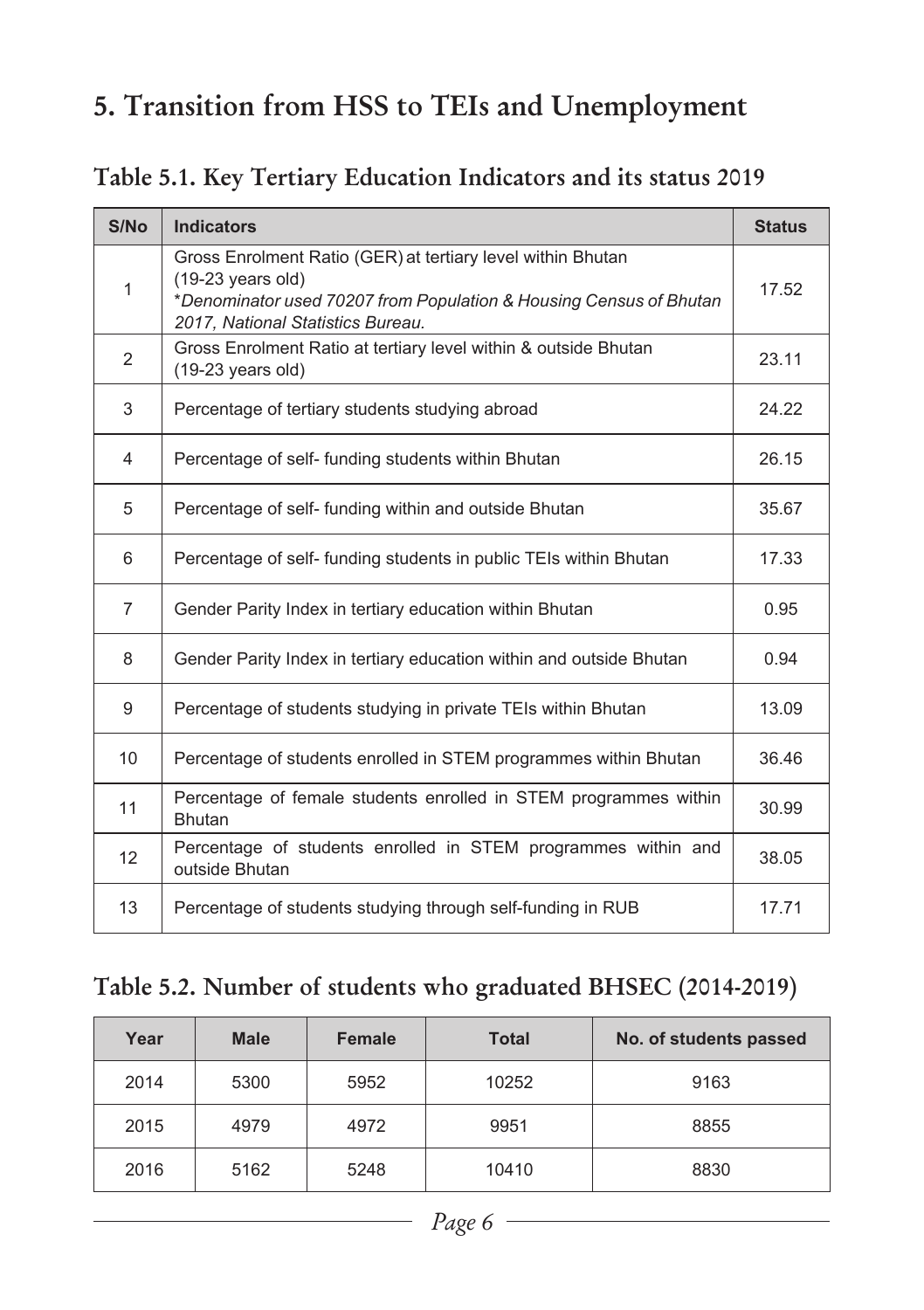# 5. Transition from HSS to TEIs and Unemployment

## Table 5.1. Key Tertiary Education Indicators and its status 2019

| S/No | Indicators | Status |
|---|---|---|
| 1 | Gross Enrolment Ratio (GER) at tertiary level within Bhutan (19-23 years old)<br>*\*Denominator used 70207 from Population & Housing Census of Bhutan 2017, National Statistics Bureau.* | 17.52 |
| 2 | Gross Enrolment Ratio at tertiary level within & outside Bhutan (19-23 years old) | 23.11 |
| 3 | Percentage of tertiary students studying abroad | 24.22 |
| 4 | Percentage of self- funding students within Bhutan | 26.15 |
| 5 | Percentage of self- funding within and outside Bhutan | 35.67 |
| 6 | Percentage of self- funding students in public TEIs within Bhutan | 17.33 |
| 7 | Gender Parity Index in tertiary education within Bhutan | 0.95 |
| 8 | Gender Parity Index in tertiary education within and outside Bhutan | 0.94 |
| 9 | Percentage of students studying in private TEIs within Bhutan | 13.09 |
| 10 | Percentage of students enrolled in STEM programmes within Bhutan | 36.46 |
| 11 | Percentage of female students enrolled in STEM programmes within Bhutan | 30.99 |
| 12 | Percentage of students enrolled in STEM programmes within and outside Bhutan | 38.05 |
| 13 | Percentage of students studying through self-funding in RUB | 17.71 |

## Table 5.2. Number of students who graduated BHSEC (2014-2019)

| Year | Male | Female | Total | No. of students passed |
|---|---|---|---|---|
| 2014 | 5300 | 5952 | 10252 | 9163 |
| 2015 | 4979 | 4972 | 9951 | 8855 |
| 2016 | 5162 | 5248 | 10410 | 8830 |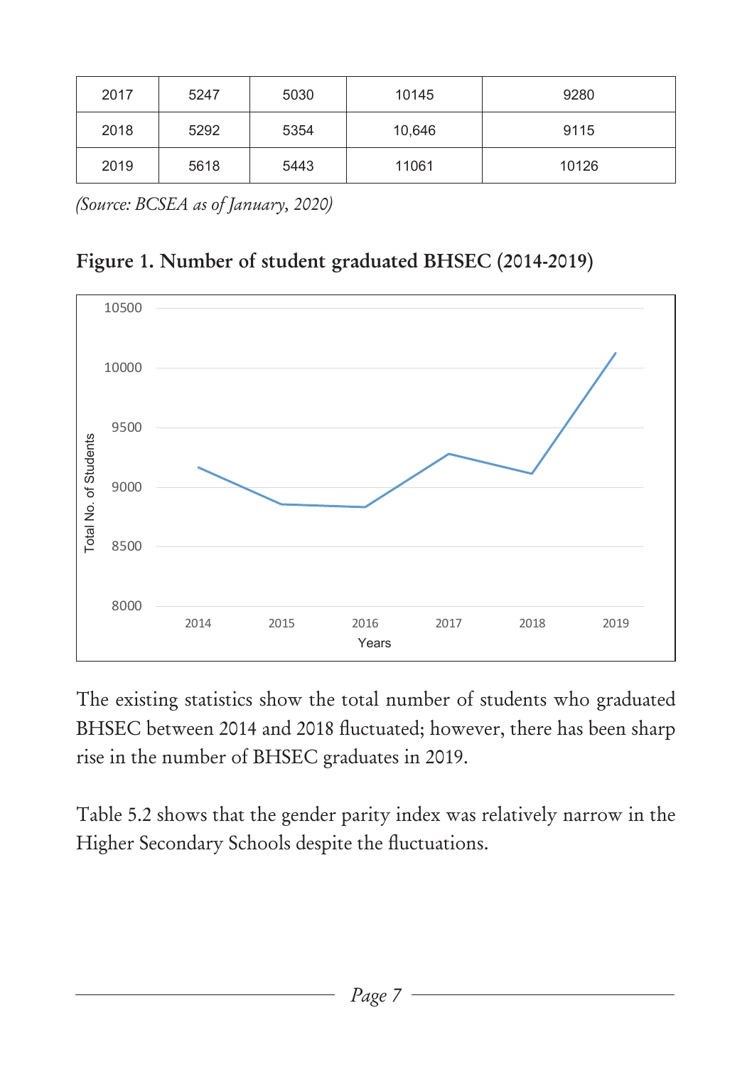| 2017 | 5247 | 5030 | 10145 | 9280 |
|---|---|---|---|---|
| 2018 | 5292 | 5354 | 10,646 | 9115 |
| 2019 | 5618 | 5443 | 11061 | 10126 |

*(Source: BCSEA as of January, 2020)*

**Figure 1. Number of student graduated BHSEC (2014-2019)**

The existing statistics show the total number of students who graduated BHSEC between 2014 and 2018 fluctuated; however, there has been sharp rise in the number of BHSEC graduates in 2019.

Table 5.2 shows that the gender parity index was relatively narrow in the Higher Secondary Schools despite the fluctuations.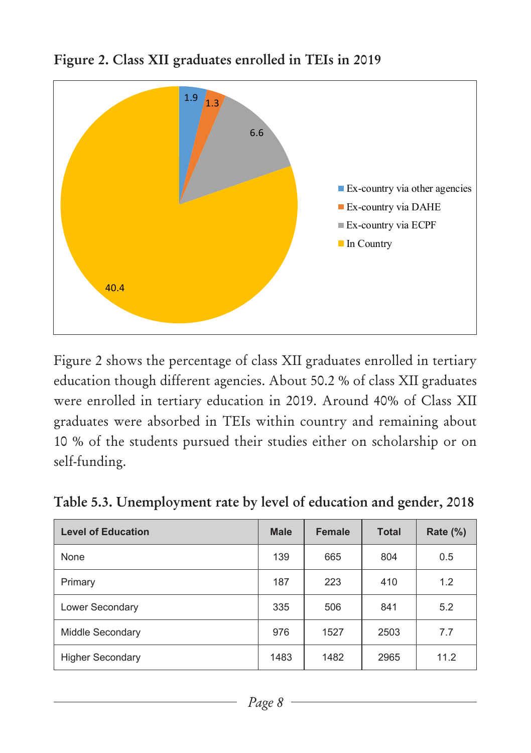**Figure 2. Class XII graduates enrolled in TEIs in 2019**

Figure 2 shows the percentage of class XII graduates enrolled in tertiary education though different agencies. About 50.2 % of class XII graduates were enrolled in tertiary education in 2019. Around 40% of Class XII graduates were absorbed in TEIs within country and remaining about 10 % of the students pursued their studies either on scholarship or on self-funding.

**Table 5.3. Unemployment rate by level of education and gender, 2018**

| Level of Education | Male | Female | Total | Rate (%) |
|---|---|---|---|---|
| None | 139 | 665 | 804 | 0.5 |
| Primary | 187 | 223 | 410 | 1.2 |
| Lower Secondary | 335 | 506 | 841 | 5.2 |
| Middle Secondary | 976 | 1527 | 2503 | 7.7 |
| Higher Secondary | 1483 | 1482 | 2965 | 11.2 |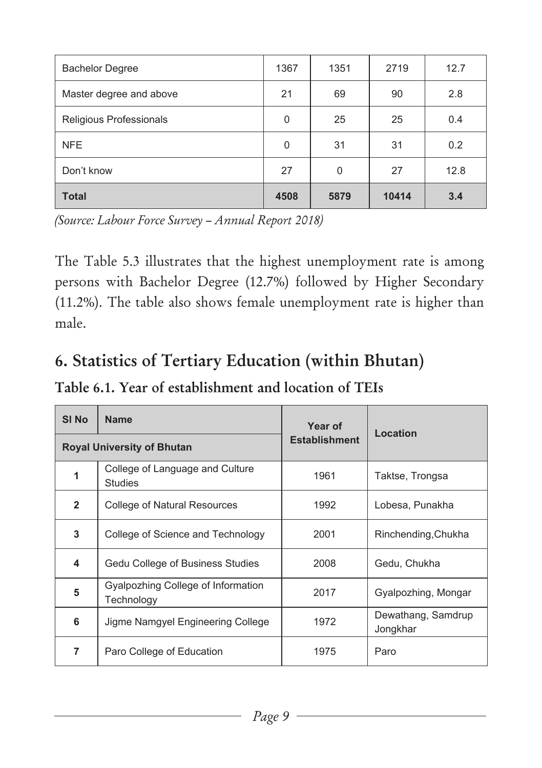| Bachelor Degree | 1367 | 1351 | 2719 | 12.7 |
|---|---|---|---|---|
| Master degree and above | 21 | 69 | 90 | 2.8 |
| Religious Professionals | 0 | 25 | 25 | 0.4 |
| NFE | 0 | 31 | 31 | 0.2 |
| Don't know | 27 | 0 | 27 | 12.8 |
| **Total** | **4508** | **5879** | **10414** | **3.4** |

*(Source: Labour Force Survey – Annual Report 2018)*

The Table 5.3 illustrates that the highest unemployment rate is among persons with Bachelor Degree (12.7%) followed by Higher Secondary (11.2%). The table also shows female unemployment rate is higher than male.

## 6. Statistics of Tertiary Education (within Bhutan)

### Table 6.1. Year of establishment and location of TEIs

| Sl No | Name | Year of Establishment | Location |
|---|---|---|---|
| **Royal University of Bhutan** | | | |
| 1 | College of Language and Culture Studies | 1961 | Taktse, Trongsa |
| 2 | College of Natural Resources | 1992 | Lobesa, Punakha |
| 3 | College of Science and Technology | 2001 | Rinchending,Chukha |
| 4 | Gedu College of Business Studies | 2008 | Gedu, Chukha |
| 5 | Gyalpozhing College of Information Technology | 2017 | Gyalpozhing, Mongar |
| 6 | Jigme Namgyel Engineering College | 1972 | Dewathang, Samdrup Jongkhar |
| 7 | Paro College of Education | 1975 | Paro |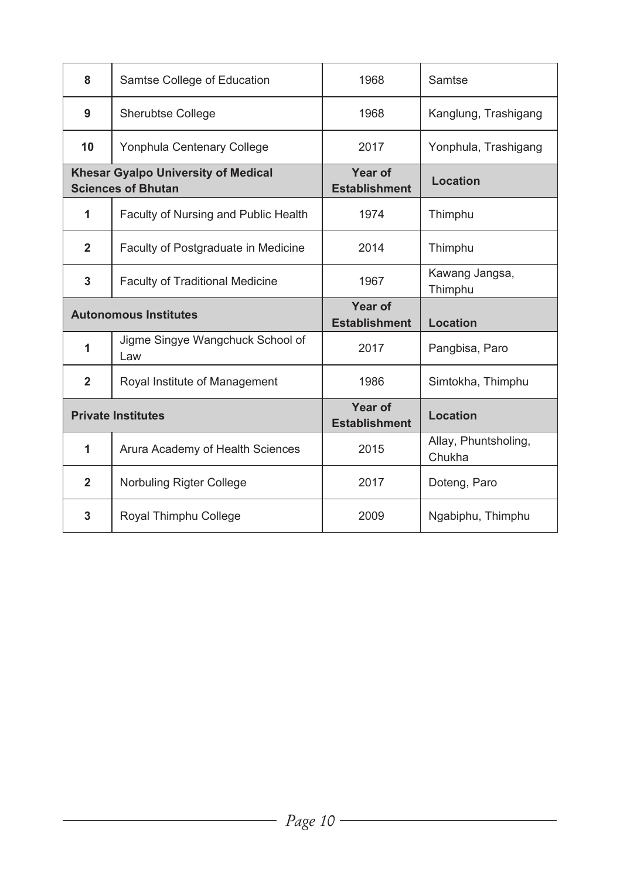| 8 | Samtse College of Education | 1968 | Samtse |
|---|---|---|---|
| 9 | Sherubtse College | 1968 | Kanglung, Trashigang |
| 10 | Yonphula Centenary College | 2017 | Yonphula, Trashigang |
| **Khesar Gyalpo University of Medical Sciences of Bhutan** | | **Year of Establishment** | **Location** |
| 1 | Faculty of Nursing and Public Health | 1974 | Thimphu |
| 2 | Faculty of Postgraduate in Medicine | 2014 | Thimphu |
| 3 | Faculty of Traditional Medicine | 1967 | Kawang Jangsa, Thimphu |
| **Autonomous Institutes** | | **Year of Establishment** | **Location** |
| 1 | Jigme Singye Wangchuck School of Law | 2017 | Pangbisa, Paro |
| 2 | Royal Institute of Management | 1986 | Simtokha, Thimphu |
| **Private Institutes** | | **Year of Establishment** | **Location** |
| 1 | Arura Academy of Health Sciences | 2015 | Allay, Phuntsholing, Chukha |
| 2 | Norbuling Rigter College | 2017 | Doteng, Paro |
| 3 | Royal Thimphu College | 2009 | Ngabiphu, Thimphu |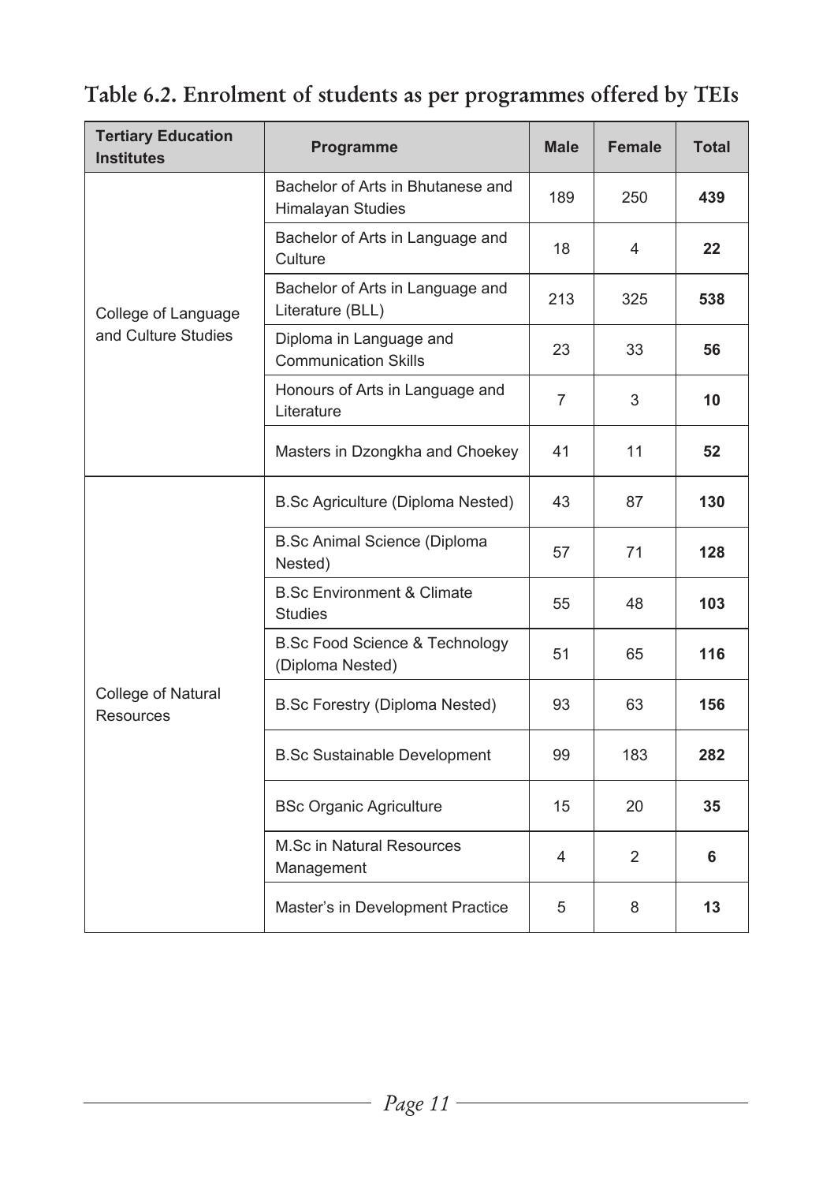## Table 6.2. Enrolment of students as per programmes offered by TEIs

| Tertiary Education Institutes | Programme | Male | Female | Total |
|---|---|---|---|---|
| College of Language and Culture Studies | Bachelor of Arts in Bhutanese and Himalayan Studies | 189 | 250 | **439** |
| | Bachelor of Arts in Language and Culture | 18 | 4 | **22** |
| | Bachelor of Arts in Language and Literature (BLL) | 213 | 325 | **538** |
| | Diploma in Language and Communication Skills | 23 | 33 | **56** |
| | Honours of Arts in Language and Literature | 7 | 3 | **10** |
| | Masters in Dzongkha and Choekey | 41 | 11 | **52** |
| College of Natural Resources | B.Sc Agriculture (Diploma Nested) | 43 | 87 | **130** |
| | B.Sc Animal Science (Diploma Nested) | 57 | 71 | **128** |
| | B.Sc Environment & Climate Studies | 55 | 48 | **103** |
| | B.Sc Food Science & Technology (Diploma Nested) | 51 | 65 | **116** |
| | B.Sc Forestry (Diploma Nested) | 93 | 63 | **156** |
| | B.Sc Sustainable Development | 99 | 183 | **282** |
| | BSc Organic Agriculture | 15 | 20 | **35** |
| | M.Sc in Natural Resources Management | 4 | 2 | **6** |
| | Master's in Development Practice | 5 | 8 | **13** |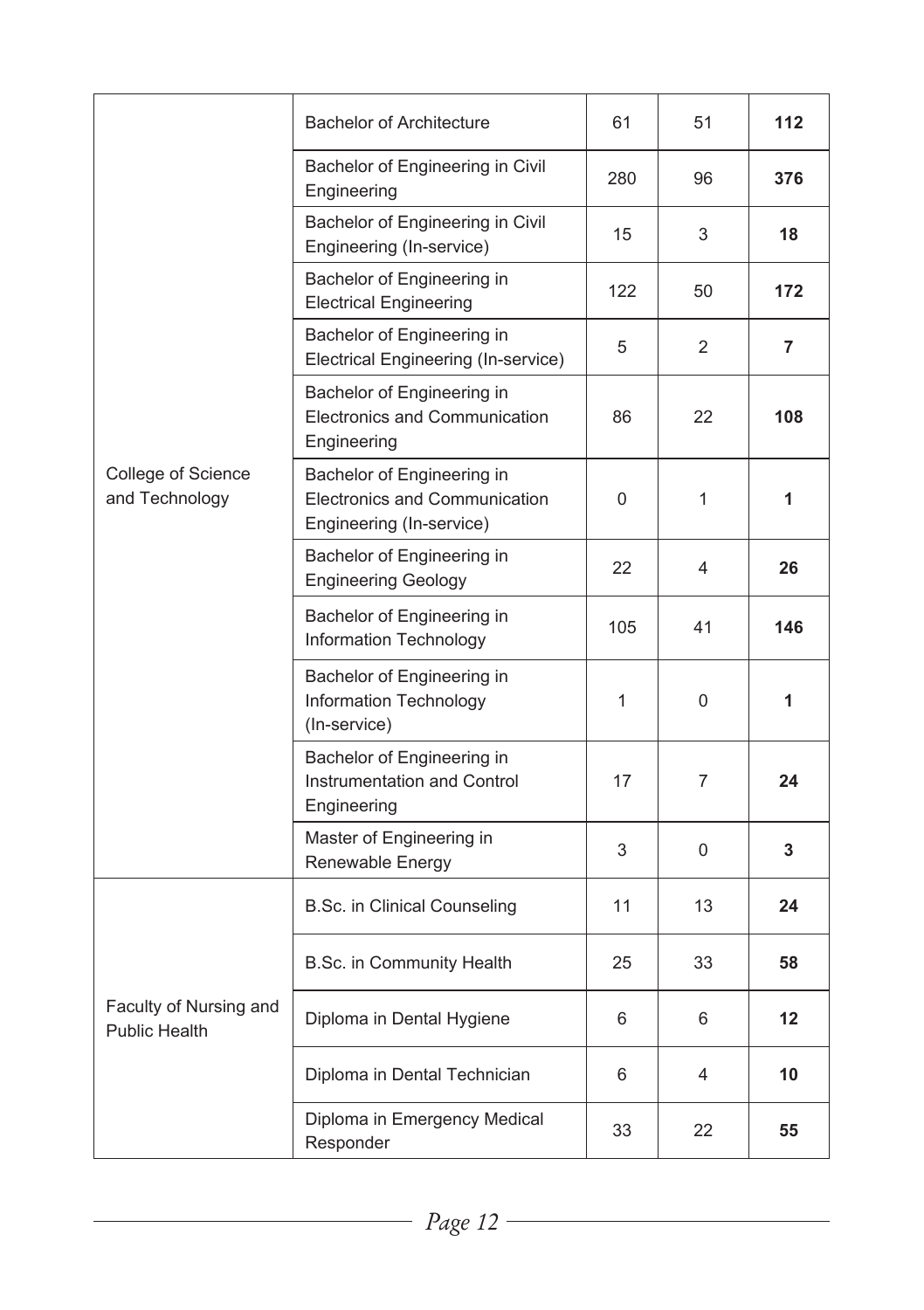| | | | | |
|---|---|---|---|---|
| College of Science and Technology | Bachelor of Architecture | 61 | 51 | **112** |
| | Bachelor of Engineering in Civil Engineering | 280 | 96 | **376** |
| | Bachelor of Engineering in Civil Engineering (In-service) | 15 | 3 | **18** |
| | Bachelor of Engineering in Electrical Engineering | 122 | 50 | **172** |
| | Bachelor of Engineering in Electrical Engineering (In-service) | 5 | 2 | **7** |
| | Bachelor of Engineering in Electronics and Communication Engineering | 86 | 22 | **108** |
| | Bachelor of Engineering in Electronics and Communication Engineering (In-service) | 0 | 1 | **1** |
| | Bachelor of Engineering in Engineering Geology | 22 | 4 | **26** |
| | Bachelor of Engineering in Information Technology | 105 | 41 | **146** |
| | Bachelor of Engineering in Information Technology (In-service) | 1 | 0 | **1** |
| | Bachelor of Engineering in Instrumentation and Control Engineering | 17 | 7 | **24** |
| | Master of Engineering in Renewable Energy | 3 | 0 | **3** |
| Faculty of Nursing and Public Health | B.Sc. in Clinical Counseling | 11 | 13 | **24** |
| | B.Sc. in Community Health | 25 | 33 | **58** |
| | Diploma in Dental Hygiene | 6 | 6 | **12** |
| | Diploma in Dental Technician | 6 | 4 | **10** |
| | Diploma in Emergency Medical Responder | 33 | 22 | **55** |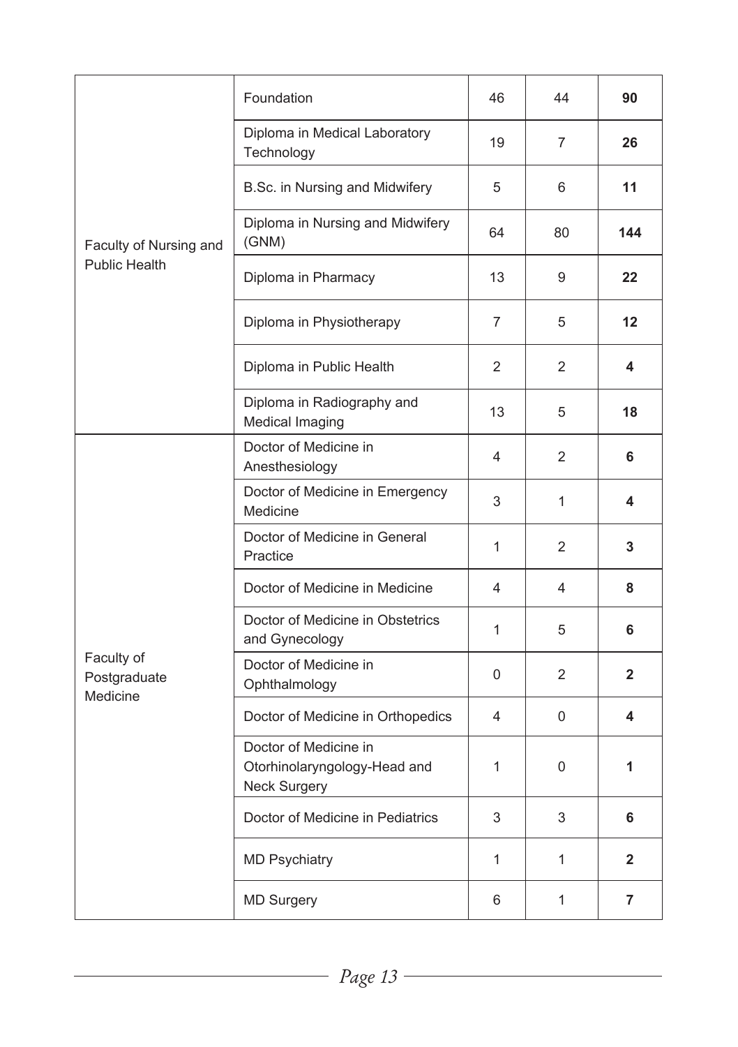| | | | | |
|---|---|---|---|---|
| Faculty of Nursing and Public Health | Foundation | 46 | 44 | **90** |
| | Diploma in Medical Laboratory Technology | 19 | 7 | **26** |
| | B.Sc. in Nursing and Midwifery | 5 | 6 | **11** |
| | Diploma in Nursing and Midwifery (GNM) | 64 | 80 | **144** |
| | Diploma in Pharmacy | 13 | 9 | **22** |
| | Diploma in Physiotherapy | 7 | 5 | **12** |
| | Diploma in Public Health | 2 | 2 | **4** |
| | Diploma in Radiography and Medical Imaging | 13 | 5 | **18** |
| Faculty of Postgraduate Medicine | Doctor of Medicine in Anesthesiology | 4 | 2 | **6** |
| | Doctor of Medicine in Emergency Medicine | 3 | 1 | **4** |
| | Doctor of Medicine in General Practice | 1 | 2 | **3** |
| | Doctor of Medicine in Medicine | 4 | 4 | **8** |
| | Doctor of Medicine in Obstetrics and Gynecology | 1 | 5 | **6** |
| | Doctor of Medicine in Ophthalmology | 0 | 2 | **2** |
| | Doctor of Medicine in Orthopedics | 4 | 0 | **4** |
| | Doctor of Medicine in Otorhinolaryngology-Head and Neck Surgery | 1 | 0 | **1** |
| | Doctor of Medicine in Pediatrics | 3 | 3 | **6** |
| | MD Psychiatry | 1 | 1 | **2** |
| | MD Surgery | 6 | 1 | **7** |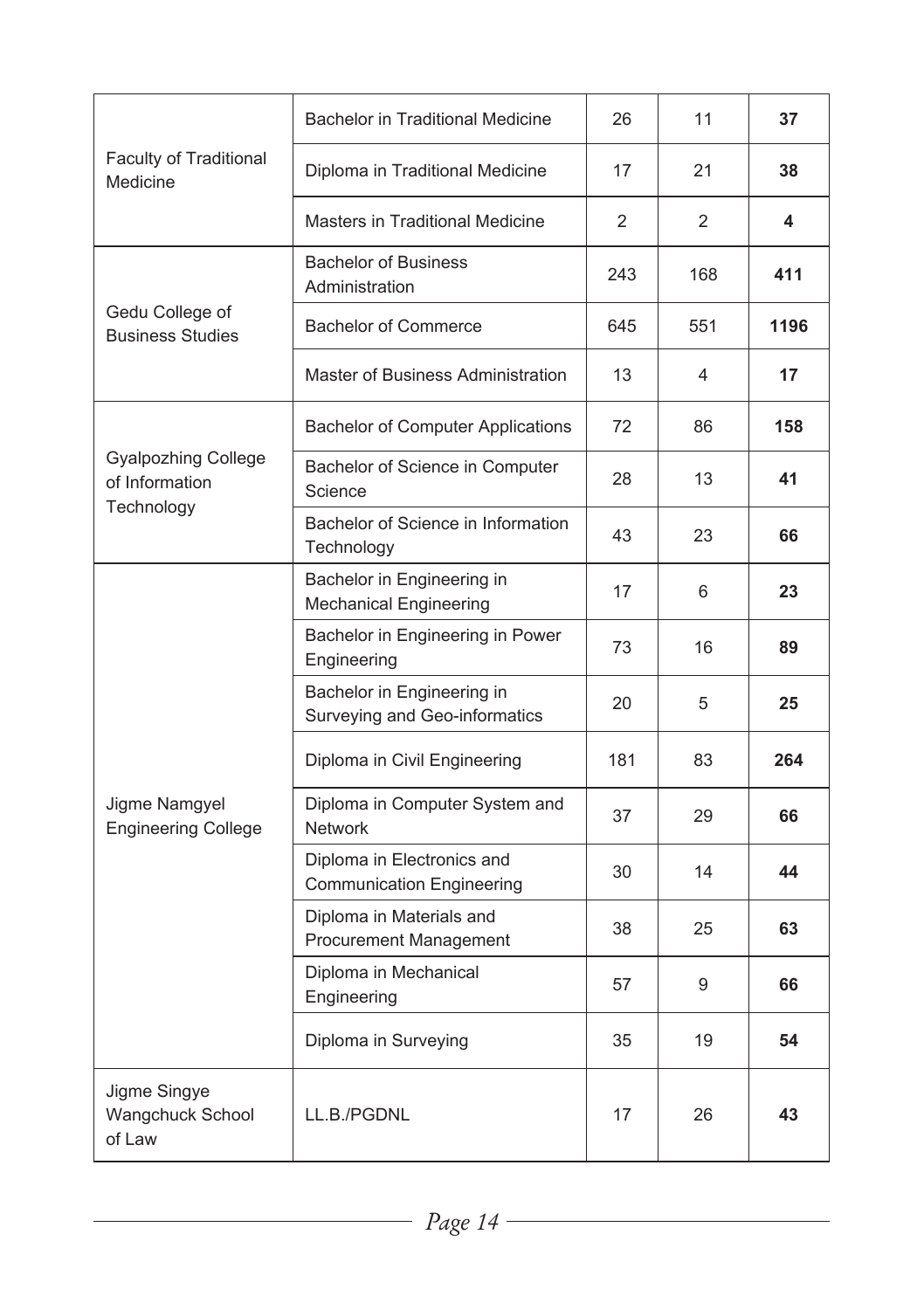| | | | | |
|---|---|---|---|---|
| Faculty of Traditional Medicine | Bachelor in Traditional Medicine | 26 | 11 | **37** |
| | Diploma in Traditional Medicine | 17 | 21 | **38** |
| | Masters in Traditional Medicine | 2 | 2 | **4** |
| Gedu College of Business Studies | Bachelor of Business Administration | 243 | 168 | **411** |
| | Bachelor of Commerce | 645 | 551 | **1196** |
| | Master of Business Administration | 13 | 4 | **17** |
| Gyalpozhing College of Information Technology | Bachelor of Computer Applications | 72 | 86 | **158** |
| | Bachelor of Science in Computer Science | 28 | 13 | **41** |
| | Bachelor of Science in Information Technology | 43 | 23 | **66** |
| Jigme Namgyel Engineering College | Bachelor in Engineering in Mechanical Engineering | 17 | 6 | **23** |
| | Bachelor in Engineering in Power Engineering | 73 | 16 | **89** |
| | Bachelor in Engineering in Surveying and Geo-informatics | 20 | 5 | **25** |
| | Diploma in Civil Engineering | 181 | 83 | **264** |
| | Diploma in Computer System and Network | 37 | 29 | **66** |
| | Diploma in Electronics and Communication Engineering | 30 | 14 | **44** |
| | Diploma in Materials and Procurement Management | 38 | 25 | **63** |
| | Diploma in Mechanical Engineering | 57 | 9 | **66** |
| | Diploma in Surveying | 35 | 19 | **54** |
| Jigme Singye Wangchuck School of Law | LL.B./PGDNL | 17 | 26 | **43** |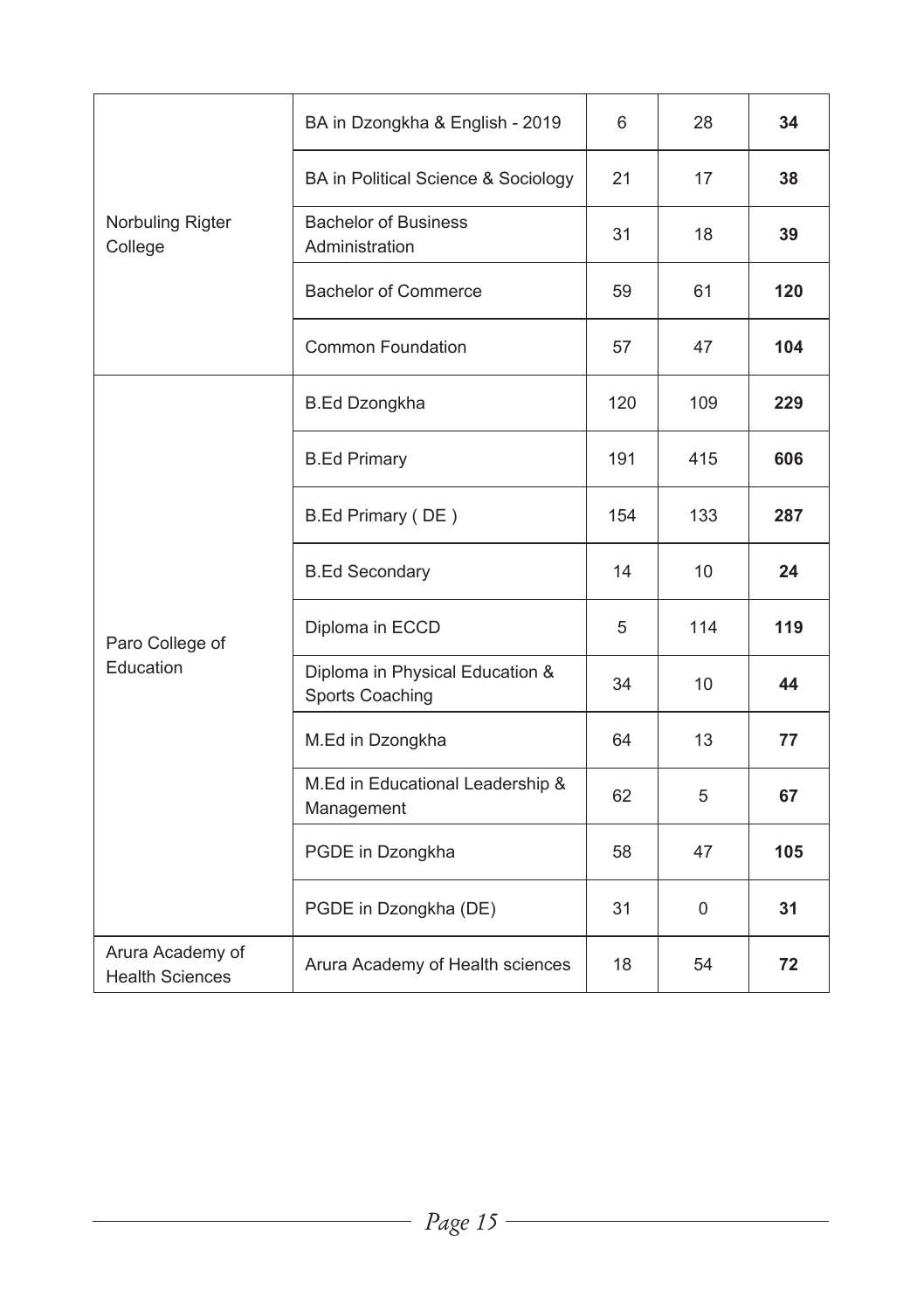| | | | | |
|---|---|---|---|---|
| Norbuling Rigter College | BA in Dzongkha & English - 2019 | 6 | 28 | **34** |
| | BA in Political Science & Sociology | 21 | 17 | **38** |
| | Bachelor of Business Administration | 31 | 18 | **39** |
| | Bachelor of Commerce | 59 | 61 | **120** |
| | Common Foundation | 57 | 47 | **104** |
| Paro College of Education | B.Ed Dzongkha | 120 | 109 | **229** |
| | B.Ed Primary | 191 | 415 | **606** |
| | B.Ed Primary ( DE ) | 154 | 133 | **287** |
| | B.Ed Secondary | 14 | 10 | **24** |
| | Diploma in ECCD | 5 | 114 | **119** |
| | Diploma in Physical Education & Sports Coaching | 34 | 10 | **44** |
| | M.Ed in Dzongkha | 64 | 13 | **77** |
| | M.Ed in Educational Leadership & Management | 62 | 5 | **67** |
| | PGDE in Dzongkha | 58 | 47 | **105** |
| | PGDE in Dzongkha (DE) | 31 | 0 | **31** |
| Arura Academy of Health Sciences | Arura Academy of Health sciences | 18 | 54 | **72** |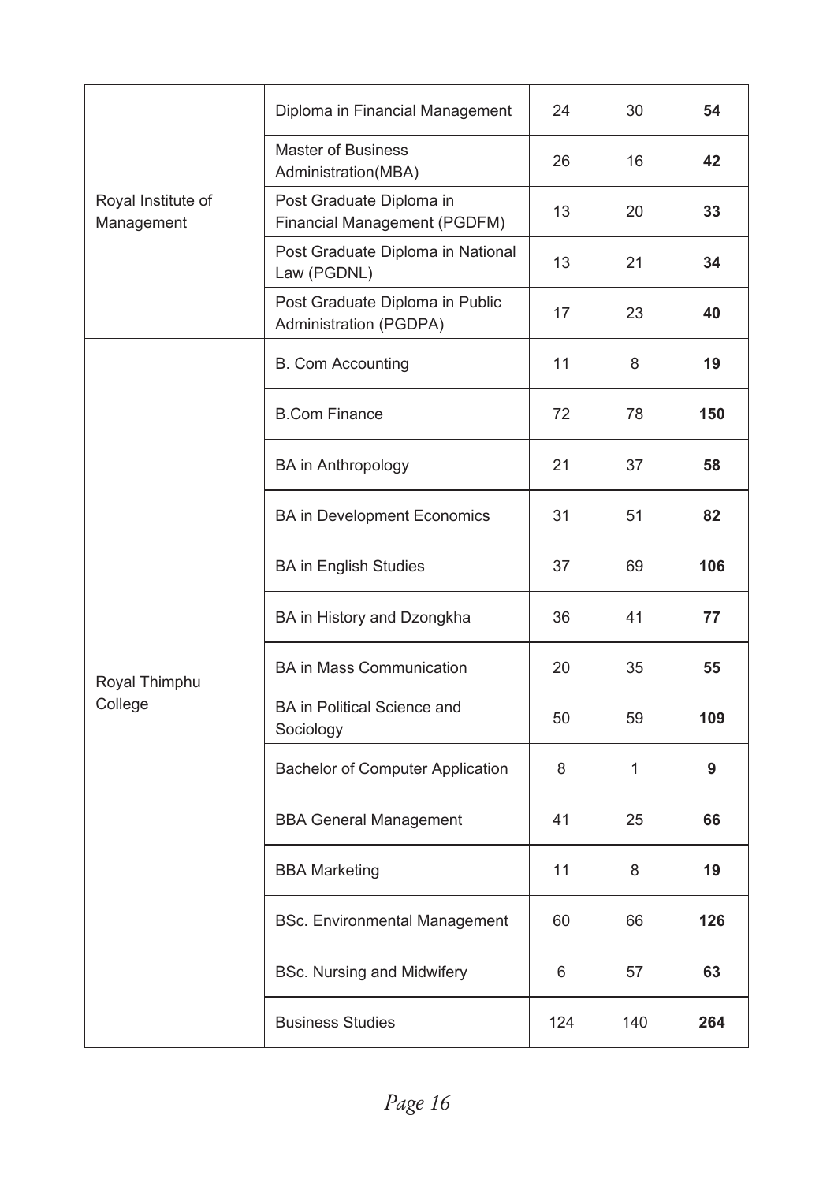| | | | | |
|---|---|---|---|---|
| Royal Institute of Management | Diploma in Financial Management | 24 | 30 | **54** |
| | Master of Business Administration(MBA) | 26 | 16 | **42** |
| | Post Graduate Diploma in Financial Management (PGDFM) | 13 | 20 | **33** |
| | Post Graduate Diploma in National Law (PGDNL) | 13 | 21 | **34** |
| | Post Graduate Diploma in Public Administration (PGDPA) | 17 | 23 | **40** |
| Royal Thimphu College | B. Com Accounting | 11 | 8 | **19** |
| | B.Com Finance | 72 | 78 | **150** |
| | BA in Anthropology | 21 | 37 | **58** |
| | BA in Development Economics | 31 | 51 | **82** |
| | BA in English Studies | 37 | 69 | **106** |
| | BA in History and Dzongkha | 36 | 41 | **77** |
| | BA in Mass Communication | 20 | 35 | **55** |
| | BA in Political Science and Sociology | 50 | 59 | **109** |
| | Bachelor of Computer Application | 8 | 1 | **9** |
| | BBA General Management | 41 | 25 | **66** |
| | BBA Marketing | 11 | 8 | **19** |
| | BSc. Environmental Management | 60 | 66 | **126** |
| | BSc. Nursing and Midwifery | 6 | 57 | **63** |
| | Business Studies | 124 | 140 | **264** |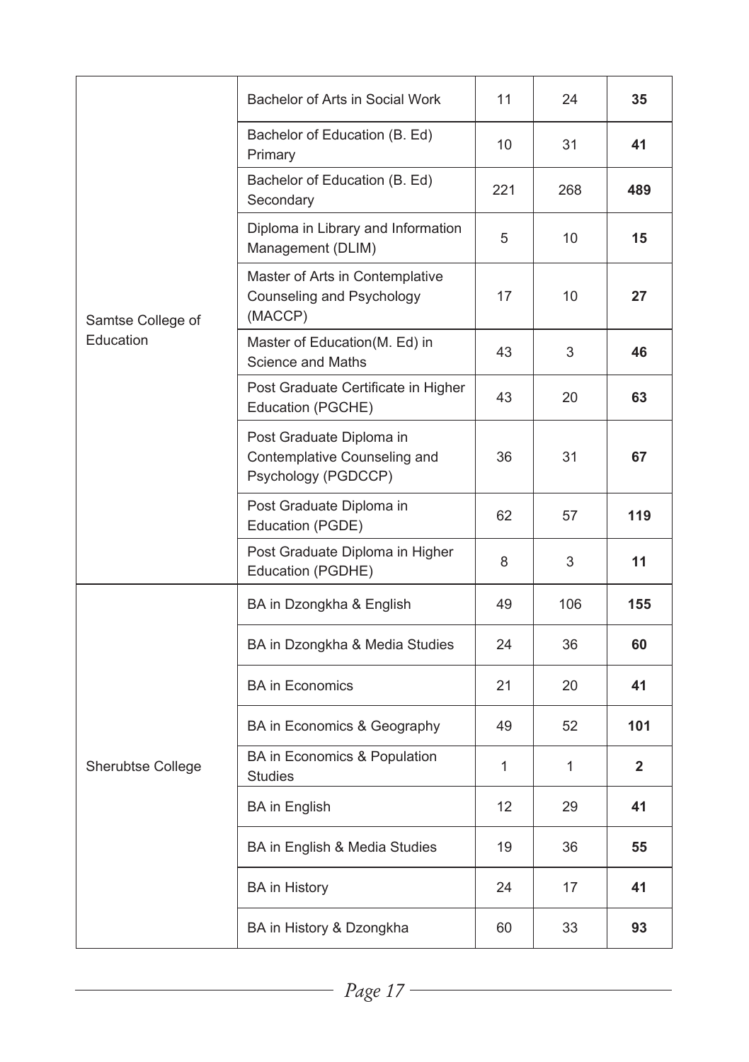| | | | | |
|---|---|---|---|---|
| Samtse College of Education | Bachelor of Arts in Social Work | 11 | 24 | **35** |
| | Bachelor of Education (B. Ed) Primary | 10 | 31 | **41** |
| | Bachelor of Education (B. Ed) Secondary | 221 | 268 | **489** |
| | Diploma in Library and Information Management (DLIM) | 5 | 10 | **15** |
| | Master of Arts in Contemplative Counseling and Psychology (MACCP) | 17 | 10 | **27** |
| | Master of Education(M. Ed) in Science and Maths | 43 | 3 | **46** |
| | Post Graduate Certificate in Higher Education (PGCHE) | 43 | 20 | **63** |
| | Post Graduate Diploma in Contemplative Counseling and Psychology (PGDCCP) | 36 | 31 | **67** |
| | Post Graduate Diploma in Education (PGDE) | 62 | 57 | **119** |
| | Post Graduate Diploma in Higher Education (PGDHE) | 8 | 3 | **11** |
| Sherubtse College | BA in Dzongkha & English | 49 | 106 | **155** |
| | BA in Dzongkha & Media Studies | 24 | 36 | **60** |
| | BA in Economics | 21 | 20 | **41** |
| | BA in Economics & Geography | 49 | 52 | **101** |
| | BA in Economics & Population Studies | 1 | 1 | **2** |
| | BA in English | 12 | 29 | **41** |
| | BA in English & Media Studies | 19 | 36 | **55** |
| | BA in History | 24 | 17 | **41** |
| | BA in History & Dzongkha | 60 | 33 | **93** |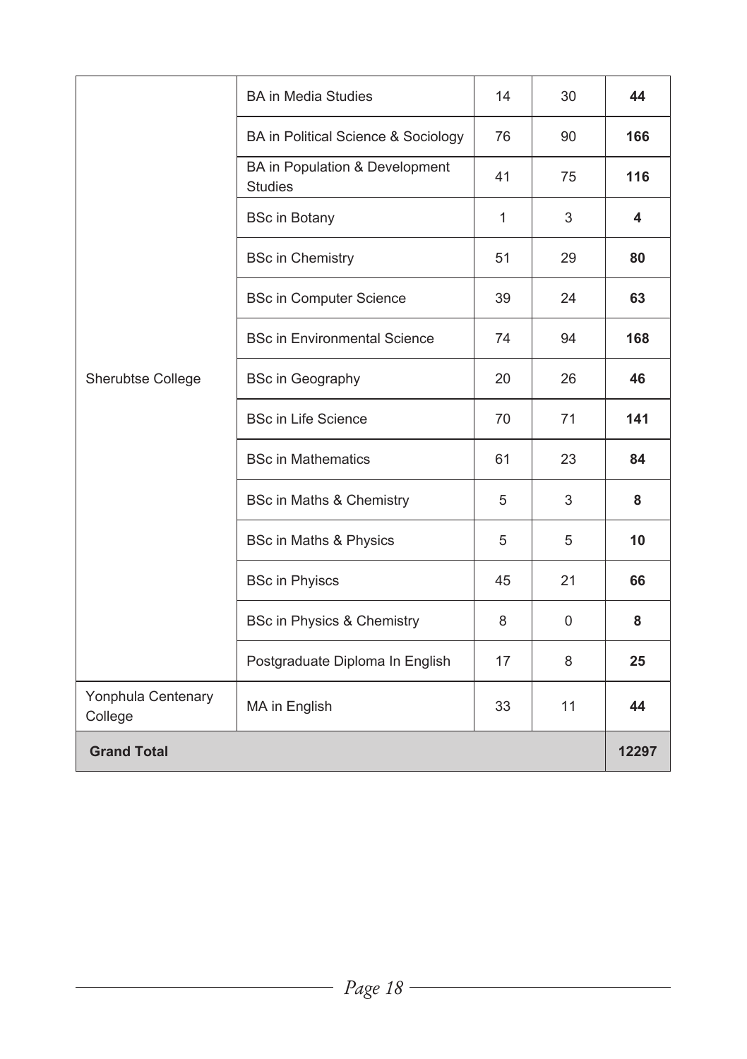| | | | | |
|---|---|---|---|---|
| Sherubtse College | BA in Media Studies | 14 | 30 | **44** |
| | BA in Political Science & Sociology | 76 | 90 | **166** |
| | BA in Population & Development Studies | 41 | 75 | **116** |
| | BSc in Botany | 1 | 3 | **4** |
| | BSc in Chemistry | 51 | 29 | **80** |
| | BSc in Computer Science | 39 | 24 | **63** |
| | BSc in Environmental Science | 74 | 94 | **168** |
| | BSc in Geography | 20 | 26 | **46** |
| | BSc in Life Science | 70 | 71 | **141** |
| | BSc in Mathematics | 61 | 23 | **84** |
| | BSc in Maths & Chemistry | 5 | 3 | **8** |
| | BSc in Maths & Physics | 5 | 5 | **10** |
| | BSc in Phyiscs | 45 | 21 | **66** |
| | BSc in Physics & Chemistry | 8 | 0 | **8** |
| | Postgraduate Diploma In English | 17 | 8 | **25** |
| Yonphula Centenary College | MA in English | 33 | 11 | **44** |
| **Grand Total** | | | | **12297** |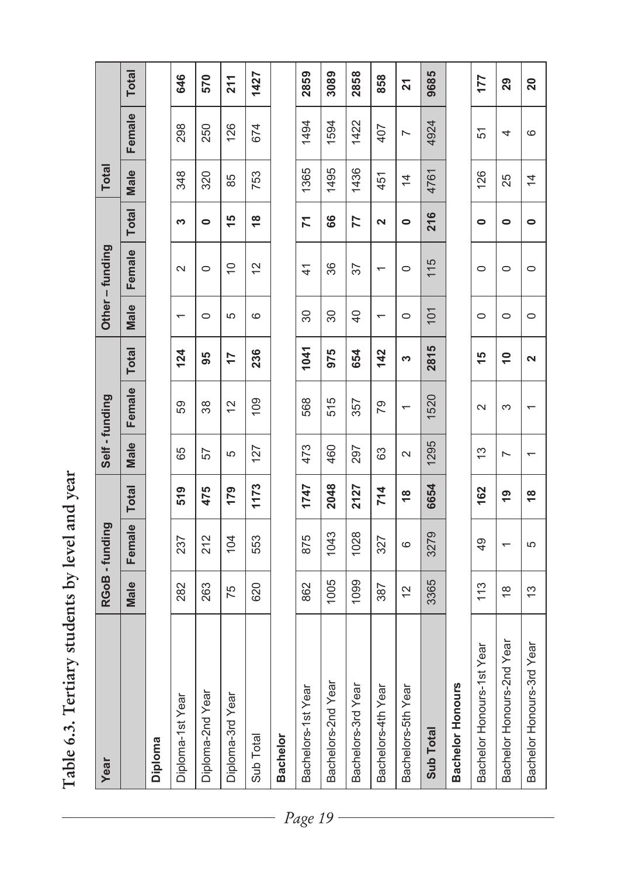# Table 6.3. Tertiary students by level and year

| Year | RGoB - funding | | | Self - funding | | | Other – funding | | | Total | | |
|---|---|---|---|---|---|---|---|---|---|---|---|---|
| | Male | Female | Total | Male | Female | Total | Male | Female | Total | Male | Female | Total |
| **Diploma** | | | | | | | | | | | | |
| Diploma-1st Year | 282 | 237 | **519** | 65 | 59 | **124** | 1 | 2 | **3** | 348 | 298 | **646** |
| Diploma-2nd Year | 263 | 212 | **475** | 57 | 38 | **95** | 0 | 0 | **0** | 320 | 250 | **570** |
| Diploma-3rd Year | 75 | 104 | **179** | 5 | 12 | **17** | 5 | 10 | **15** | 85 | 126 | **211** |
| Sub Total | 620 | 553 | **1173** | 127 | 109 | **236** | 6 | 12 | **18** | 753 | 674 | **1427** |
| **Bachelor** | | | | | | | | | | | | |
| Bachelors-1st Year | 862 | 875 | **1747** | 473 | 568 | **1041** | 30 | 41 | **71** | 1365 | 1494 | **2859** |
| Bachelors-2nd Year | 1005 | 1043 | **2048** | 460 | 515 | **975** | 30 | 36 | **66** | 1495 | 1594 | **3089** |
| Bachelors-3rd Year | 1099 | 1028 | **2127** | 297 | 357 | **654** | 40 | 37 | **77** | 1436 | 1422 | **2858** |
| Bachelors-4th Year | 387 | 327 | **714** | 63 | 79 | **142** | 1 | 1 | **2** | 451 | 407 | **858** |
| Bachelors-5th Year | 12 | 6 | **18** | 2 | 1 | **3** | 0 | 0 | **0** | 14 | 7 | **21** |
| **Sub Total** | 3365 | 3279 | **6654** | 1295 | 1520 | **2815** | 101 | 115 | **216** | 4761 | 4924 | **9685** |
| **Bachelor Honours** | | | | | | | | | | | | |
| Bachelor Honours-1st Year | 113 | 49 | **162** | 13 | 2 | **15** | 0 | 0 | **0** | 126 | 51 | **177** |
| Bachelor Honours-2nd Year | 18 | 1 | **19** | 7 | 3 | **10** | 0 | 0 | **0** | 25 | 4 | **29** |
| Bachelor Honours-3rd Year | 13 | 5 | **18** | 1 | 1 | **2** | 0 | 0 | **0** | 14 | 6 | **20** |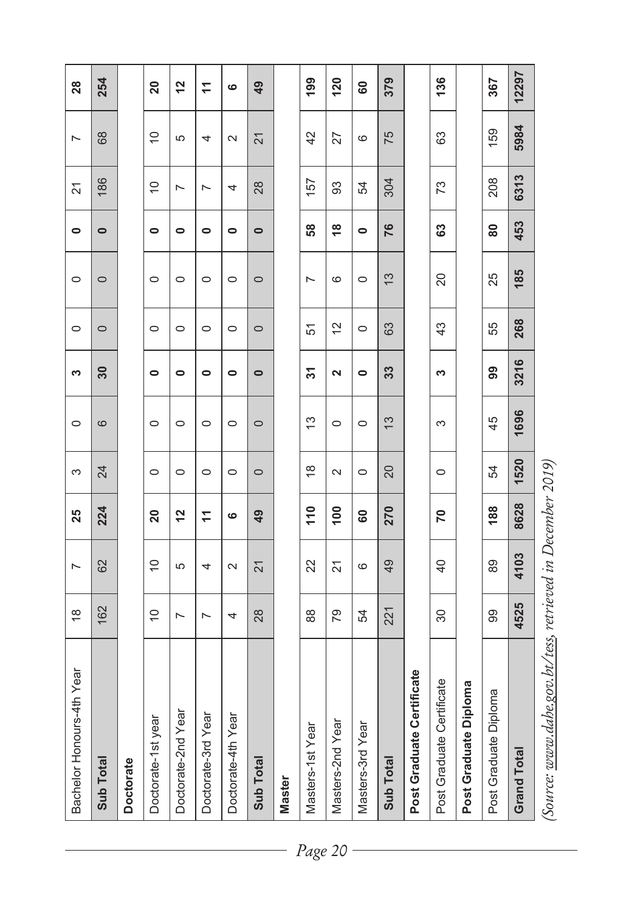| | | | | | | | | | | | |
|---|---|---|---|---|---|---|---|---|---|---|---|
| Bachelor Honours-4th Year | 18 | 7 | **25** | 3 | 0 | **3** | 0 | 0 | **0** | 21 | 7 | **28** |
| **Sub Total** | 162 | 62 | **224** | 24 | 6 | **30** | 0 | 0 | **0** | 186 | 68 | **254** |
| **Doctorate** | | | | | | | | | | | | |
| Doctorate-1st year | 10 | 10 | **20** | 0 | 0 | **0** | 0 | 0 | **0** | 10 | 10 | **20** |
| Doctorate-2nd Year | 7 | 5 | **12** | 0 | 0 | **0** | 0 | 0 | **0** | 7 | 5 | **12** |
| Doctorate-3rd Year | 7 | 4 | **11** | 0 | 0 | **0** | 0 | 0 | **0** | 7 | 4 | **11** |
| Doctorate-4th Year | 4 | 2 | **6** | 0 | 0 | **0** | 0 | 0 | **0** | 4 | 2 | **6** |
| **Sub Total** | 28 | 21 | **49** | 0 | 0 | **0** | 0 | 0 | **0** | 28 | 21 | **49** |
| **Master** | | | | | | | | | | | | |
| Masters-1st Year | 88 | 22 | **110** | 18 | 13 | **31** | 51 | 7 | **58** | 157 | 42 | **199** |
| Masters-2nd Year | 79 | 21 | **100** | 2 | 0 | **2** | 12 | 6 | **18** | 93 | 27 | **120** |
| Masters-3rd Year | 54 | 6 | **60** | 0 | 0 | **0** | 0 | 0 | **0** | 54 | 6 | **60** |
| **Sub Total** | 221 | 49 | **270** | 20 | 13 | **33** | 63 | 13 | **76** | 304 | 75 | **379** |
| **Post Graduate Certificate** | | | | | | | | | | | | |
| Post Graduate Certificate | 30 | 40 | **70** | 0 | 3 | **3** | 43 | 20 | **63** | 73 | 63 | **136** |
| **Post Graduate Diploma** | | | | | | | | | | | | |
| Post Graduate Diploma | 99 | 89 | **188** | 54 | 45 | **99** | 55 | 25 | **80** | 208 | 159 | **367** |
| **Grand Total** | **4525** | **4103** | **8628** | **1520** | **1696** | **3216** | **268** | **185** | **453** | **6313** | **5984** | **12297** |

*(Source: www.dahe.gov.bt/tess, retrieved in December 2019)*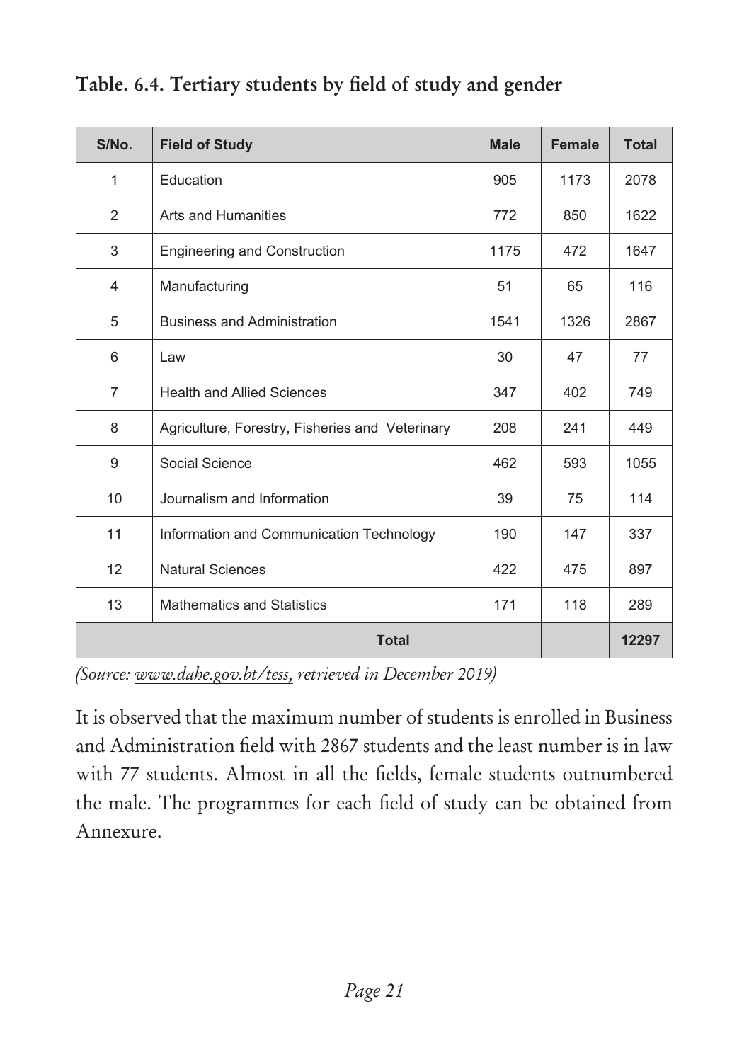**Table. 6.4. Tertiary students by field of study and gender**

| S/No. | Field of Study | Male | Female | Total |
|---|---|---|---|---|
| 1 | Education | 905 | 1173 | 2078 |
| 2 | Arts and Humanities | 772 | 850 | 1622 |
| 3 | Engineering and Construction | 1175 | 472 | 1647 |
| 4 | Manufacturing | 51 | 65 | 116 |
| 5 | Business and Administration | 1541 | 1326 | 2867 |
| 6 | Law | 30 | 47 | 77 |
| 7 | Health and Allied Sciences | 347 | 402 | 749 |
| 8 | Agriculture, Forestry, Fisheries and Veterinary | 208 | 241 | 449 |
| 9 | Social Science | 462 | 593 | 1055 |
| 10 | Journalism and Information | 39 | 75 | 114 |
| 11 | Information and Communication Technology | 190 | 147 | 337 |
| 12 | Natural Sciences | 422 | 475 | 897 |
| 13 | Mathematics and Statistics | 171 | 118 | 289 |
| **Total** | | | | **12297** |

*(Source: www.dahe.gov.bt/tess, retrieved in December 2019)*

It is observed that the maximum number of students is enrolled in Business and Administration field with 2867 students and the least number is in law with 77 students. Almost in all the fields, female students outnumbered the male. The programmes for each field of study can be obtained from Annexure.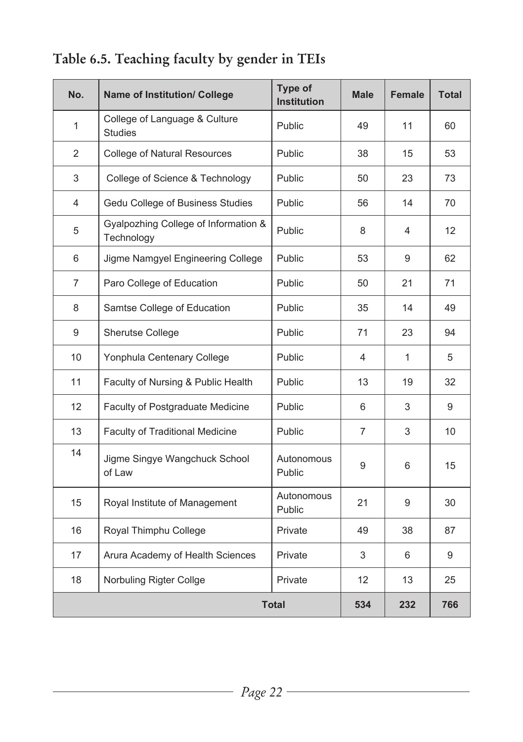## Table 6.5. Teaching faculty by gender in TEIs

| No. | Name of Institution/ College | Type of Institution | Male | Female | Total |
|---|---|---|---|---|---|
| 1 | College of Language & Culture Studies | Public | 49 | 11 | 60 |
| 2 | College of Natural Resources | Public | 38 | 15 | 53 |
| 3 | College of Science & Technology | Public | 50 | 23 | 73 |
| 4 | Gedu College of Business Studies | Public | 56 | 14 | 70 |
| 5 | Gyalpozhing College of Information & Technology | Public | 8 | 4 | 12 |
| 6 | Jigme Namgyel Engineering College | Public | 53 | 9 | 62 |
| 7 | Paro College of Education | Public | 50 | 21 | 71 |
| 8 | Samtse College of Education | Public | 35 | 14 | 49 |
| 9 | Sherutse College | Public | 71 | 23 | 94 |
| 10 | Yonphula Centenary College | Public | 4 | 1 | 5 |
| 11 | Faculty of Nursing & Public Health | Public | 13 | 19 | 32 |
| 12 | Faculty of Postgraduate Medicine | Public | 6 | 3 | 9 |
| 13 | Faculty of Traditional Medicine | Public | 7 | 3 | 10 |
| 14 | Jigme Singye Wangchuck School of Law | Autonomous Public | 9 | 6 | 15 |
| 15 | Royal Institute of Management | Autonomous Public | 21 | 9 | 30 |
| 16 | Royal Thimphu College | Private | 49 | 38 | 87 |
| 17 | Arura Academy of Health Sciences | Private | 3 | 6 | 9 |
| 18 | Norbuling Rigter Collge | Private | 12 | 13 | 25 |
| **Total** | | | **534** | **232** | **766** |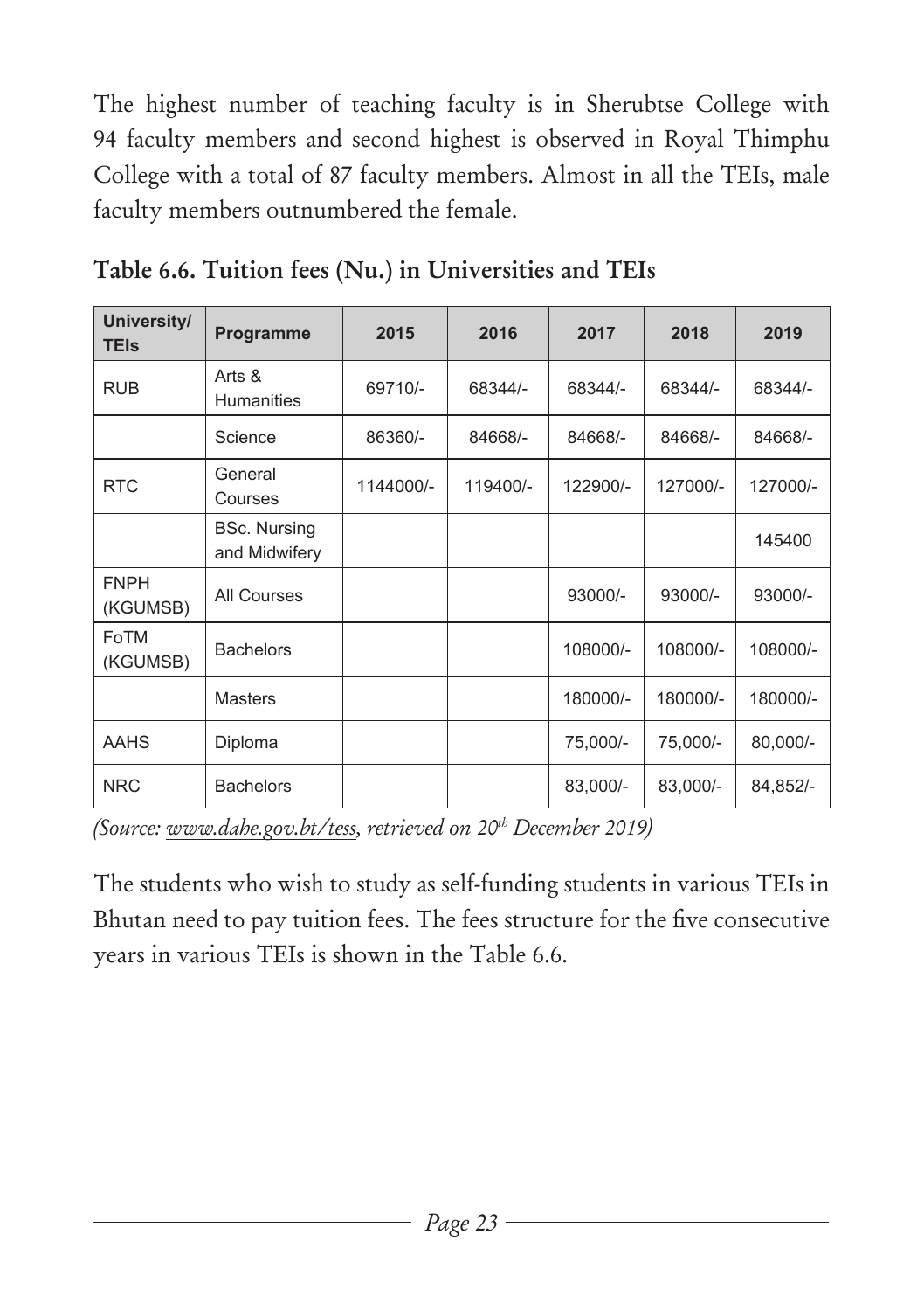The highest number of teaching faculty is in Sherubtse College with 94 faculty members and second highest is observed in Royal Thimphu College with a total of 87 faculty members. Almost in all the TEIs, male faculty members outnumbered the female.

**Table 6.6. Tuition fees (Nu.) in Universities and TEIs**

| University/ TEIs | Programme | 2015 | 2016 | 2017 | 2018 | 2019 |
|---|---|---|---|---|---|---|
| RUB | Arts & Humanities | 69710/- | 68344/- | 68344/- | 68344/- | 68344/- |
| | Science | 86360/- | 84668/- | 84668/- | 84668/- | 84668/- |
| RTC | General Courses | 1144000/- | 119400/- | 122900/- | 127000/- | 127000/- |
| | BSc. Nursing and Midwifery | | | | | 145400 |
| FNPH (KGUMSB) | All Courses | | | 93000/- | 93000/- | 93000/- |
| FoTM (KGUMSB) | Bachelors | | | 108000/- | 108000/- | 108000/- |
| | Masters | | | 180000/- | 180000/- | 180000/- |
| AAHS | Diploma | | | 75,000/- | 75,000/- | 80,000/- |
| NRC | Bachelors | | | 83,000/- | 83,000/- | 84,852/- |

*(Source: www.dahe.gov.bt/tess, retrieved on 20th December 2019)*

The students who wish to study as self-funding students in various TEIs in Bhutan need to pay tuition fees. The fees structure for the five consecutive years in various TEIs is shown in the Table 6.6.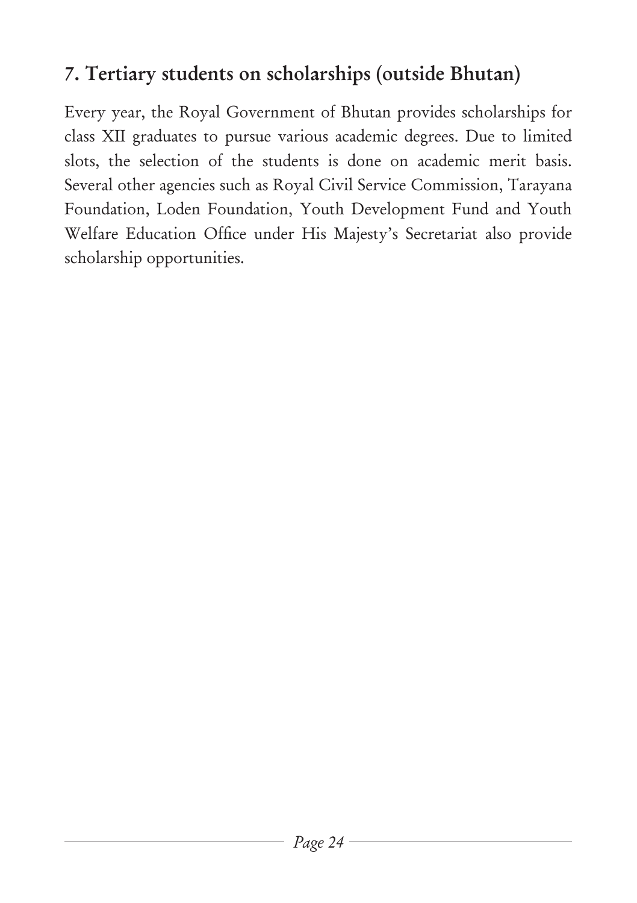## 7. Tertiary students on scholarships (outside Bhutan)

Every year, the Royal Government of Bhutan provides scholarships for class XII graduates to pursue various academic degrees. Due to limited slots, the selection of the students is done on academic merit basis. Several other agencies such as Royal Civil Service Commission, Tarayana Foundation, Loden Foundation, Youth Development Fund and Youth Welfare Education Office under His Majesty's Secretariat also provide scholarship opportunities.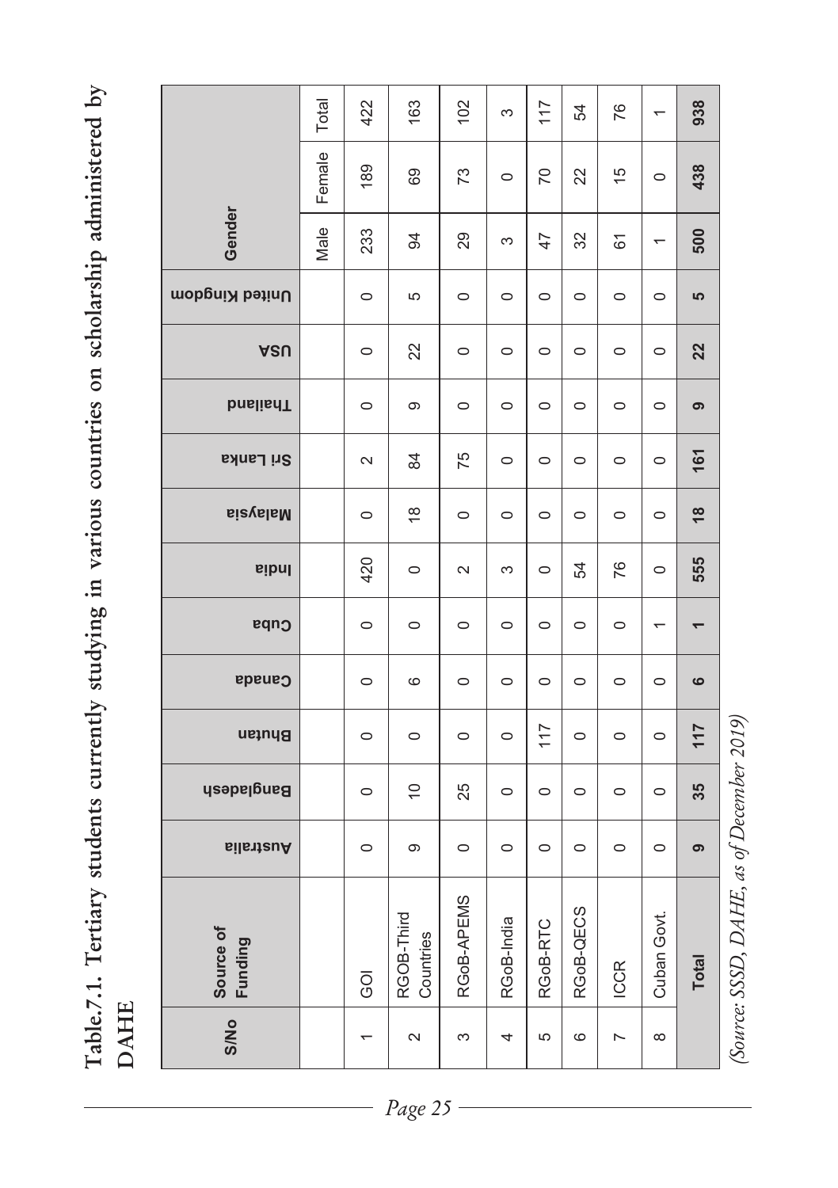**Table.7.1. Tertiary students currently studying in various countries on scholarship administered by DAHE**

| S/No | Source of Funding | Australia | Bangladesh | Bhutan | Canada | Cuba | India | Malaysia | Sri Lanka | Thailand | USA | United Kingdom | Gender | | |
|---|---|---|---|---|---|---|---|---|---|---|---|---|---|---|---|
| | | | | | | | | | | | | | Male | Female | Total |
| 1 | GOI | 0 | 0 | 0 | 0 | 0 | 420 | 0 | 2 | 0 | 0 | 0 | 233 | 189 | 422 |
| 2 | RGOB-Third Countries | 9 | 10 | 0 | 6 | 0 | 0 | 18 | 84 | 9 | 22 | 5 | 94 | 69 | 163 |
| 3 | RGoB-APEMS | 0 | 25 | 0 | 0 | 0 | 2 | 0 | 75 | 0 | 0 | 0 | 29 | 73 | 102 |
| 4 | RGoB-India | 0 | 0 | 0 | 0 | 0 | 3 | 0 | 0 | 0 | 0 | 0 | 3 | 0 | 3 |
| 5 | RGoB-RTC | 0 | 0 | 117 | 0 | 0 | 0 | 0 | 0 | 0 | 0 | 0 | 47 | 70 | 117 |
| 6 | RGoB-QECS | 0 | 0 | 0 | 0 | 0 | 54 | 0 | 0 | 0 | 0 | 0 | 32 | 22 | 54 |
| 7 | ICCR | 0 | 0 | 0 | 0 | 0 | 76 | 0 | 0 | 0 | 0 | 0 | 61 | 15 | 76 |
| 8 | Cuban Govt. | 0 | 0 | 0 | 0 | 1 | 0 | 0 | 0 | 0 | 0 | 0 | 1 | 0 | 1 |
| | **Total** | **9** | **35** | **117** | **6** | **1** | **555** | **18** | **161** | **9** | **22** | **5** | **500** | **438** | **938** |

*(Source: SSSD, DAHE, as of December 2019)*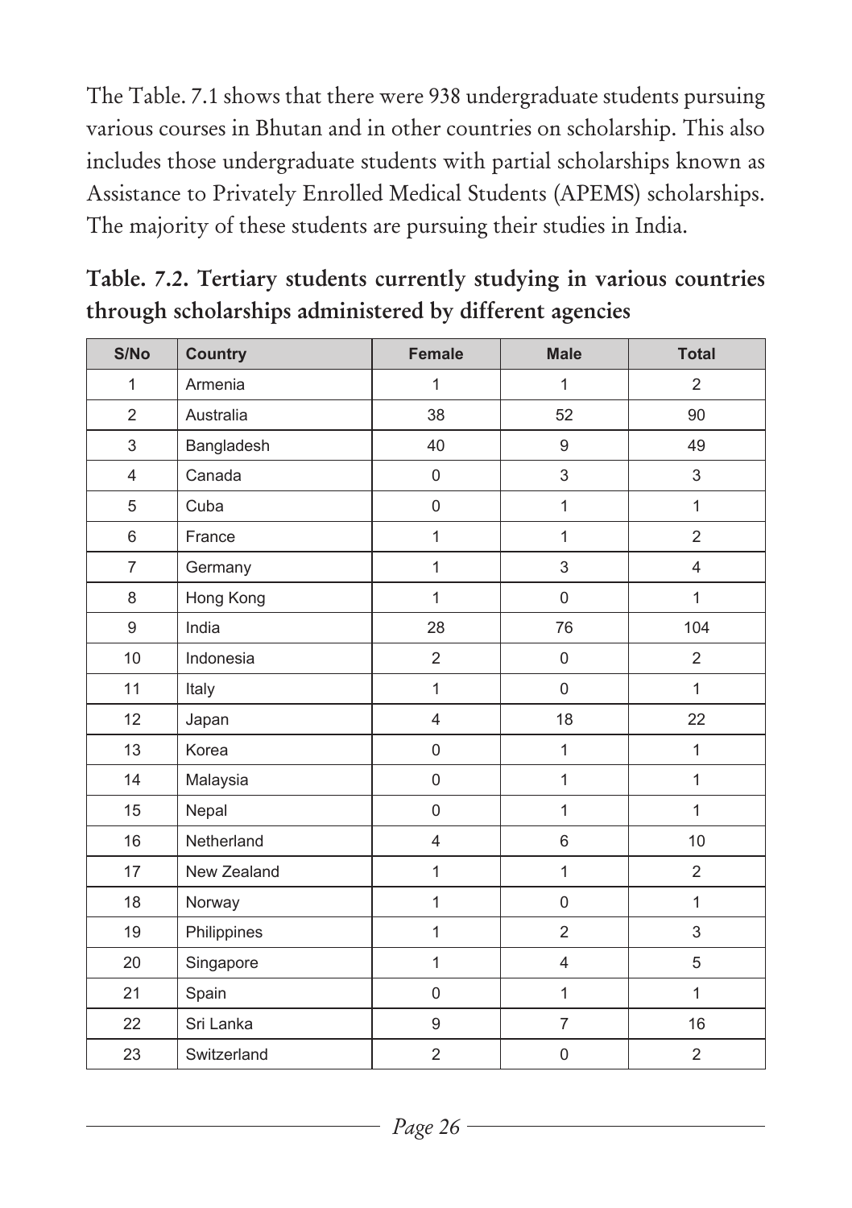The Table. 7.1 shows that there were 938 undergraduate students pursuing various courses in Bhutan and in other countries on scholarship. This also includes those undergraduate students with partial scholarships known as Assistance to Privately Enrolled Medical Students (APEMS) scholarships. The majority of these students are pursuing their studies in India.

**Table. 7.2. Tertiary students currently studying in various countries through scholarships administered by different agencies**

| S/No | Country | Female | Male | Total |
|---|---|---|---|---|
| 1 | Armenia | 1 | 1 | 2 |
| 2 | Australia | 38 | 52 | 90 |
| 3 | Bangladesh | 40 | 9 | 49 |
| 4 | Canada | 0 | 3 | 3 |
| 5 | Cuba | 0 | 1 | 1 |
| 6 | France | 1 | 1 | 2 |
| 7 | Germany | 1 | 3 | 4 |
| 8 | Hong Kong | 1 | 0 | 1 |
| 9 | India | 28 | 76 | 104 |
| 10 | Indonesia | 2 | 0 | 2 |
| 11 | Italy | 1 | 0 | 1 |
| 12 | Japan | 4 | 18 | 22 |
| 13 | Korea | 0 | 1 | 1 |
| 14 | Malaysia | 0 | 1 | 1 |
| 15 | Nepal | 0 | 1 | 1 |
| 16 | Netherland | 4 | 6 | 10 |
| 17 | New Zealand | 1 | 1 | 2 |
| 18 | Norway | 1 | 0 | 1 |
| 19 | Philippines | 1 | 2 | 3 |
| 20 | Singapore | 1 | 4 | 5 |
| 21 | Spain | 0 | 1 | 1 |
| 22 | Sri Lanka | 9 | 7 | 16 |
| 23 | Switzerland | 2 | 0 | 2 |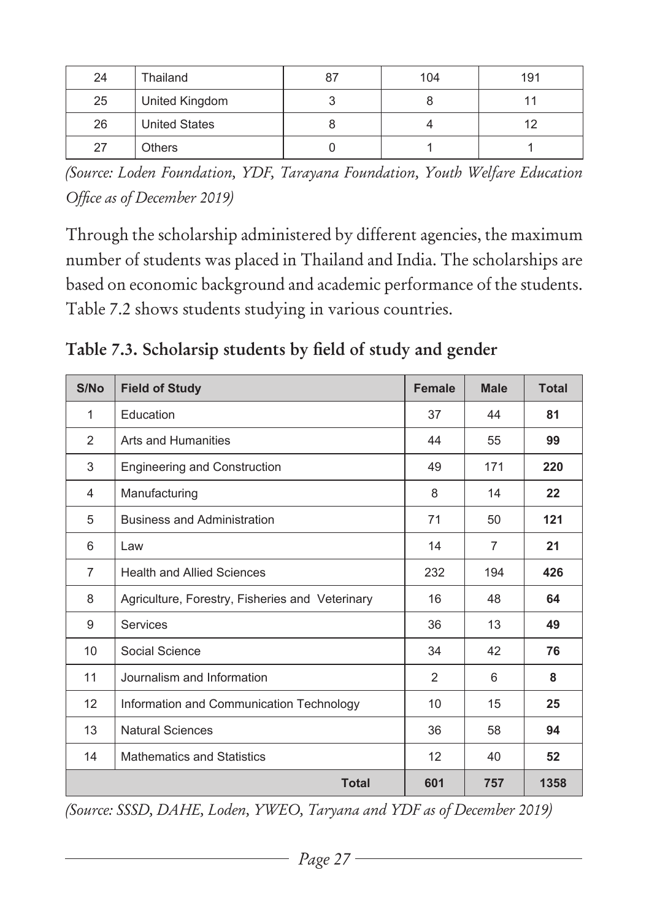| 24 | Thailand | 87 | 104 | 191 |
|---|---|---|---|---|
| 25 | United Kingdom | 3 | 8 | 11 |
| 26 | United States | 8 | 4 | 12 |
| 27 | Others | 0 | 1 | 1 |

*(Source: Loden Foundation, YDF, Tarayana Foundation, Youth Welfare Education Office as of December 2019)*

Through the scholarship administered by different agencies, the maximum number of students was placed in Thailand and India. The scholarships are based on economic background and academic performance of the students. Table 7.2 shows students studying in various countries.

### Table 7.3. Scholarsip students by field of study and gender

| S/No | Field of Study | Female | Male | Total |
|---|---|---|---|---|
| 1 | Education | 37 | 44 | **81** |
| 2 | Arts and Humanities | 44 | 55 | **99** |
| 3 | Engineering and Construction | 49 | 171 | **220** |
| 4 | Manufacturing | 8 | 14 | **22** |
| 5 | Business and Administration | 71 | 50 | **121** |
| 6 | Law | 14 | 7 | **21** |
| 7 | Health and Allied Sciences | 232 | 194 | **426** |
| 8 | Agriculture, Forestry, Fisheries and Veterinary | 16 | 48 | **64** |
| 9 | Services | 36 | 13 | **49** |
| 10 | Social Science | 34 | 42 | **76** |
| 11 | Journalism and Information | 2 | 6 | **8** |
| 12 | Information and Communication Technology | 10 | 15 | **25** |
| 13 | Natural Sciences | 36 | 58 | **94** |
| 14 | Mathematics and Statistics | 12 | 40 | **52** |
| | **Total** | **601** | **757** | **1358** |

*(Source: SSSD, DAHE, Loden, YWEO, Taryana and YDF as of December 2019)*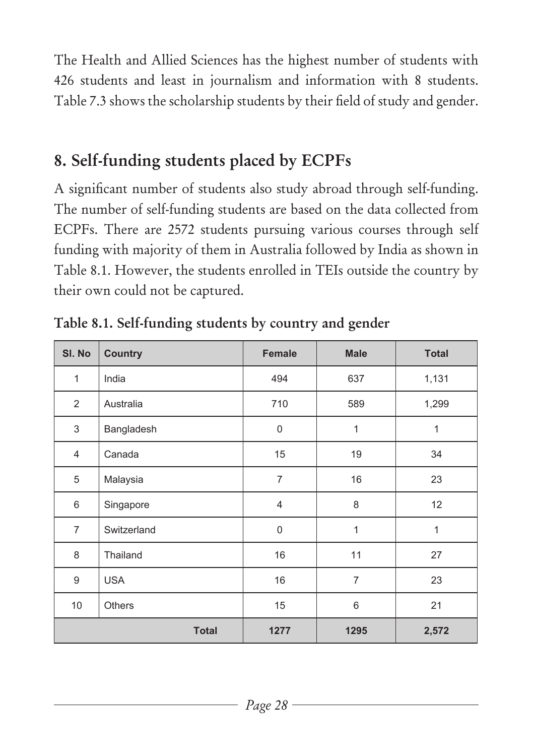The Health and Allied Sciences has the highest number of students with 426 students and least in journalism and information with 8 students. Table 7.3 shows the scholarship students by their field of study and gender.

## 8. Self-funding students placed by ECPFs

A significant number of students also study abroad through self-funding. The number of self-funding students are based on the data collected from ECPFs. There are 2572 students pursuing various courses through self funding with majority of them in Australia followed by India as shown in Table 8.1. However, the students enrolled in TEIs outside the country by their own could not be captured.

**Table 8.1. Self-funding students by country and gender**

| Sl. No | Country | Female | Male | Total |
|---|---|---|---|---|
| 1 | India | 494 | 637 | 1,131 |
| 2 | Australia | 710 | 589 | 1,299 |
| 3 | Bangladesh | 0 | 1 | 1 |
| 4 | Canada | 15 | 19 | 34 |
| 5 | Malaysia | 7 | 16 | 23 |
| 6 | Singapore | 4 | 8 | 12 |
| 7 | Switzerland | 0 | 1 | 1 |
| 8 | Thailand | 16 | 11 | 27 |
| 9 | USA | 16 | 7 | 23 |
| 10 | Others | 15 | 6 | 21 |
| | **Total** | **1277** | **1295** | **2,572** |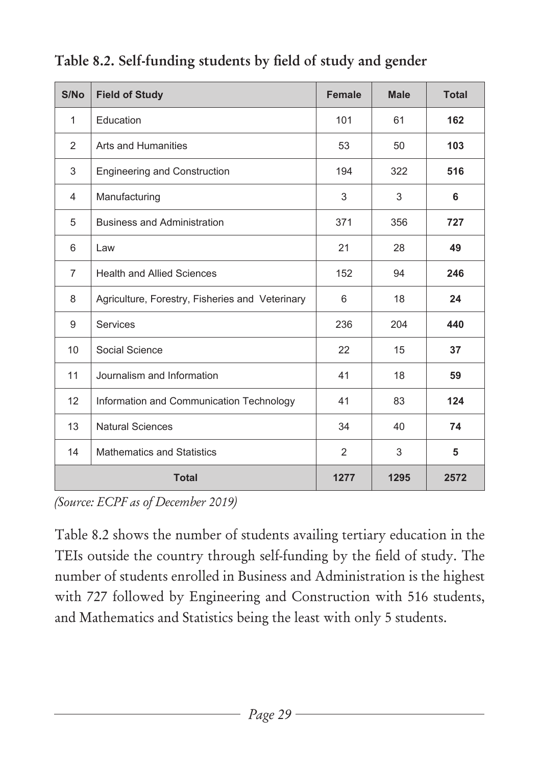**Table 8.2. Self-funding students by field of study and gender**

| S/No | Field of Study | Female | Male | Total |
|---|---|---|---|---|
| 1 | Education | 101 | 61 | **162** |
| 2 | Arts and Humanities | 53 | 50 | **103** |
| 3 | Engineering and Construction | 194 | 322 | **516** |
| 4 | Manufacturing | 3 | 3 | **6** |
| 5 | Business and Administration | 371 | 356 | **727** |
| 6 | Law | 21 | 28 | **49** |
| 7 | Health and Allied Sciences | 152 | 94 | **246** |
| 8 | Agriculture, Forestry, Fisheries and Veterinary | 6 | 18 | **24** |
| 9 | Services | 236 | 204 | **440** |
| 10 | Social Science | 22 | 15 | **37** |
| 11 | Journalism and Information | 41 | 18 | **59** |
| 12 | Information and Communication Technology | 41 | 83 | **124** |
| 13 | Natural Sciences | 34 | 40 | **74** |
| 14 | Mathematics and Statistics | 2 | 3 | **5** |
| **Total** | | **1277** | **1295** | **2572** |

*(Source: ECPF as of December 2019)*

Table 8.2 shows the number of students availing tertiary education in the TEIs outside the country through self-funding by the field of study. The number of students enrolled in Business and Administration is the highest with 727 followed by Engineering and Construction with 516 students, and Mathematics and Statistics being the least with only 5 students.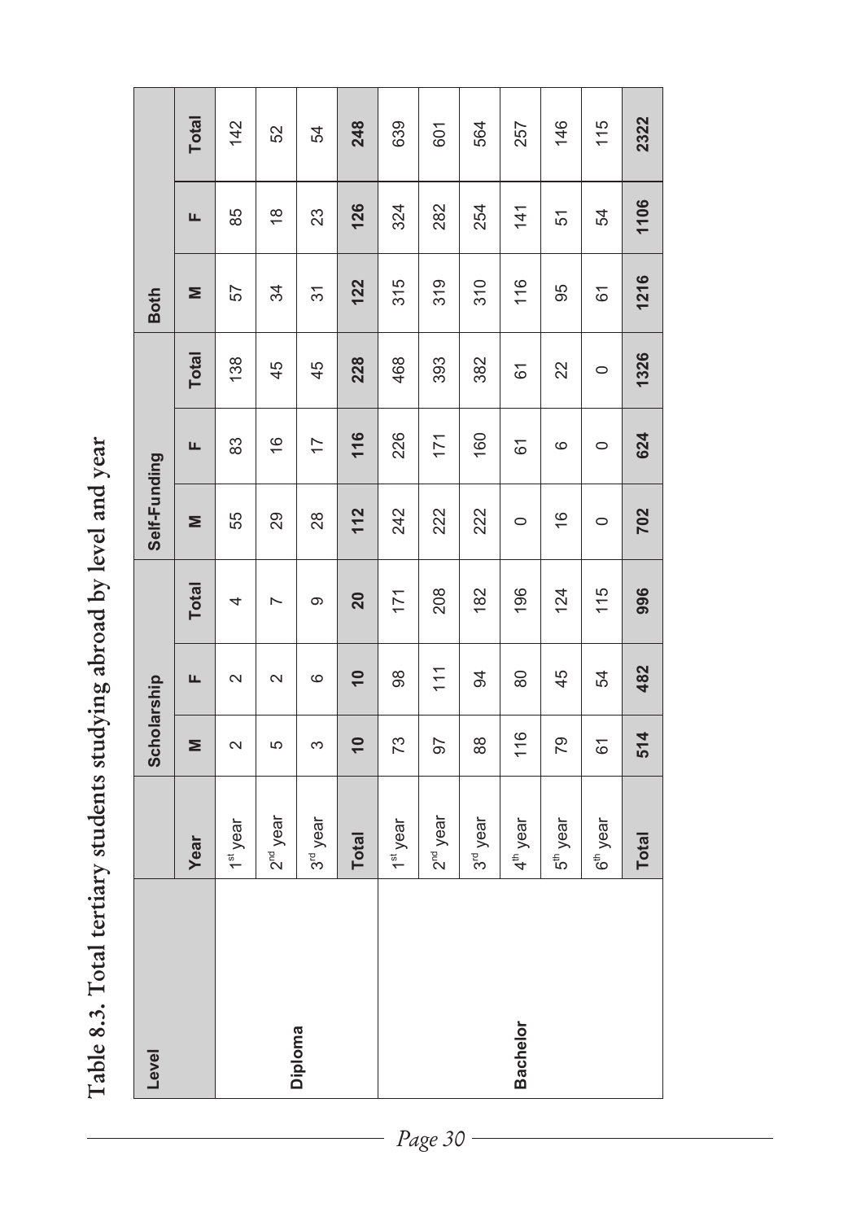# Table 8.3. Total tertiary students studying abroad by level and year

| Level | Year | Scholarship | | | Self-Funding | | | Both | | |
|---|---|---|---|---|---|---|---|---|---|---|
| | | M | F | Total | M | F | Total | M | F | Total |
| Diploma | 1st year | 2 | 2 | 4 | 55 | 83 | 138 | 57 | 85 | 142 |
| | 2nd year | 5 | 2 | 7 | 29 | 16 | 45 | 34 | 18 | 52 |
| | 3rd year | 3 | 6 | 9 | 28 | 17 | 45 | 31 | 23 | 54 |
| | **Total** | **10** | **10** | **20** | **112** | **116** | **228** | **122** | **126** | **248** |
| Bachelor | 1st year | 73 | 98 | 171 | 242 | 226 | 468 | 315 | 324 | 639 |
| | 2nd year | 97 | 111 | 208 | 222 | 171 | 393 | 319 | 282 | 601 |
| | 3rd year | 88 | 94 | 182 | 222 | 160 | 382 | 310 | 254 | 564 |
| | 4th year | 116 | 80 | 196 | 0 | 61 | 61 | 116 | 141 | 257 |
| | 5th year | 79 | 45 | 124 | 16 | 6 | 22 | 95 | 51 | 146 |
| | 6th year | 61 | 54 | 115 | 0 | 0 | 0 | 61 | 54 | 115 |
| | **Total** | **514** | **482** | **996** | **702** | **624** | **1326** | **1216** | **1106** | **2322** |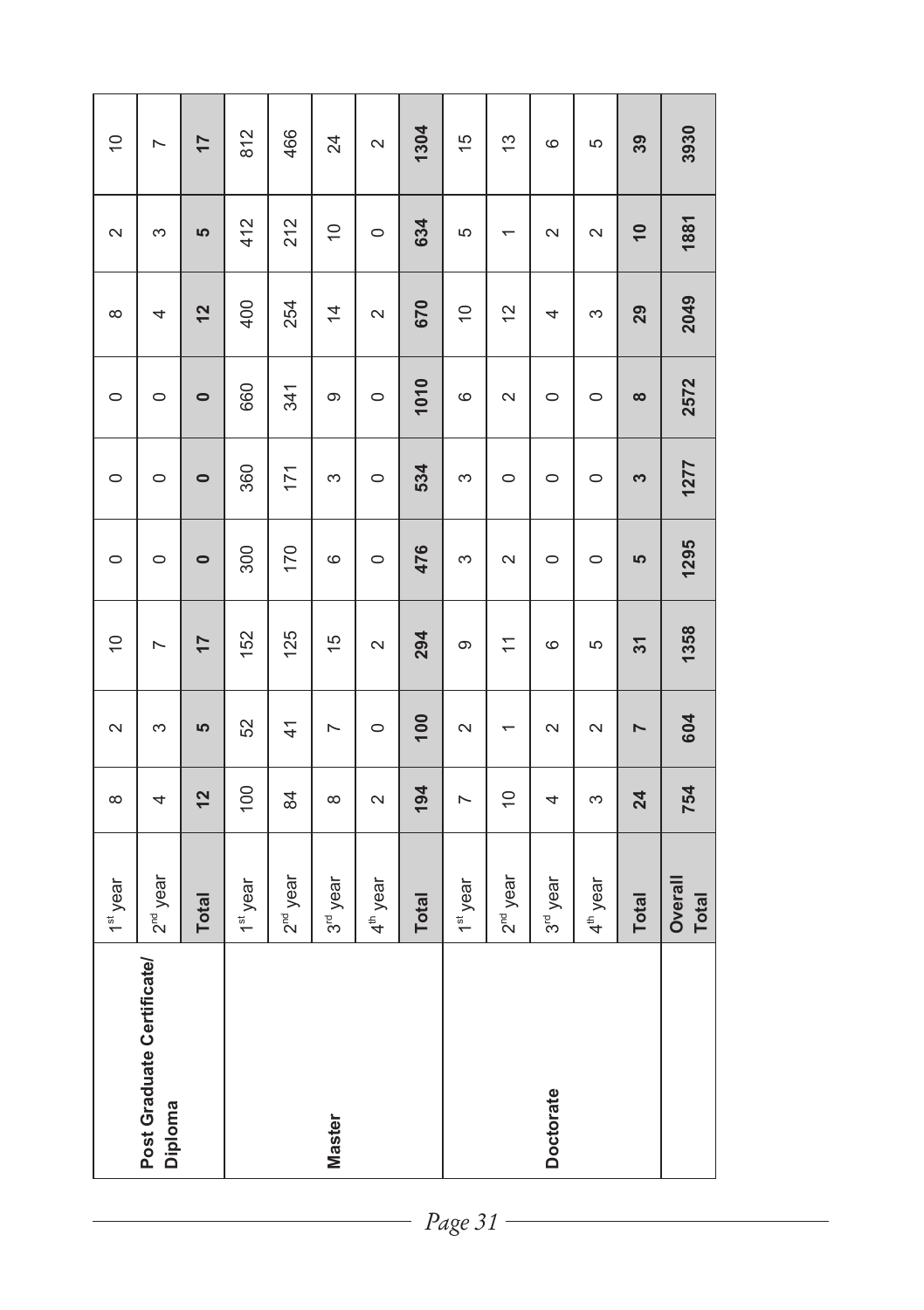| | | | | | | | | | | |
|---|---|---|---|---|---|---|---|---|---|---|
| **Post Graduate Certificate/ Diploma** | 1st year | 8 | 2 | 10 | 0 | 0 | 0 | 8 | 2 | 10 |
| | 2nd year | 4 | 3 | 7 | 0 | 0 | 0 | 4 | 3 | 7 |
| | **Total** | **12** | **5** | **17** | **0** | **0** | **0** | **12** | **5** | **17** |
| **Master** | 1st year | 100 | 52 | 152 | 300 | 360 | 660 | 400 | 412 | 812 |
| | 2nd year | 84 | 41 | 125 | 170 | 171 | 341 | 254 | 212 | 466 |
| | 3rd year | 8 | 7 | 15 | 6 | 3 | 9 | 14 | 10 | 24 |
| | 4th year | 2 | 0 | 2 | 0 | 0 | 0 | 2 | 0 | 2 |
| | **Total** | **194** | **100** | **294** | **476** | **534** | **1010** | **670** | **634** | **1304** |
| **Doctorate** | 1st year | 7 | 2 | 9 | 3 | 3 | 6 | 10 | 5 | 15 |
| | 2nd year | 10 | 1 | 11 | 2 | 0 | 2 | 12 | 1 | 13 |
| | 3rd year | 4 | 2 | 6 | 0 | 0 | 0 | 4 | 2 | 6 |
| | 4th year | 3 | 2 | 5 | 0 | 0 | 0 | 3 | 2 | 5 |
| | **Total** | **24** | **7** | **31** | **5** | **3** | **8** | **29** | **10** | **39** |
| | **Overall Total** | **754** | **604** | **1358** | **1295** | **1277** | **2572** | **2049** | **1881** | **3930** |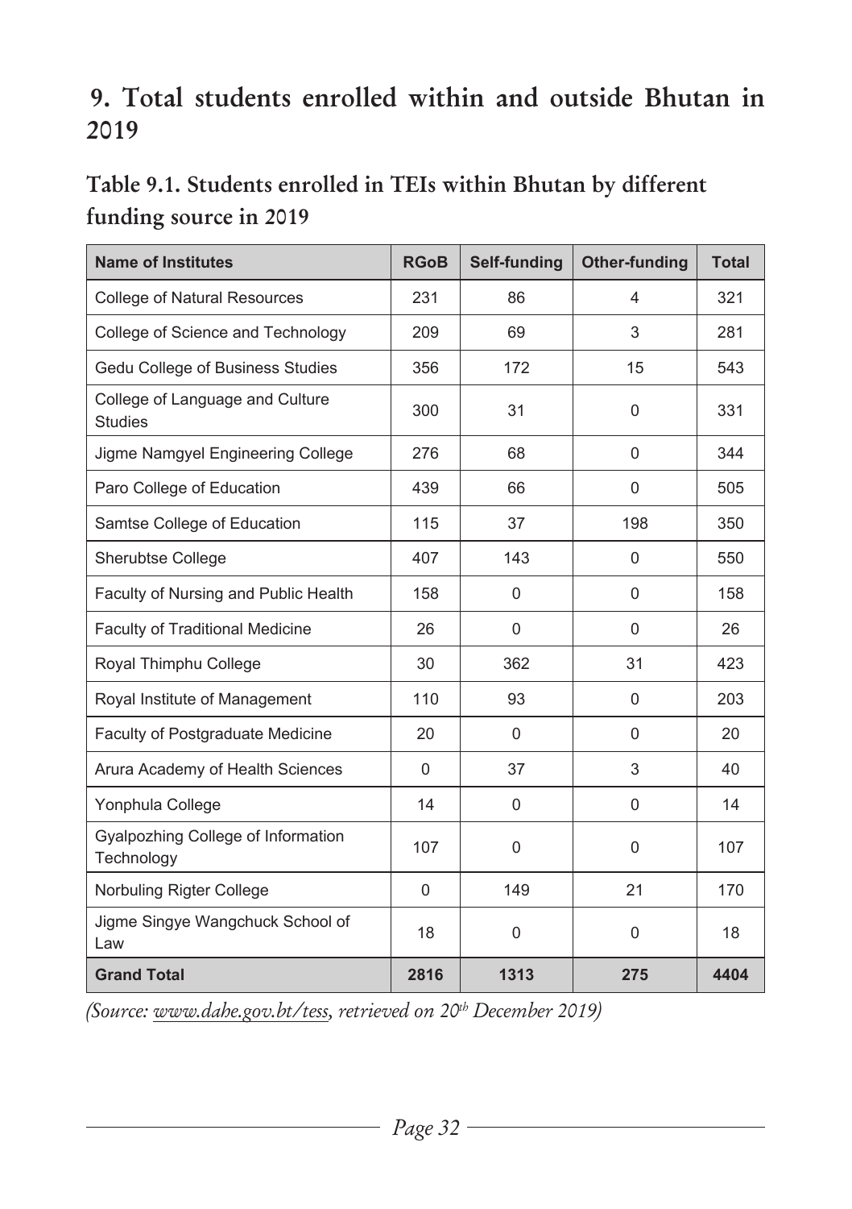## 9. Total students enrolled within and outside Bhutan in 2019

### Table 9.1. Students enrolled in TEIs within Bhutan by different funding source in 2019

| Name of Institutes | RGoB | Self-funding | Other-funding | Total |
|---|---|---|---|---|
| College of Natural Resources | 231 | 86 | 4 | 321 |
| College of Science and Technology | 209 | 69 | 3 | 281 |
| Gedu College of Business Studies | 356 | 172 | 15 | 543 |
| College of Language and Culture Studies | 300 | 31 | 0 | 331 |
| Jigme Namgyel Engineering College | 276 | 68 | 0 | 344 |
| Paro College of Education | 439 | 66 | 0 | 505 |
| Samtse College of Education | 115 | 37 | 198 | 350 |
| Sherubtse College | 407 | 143 | 0 | 550 |
| Faculty of Nursing and Public Health | 158 | 0 | 0 | 158 |
| Faculty of Traditional Medicine | 26 | 0 | 0 | 26 |
| Royal Thimphu College | 30 | 362 | 31 | 423 |
| Royal Institute of Management | 110 | 93 | 0 | 203 |
| Faculty of Postgraduate Medicine | 20 | 0 | 0 | 20 |
| Arura Academy of Health Sciences | 0 | 37 | 3 | 40 |
| Yonphula College | 14 | 0 | 0 | 14 |
| Gyalpozhing College of Information Technology | 107 | 0 | 0 | 107 |
| Norbuling Rigter College | 0 | 149 | 21 | 170 |
| Jigme Singye Wangchuck School of Law | 18 | 0 | 0 | 18 |
| **Grand Total** | **2816** | **1313** | **275** | **4404** |

*(Source: www.dahe.gov.bt/tess, retrieved on 20th December 2019)*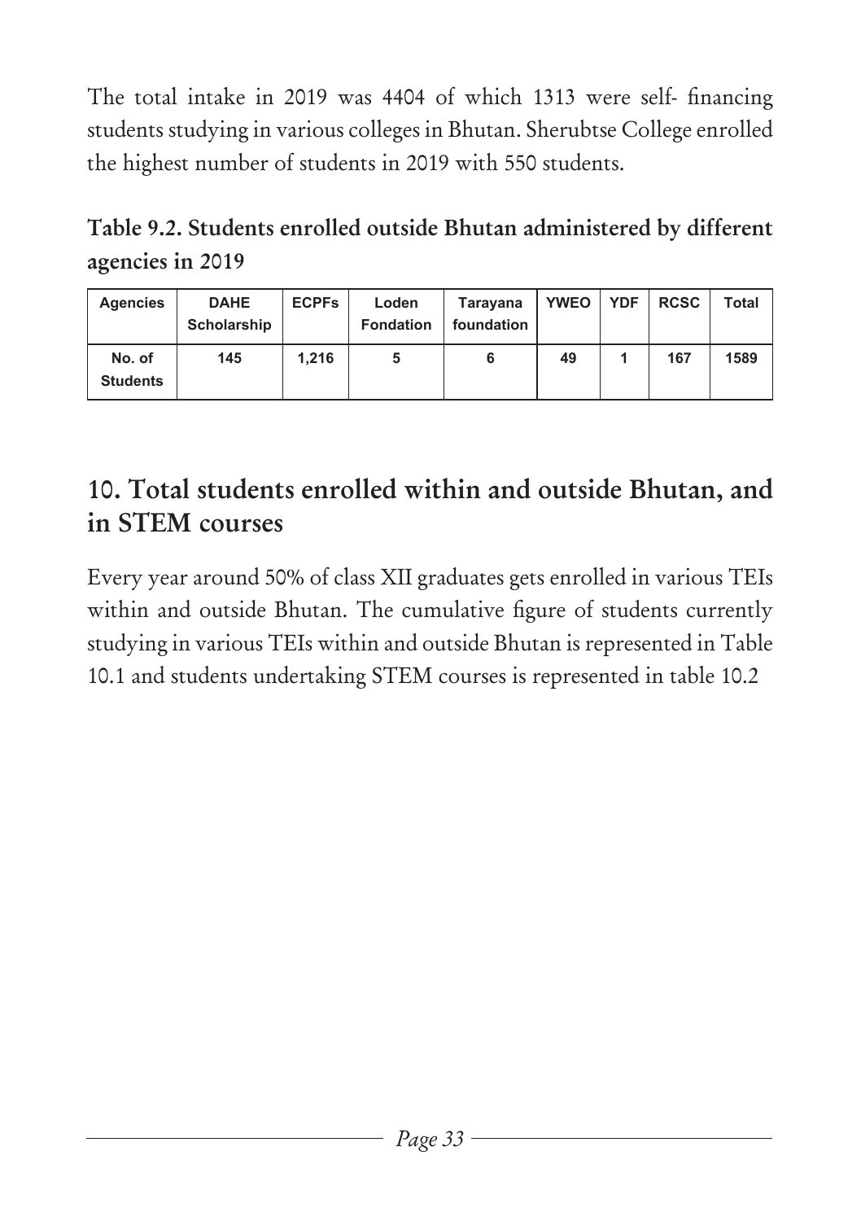The total intake in 2019 was 4404 of which 1313 were self- financing students studying in various colleges in Bhutan. Sherubtse College enrolled the highest number of students in 2019 with 550 students.

**Table 9.2. Students enrolled outside Bhutan administered by different agencies in 2019**

| Agencies | DAHE Scholarship | ECPFs | Loden Fondation | Tarayana foundation | YWEO | YDF | RCSC | Total |
|---|---|---|---|---|---|---|---|---|
| No. of Students | 145 | 1,216 | 5 | 6 | 49 | 1 | 167 | 1589 |

## 10. Total students enrolled within and outside Bhutan, and in STEM courses

Every year around 50% of class XII graduates gets enrolled in various TEIs within and outside Bhutan. The cumulative figure of students currently studying in various TEIs within and outside Bhutan is represented in Table 10.1 and students undertaking STEM courses is represented in table 10.2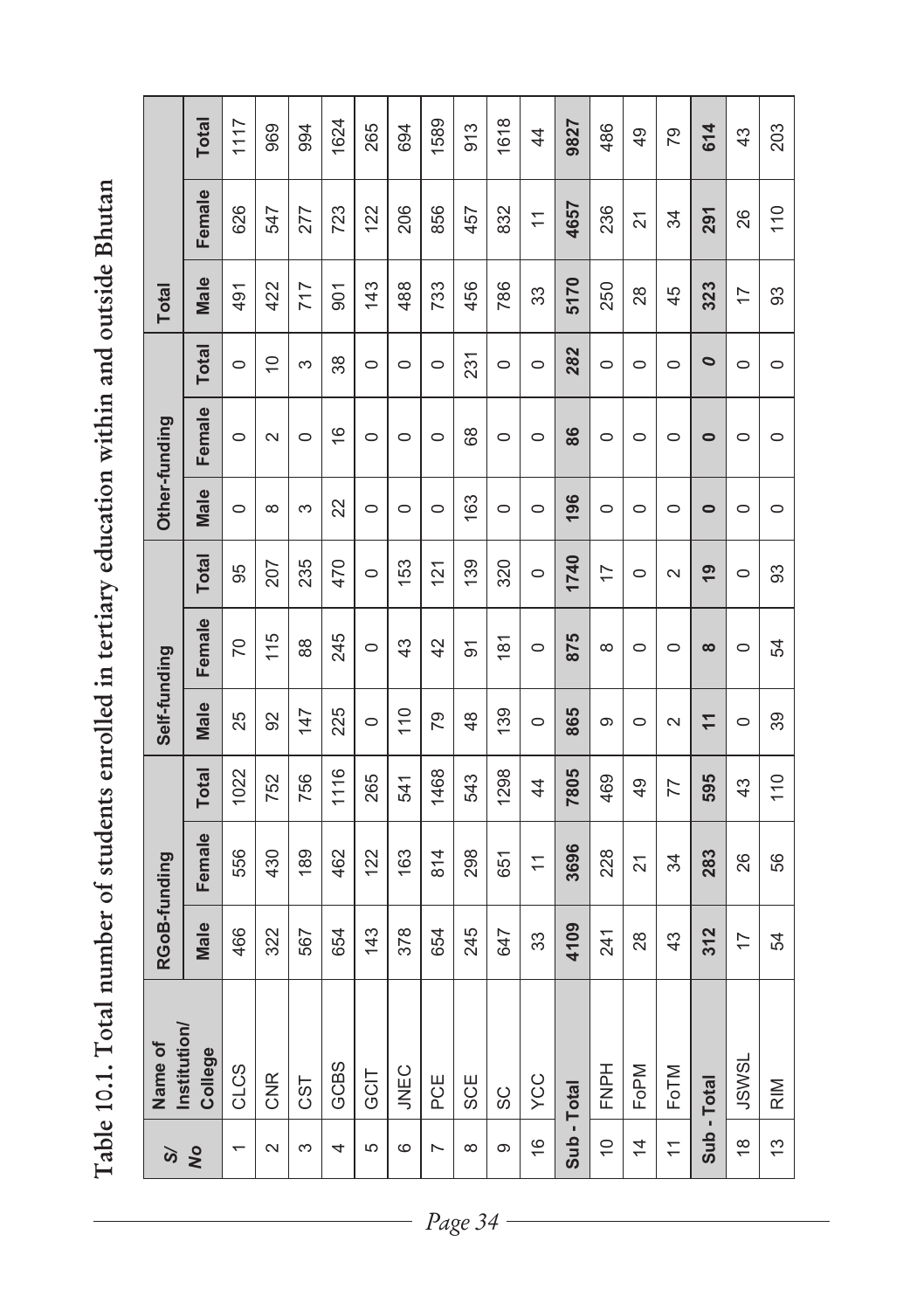# Table 10.1. Total number of students enrolled in tertiary education within and outside Bhutan

| Sl/ No | Name of Institution/ College | RGoB-funding | | | Self-funding | | | Other-funding | | | Total | | |
|---|---|---|---|---|---|---|---|---|---|---|---|---|---|
| | | Male | Female | Total | Male | Female | Total | Male | Female | Total | Male | Female | Total |
| 1 | CLCS | 466 | 556 | 1022 | 25 | 70 | 95 | 0 | 0 | 0 | 491 | 626 | 1117 |
| 2 | CNR | 322 | 430 | 752 | 92 | 115 | 207 | 8 | 2 | 10 | 422 | 547 | 969 |
| 3 | CST | 567 | 189 | 756 | 147 | 88 | 235 | 3 | 0 | 3 | 717 | 277 | 994 |
| 4 | GCBS | 654 | 462 | 1116 | 225 | 245 | 470 | 22 | 16 | 38 | 901 | 723 | 1624 |
| 5 | GCIT | 143 | 122 | 265 | 0 | 0 | 0 | 0 | 0 | 0 | 143 | 122 | 265 |
| 6 | JNEC | 378 | 163 | 541 | 110 | 43 | 153 | 0 | 0 | 0 | 488 | 206 | 694 |
| 7 | PCE | 654 | 814 | 1468 | 79 | 42 | 121 | 0 | 0 | 0 | 733 | 856 | 1589 |
| 8 | SCE | 245 | 298 | 543 | 48 | 91 | 139 | 163 | 68 | 231 | 456 | 457 | 913 |
| 9 | SC | 647 | 651 | 1298 | 139 | 181 | 320 | 0 | 0 | 0 | 786 | 832 | 1618 |
| 16 | YCC | 33 | 11 | 44 | 0 | 0 | 0 | 0 | 0 | 0 | 33 | 11 | 44 |
| **Sub - Total** | | **4109** | **3696** | **7805** | **865** | **875** | **1740** | **196** | **86** | **282** | **5170** | **4657** | **9827** |
| 10 | FNPH | 241 | 228 | 469 | 9 | 8 | 17 | 0 | 0 | 0 | 250 | 236 | 486 |
| 14 | FoPM | 28 | 21 | 49 | 0 | 0 | 0 | 0 | 0 | 0 | 28 | 21 | 49 |
| 11 | FoTM | 43 | 34 | 77 | 2 | 0 | 2 | 0 | 0 | 0 | 45 | 34 | 79 |
| **Sub - Total** | | **312** | **283** | **595** | **11** | **8** | **19** | **0** | **0** | **0** | **323** | **291** | **614** |
| 18 | JSWSL | 17 | 26 | 43 | 0 | 0 | 0 | 0 | 0 | 0 | 17 | 26 | 43 |
| 13 | RIM | 54 | 56 | 110 | 39 | 54 | 93 | 0 | 0 | 0 | 93 | 110 | 203 |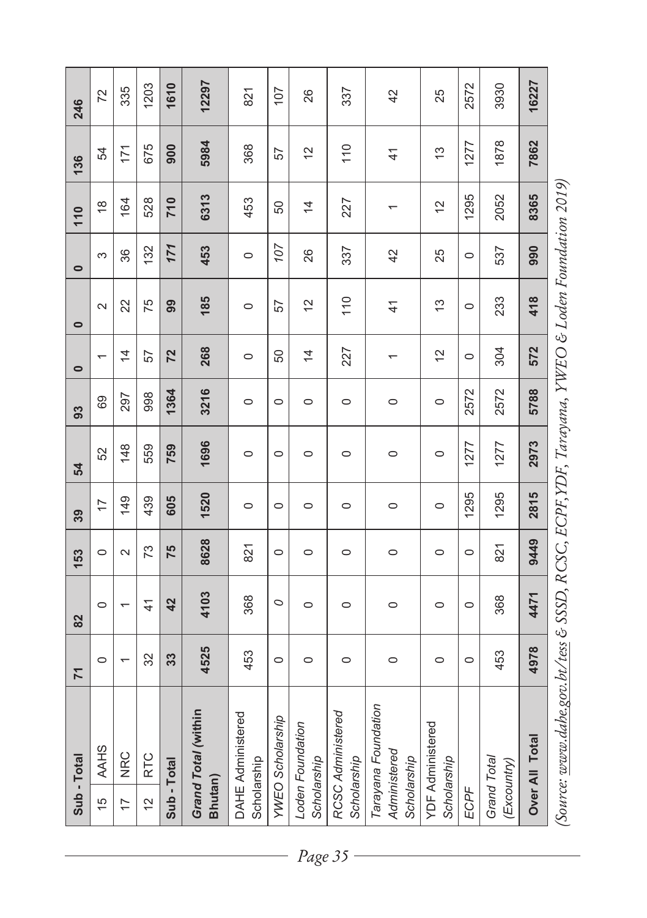| Sub - Total | | 71 | 82 | 153 | 39 | 54 | 93 | 0 | 0 | 0 | 110 | 136 | 246 |
|---|---|---|---|---|---|---|---|---|---|---|---|---|---|
| 15 | AAHS | 0 | 0 | 0 | 17 | 52 | 69 | 1 | 2 | 3 | 18 | 54 | 72 |
| 17 | NRC | 1 | 1 | 2 | 149 | 148 | 297 | 14 | 22 | 36 | 164 | 171 | 335 |
| 12 | RTC | 32 | 41 | 73 | 439 | 559 | 998 | 57 | 75 | 132 | 528 | 675 | 1203 |
| **Sub - Total** | | **33** | **42** | **75** | **605** | **759** | **1364** | **72** | **99** | ***171*** | **710** | **900** | **1610** |
| ***Grand Total* (within Bhutan)** | | **4525** | **4103** | **8628** | **1520** | **1696** | **3216** | **268** | **185** | **453** | **6313** | **5984** | **12297** |
| DAHE Administered Scholarship | | 453 | 368 | 821 | 0 | 0 | 0 | 0 | 0 | 0 | 453 | 368 | 821 |
| *YWEO Scholarship* | | 0 | *0* | 0 | 0 | 0 | 0 | 50 | 57 | *107* | 50 | 57 | 107 |
| *Loden Foundation Scholarship* | | 0 | 0 | 0 | 0 | 0 | 0 | 14 | 12 | 26 | 14 | 12 | 26 |
| *RCSC Administered Scholarship* | | 0 | 0 | 0 | 0 | 0 | 0 | 227 | 110 | 337 | 227 | 110 | 337 |
| *Tarayana Foundation Administered Scholarship* | | 0 | 0 | 0 | 0 | 0 | 0 | 1 | 41 | 42 | 1 | 41 | 42 |
| *YDF Administered Scholarship* | | 0 | 0 | 0 | 0 | 0 | 0 | 12 | 13 | 25 | 12 | 13 | 25 |
| *ECPF* | | 0 | 0 | 0 | 1295 | 1277 | 2572 | 0 | 0 | 0 | 1295 | 1277 | 2572 |
| *Grand Total (Excountry)* | | 453 | 368 | 821 | 1295 | 1277 | 2572 | 304 | 233 | 537 | 2052 | 1878 | 3930 |
| **Over All Total** | | **4978** | **4471** | **9449** | **2815** | **2973** | **5788** | **572** | **418** | **990** | **8365** | **7862** | **16227** |

*(Source: www.dahe.gov.bt/tess & SSSD, RCSC, ECPF,YDF, Tarayana, YWEO & Loden Foundation 2019)*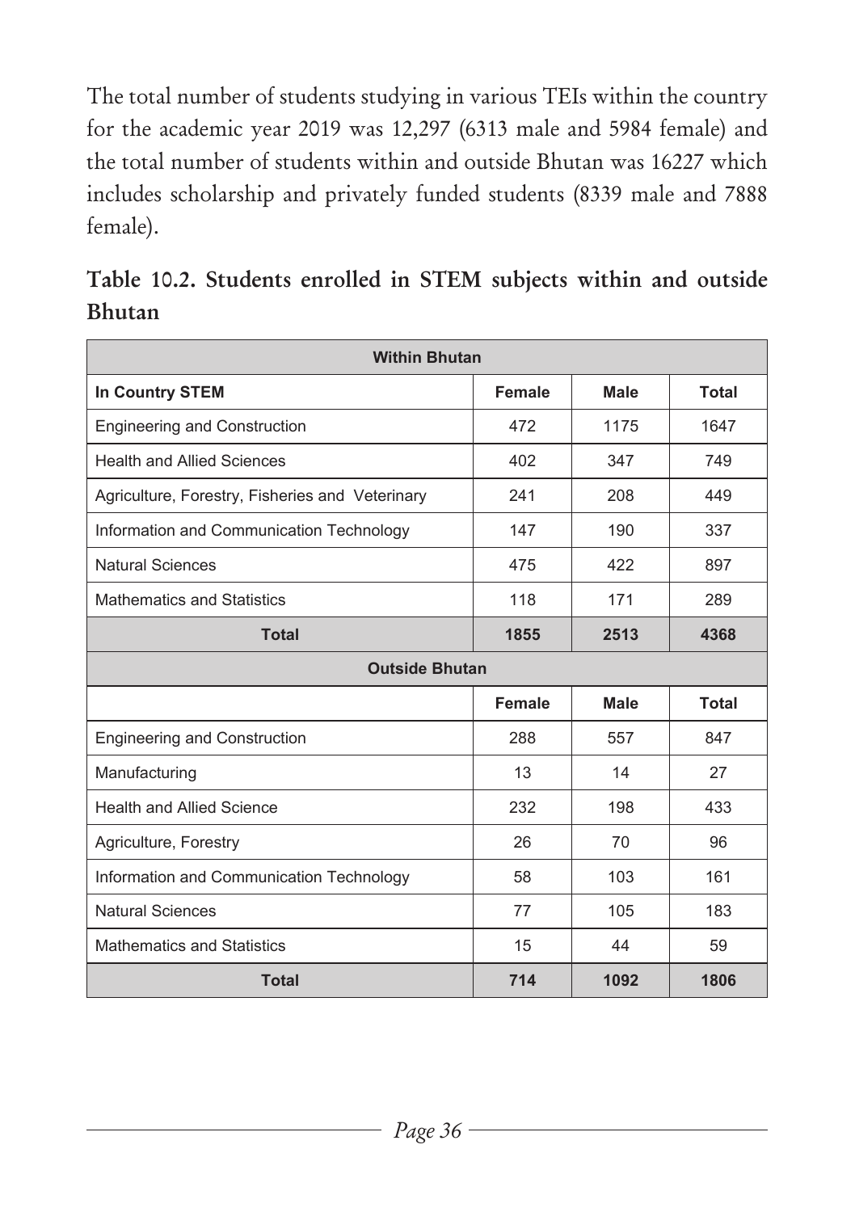The total number of students studying in various TEIs within the country for the academic year 2019 was 12,297 (6313 male and 5984 female) and the total number of students within and outside Bhutan was 16227 which includes scholarship and privately funded students (8339 male and 7888 female).

**Table 10.2. Students enrolled in STEM subjects within and outside Bhutan**

| Within Bhutan | | | |
|---|---|---|---|
| **In Country STEM** | **Female** | **Male** | **Total** |
| Engineering and Construction | 472 | 1175 | 1647 |
| Health and Allied Sciences | 402 | 347 | 749 |
| Agriculture, Forestry, Fisheries and Veterinary | 241 | 208 | 449 |
| Information and Communication Technology | 147 | 190 | 337 |
| Natural Sciences | 475 | 422 | 897 |
| Mathematics and Statistics | 118 | 171 | 289 |
| **Total** | **1855** | **2513** | **4368** |
| **Outside Bhutan** | | | |
| | **Female** | **Male** | **Total** |
| Engineering and Construction | 288 | 557 | 847 |
| Manufacturing | 13 | 14 | 27 |
| Health and Allied Science | 232 | 198 | 433 |
| Agriculture, Forestry | 26 | 70 | 96 |
| Information and Communication Technology | 58 | 103 | 161 |
| Natural Sciences | 77 | 105 | 183 |
| Mathematics and Statistics | 15 | 44 | 59 |
| **Total** | **714** | **1092** | **1806** |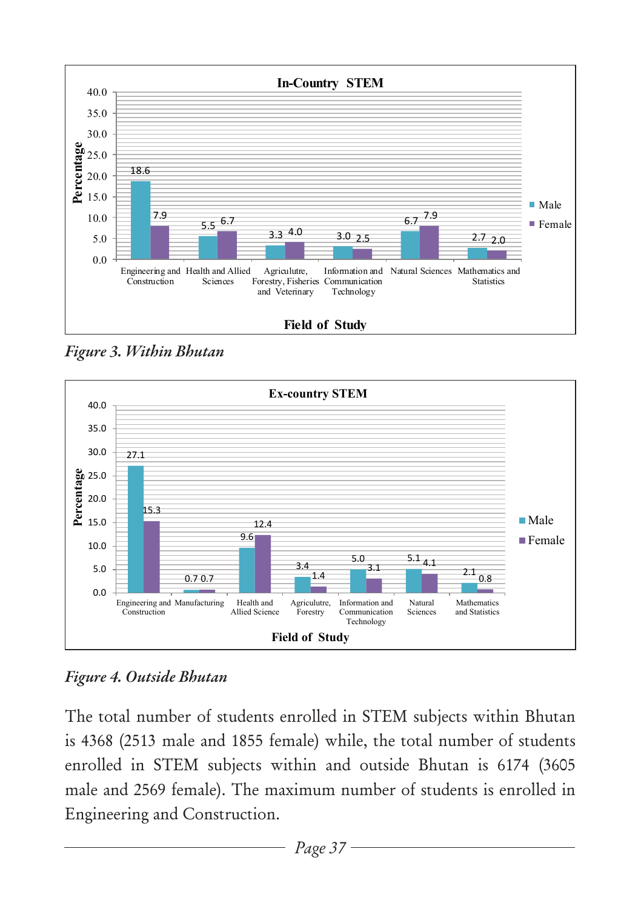**In-Country STEM**

| Field of Study | Male | Female |
|---|---|---|
| Engineering and Construction | 18.6 | 7.9 |
| Health and Allied Sciences | 5.5 | 6.7 |
| Agriculutre, Forestry, Fisheries and Veterinary | 3.3 | 4.0 |
| Information and Communication Technology | 3.0 | 2.5 |
| Natural Sciences | 6.7 | 7.9 |
| Mathematics and Statistics | 2.7 | 2.0 |

*Figure 3. Within Bhutan*

**Ex-country STEM**

| Field of Study | Male | Female |
|---|---|---|
| Engineering and Construction | 27.1 | 15.3 |
| Manufacturing | 0.7 | 0.7 |
| Health and Allied Science | 9.6 | 12.4 |
| Agriculutre, Forestry | 3.4 | 1.4 |
| Information and Communication Technology | 5.0 | 3.1 |
| Natural Sciences | 5.1 | 4.1 |
| Mathematics and Statistics | 2.1 | 0.8 |

*Figure 4. Outside Bhutan*

The total number of students enrolled in STEM subjects within Bhutan is 4368 (2513 male and 1855 female) while, the total number of students enrolled in STEM subjects within and outside Bhutan is 6174 (3605 male and 2569 female). The maximum number of students is enrolled in Engineering and Construction.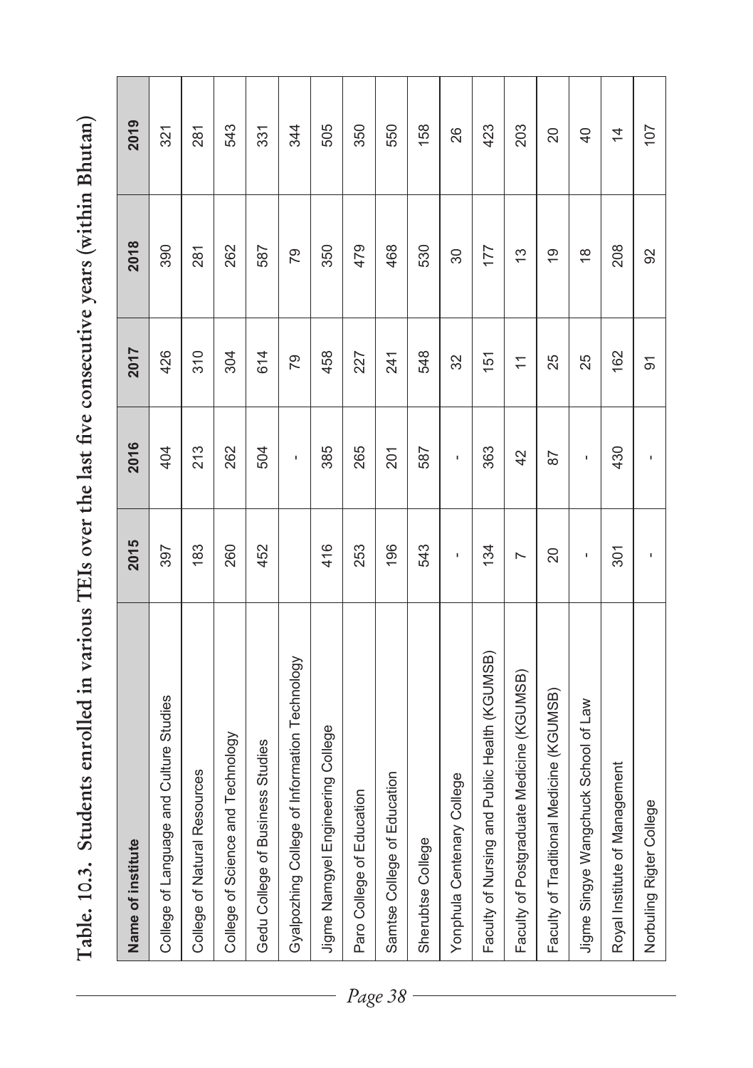**Table. 10.3. Students enrolled in various TEIs over the last five consecutive years (within Bhutan)**

| Name of institute | 2015 | 2016 | 2017 | 2018 | 2019 |
|---|---|---|---|---|---|
| College of Language and Culture Studies | 397 | 404 | 426 | 390 | 321 |
| College of Natural Resources | 183 | 213 | 310 | 281 | 281 |
| College of Science and Technology | 260 | 262 | 304 | 262 | 543 |
| Gedu College of Business Studies | 452 | 504 | 614 | 587 | 331 |
| Gyalpozhing College of Information Technology | | - | 79 | 79 | 344 |
| Jigme Namgyel Engineering College | 416 | 385 | 458 | 350 | 505 |
| Paro College of Education | 253 | 265 | 227 | 479 | 350 |
| Samtse College of Education | 196 | 201 | 241 | 468 | 550 |
| Sherubtse College | 543 | 587 | 548 | 530 | 158 |
| Yonphula Centenary College | - | - | 32 | 30 | 26 |
| Faculty of Nursing and Public Health (KGUMSB) | 134 | 363 | 151 | 177 | 423 |
| Faculty of Postgraduate Medicine (KGUMSB) | 7 | 42 | 11 | 13 | 203 |
| Faculty of Traditional Medicine (KGUMSB) | 20 | 87 | 25 | 19 | 20 |
| Jigme Singye Wangchuck School of Law | - | - | 25 | 18 | 40 |
| Royal Institute of Management | 301 | 430 | 162 | 208 | 14 |
| Norbuling Rigter College | - | - | 91 | 92 | 107 |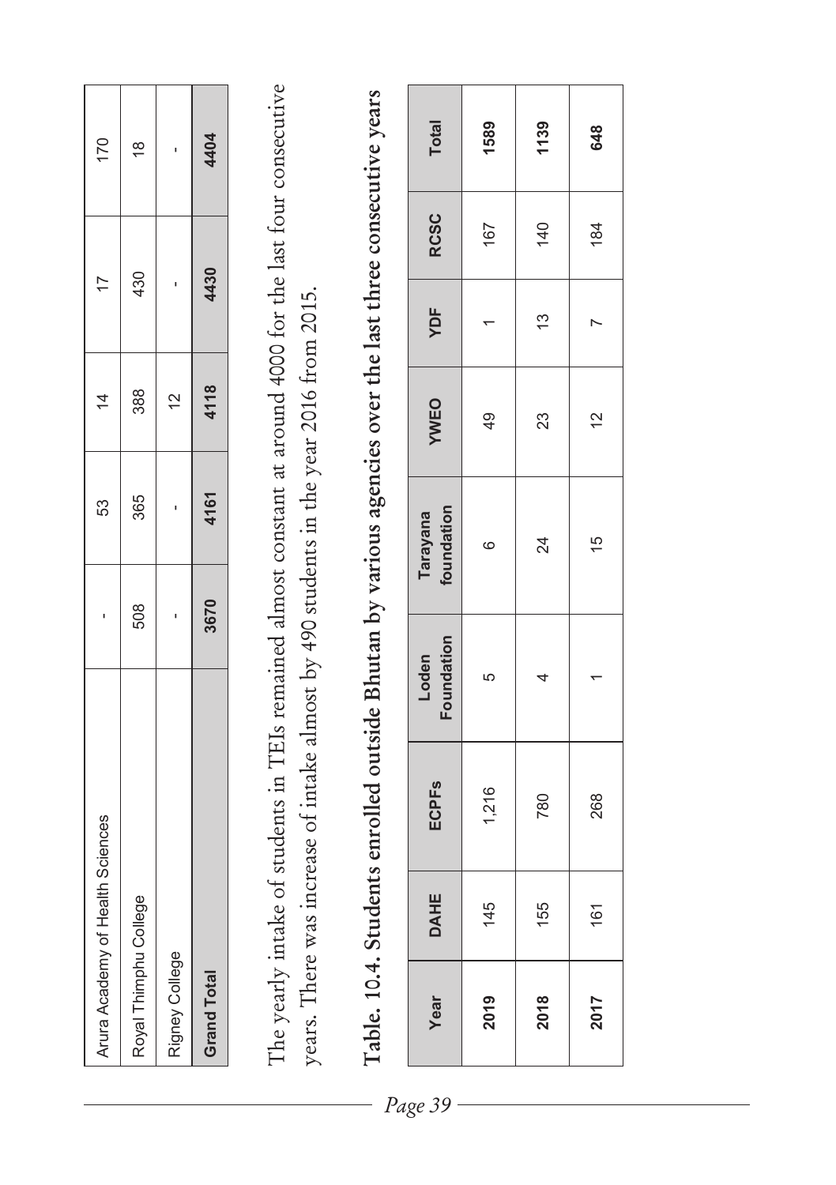| Arura Academy of Health Sciences | - | 53 | 14 | 17 | 170 |
|---|---|---|---|---|---|
| Royal Thimphu College | 508 | 365 | 388 | 430 | 18 |
| Rigney College | - | - | 12 | - | - |
| **Grand Total** | **3670** | **4161** | **4118** | **4430** | **4404** |

The yearly intake of students in TEIs remained almost constant at around 4000 for the last four consecutive years. There was increase of intake almost by 490 students in the year 2016 from 2015.

**Table. 10.4. Students enrolled outside Bhutan by various agencies over the last three consecutive years**

| Year | DAHE | ECPFs | Loden Foundation | Tarayana foundation | YWEO | YDF | RCSC | Total |
|---|---|---|---|---|---|---|---|---|
| **2019** | 145 | 1,216 | 5 | 6 | 49 | 1 | 167 | **1589** |
| **2018** | 155 | 780 | 4 | 24 | 23 | 13 | 140 | **1139** |
| **2017** | 161 | 268 | 1 | 15 | 12 | 7 | 184 | **648** |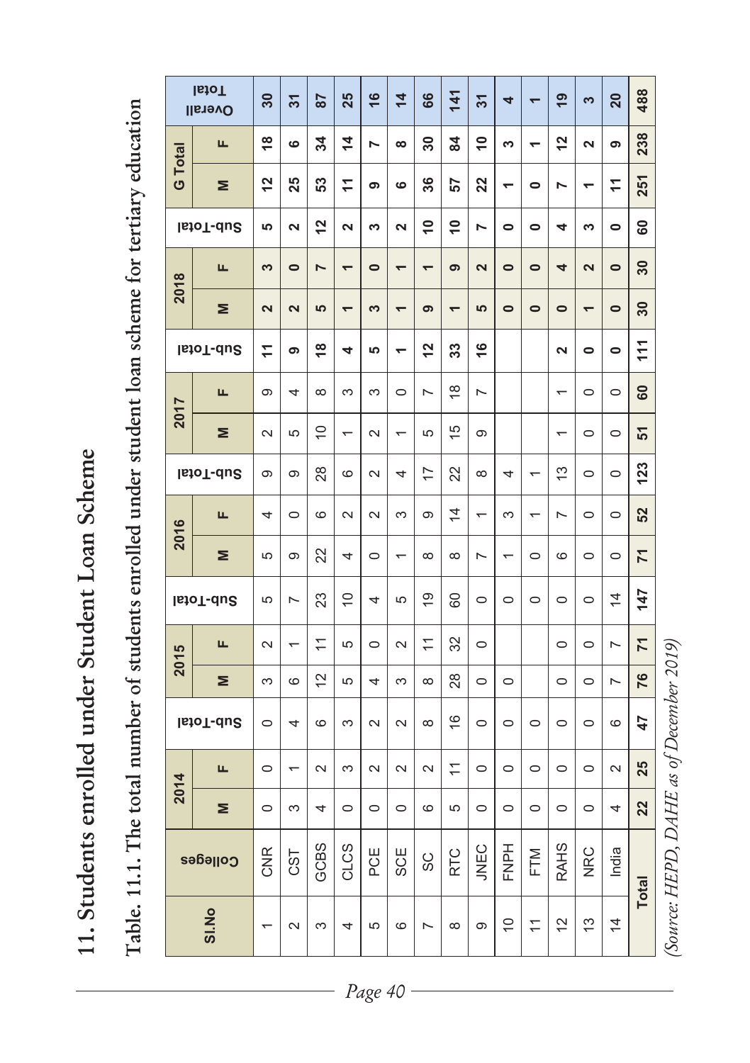# 11. Students enrolled under Student Loan Scheme

## Table. 11.1. The total number of students enrolled under student loan scheme for tertiary education

| Sl.No | Colleges | 2014 | | | 2015 | | | 2016 | | | 2017 | | | 2018 | | | G Total | | Overall Total |
|---|---|---|---|---|---|---|---|---|---|---|---|---|---|---|---|---|---|---|---|
| | | M | F | Sub-Total | M | F | Sub-Total | M | F | Sub-Total | M | F | Sub-Total | M | F | Sub-Total | M | F | |
| 1 | CNR | 0 | 0 | 0 | 3 | 2 | 5 | 5 | 4 | 9 | 2 | 9 | 11 | 2 | 3 | 5 | 12 | 18 | 30 |
| 2 | CST | 3 | 1 | 4 | 6 | 1 | 7 | 9 | 0 | 9 | 5 | 4 | 9 | 2 | 0 | 2 | 25 | 6 | 31 |
| 3 | GCBS | 4 | 2 | 6 | 12 | 11 | 23 | 22 | 6 | 28 | 10 | 8 | 18 | 5 | 7 | 12 | 53 | 34 | 87 |
| 4 | CLCS | 0 | 3 | 3 | 5 | 5 | 10 | 4 | 2 | 6 | 1 | 3 | 4 | 1 | 1 | 2 | 11 | 14 | 25 |
| 5 | PCE | 0 | 2 | 2 | 4 | 0 | 4 | 0 | 2 | 2 | 2 | 3 | 5 | 3 | 0 | 3 | 9 | 7 | 16 |
| 6 | SCE | 0 | 2 | 2 | 3 | 2 | 5 | 1 | 3 | 4 | 1 | 0 | 1 | 1 | 1 | 2 | 6 | 8 | 14 |
| 7 | SC | 6 | 2 | 8 | 8 | 11 | 19 | 8 | 9 | 17 | 5 | 7 | 12 | 9 | 1 | 10 | 36 | 30 | 66 |
| 8 | RTC | 5 | 11 | 16 | 28 | 32 | 60 | 8 | 14 | 22 | 15 | 18 | 33 | 1 | 9 | 10 | 57 | 84 | 141 |
| 9 | JNEC | 0 | 0 | 0 | 0 | 0 | 0 | 7 | 1 | 8 | 9 | 7 | 16 | 5 | 2 | 7 | 22 | 10 | 31 |
| 10 | FNPH | 0 | 0 | 0 | 0 | | 0 | 1 | 3 | 4 | | | | 0 | 0 | 0 | 1 | 3 | 4 |
| 11 | FTM | 0 | 0 | 0 | | | 0 | 0 | 1 | 1 | | | | 0 | 0 | 0 | 0 | 1 | 1 |
| 12 | RAHS | 0 | 0 | 0 | 0 | 0 | 0 | 6 | 7 | 13 | 1 | 1 | 2 | 0 | 4 | 4 | 7 | 12 | 19 |
| 13 | NRC | 0 | 0 | 0 | 0 | 0 | 0 | 0 | 0 | 0 | 0 | 0 | 0 | 1 | 2 | 3 | 1 | 2 | 3 |
| 14 | India | 4 | 2 | 6 | 7 | 7 | 14 | 0 | 0 | 0 | 0 | 0 | 0 | 0 | 0 | 0 | 11 | 9 | 20 |
| **Total** | | **22** | **25** | **47** | **76** | **71** | **147** | **71** | **52** | **123** | **51** | **60** | **111** | **30** | **30** | **60** | **251** | **238** | **488** |

*(Source: HEPD, DAHE as of December 2019)*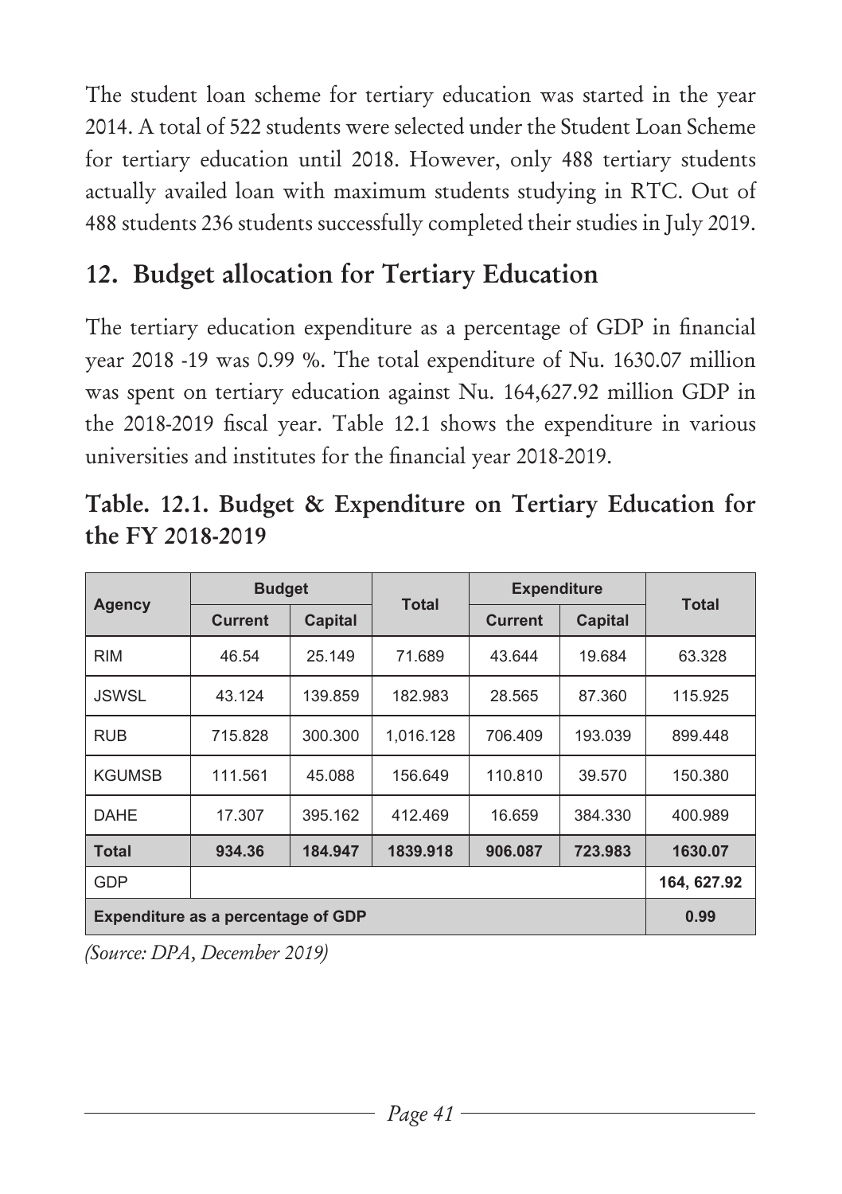The student loan scheme for tertiary education was started in the year 2014. A total of 522 students were selected under the Student Loan Scheme for tertiary education until 2018. However, only 488 tertiary students actually availed loan with maximum students studying in RTC. Out of 488 students 236 students successfully completed their studies in July 2019.

## 12. Budget allocation for Tertiary Education

The tertiary education expenditure as a percentage of GDP in financial year 2018 -19 was 0.99 %. The total expenditure of Nu. 1630.07 million was spent on tertiary education against Nu. 164,627.92 million GDP in the 2018-2019 fiscal year. Table 12.1 shows the expenditure in various universities and institutes for the financial year 2018-2019.

### Table. 12.1. Budget & Expenditure on Tertiary Education for the FY 2018-2019

| Agency | Budget | | Total | Expenditure | | Total |
|---|---|---|---|---|---|---|
| | Current | Capital | | Current | Capital | |
| RIM | 46.54 | 25.149 | 71.689 | 43.644 | 19.684 | 63.328 |
| JSWSL | 43.124 | 139.859 | 182.983 | 28.565 | 87.360 | 115.925 |
| RUB | 715.828 | 300.300 | 1,016.128 | 706.409 | 193.039 | 899.448 |
| KGUMSB | 111.561 | 45.088 | 156.649 | 110.810 | 39.570 | 150.380 |
| DAHE | 17.307 | 395.162 | 412.469 | 16.659 | 384.330 | 400.989 |
| **Total** | **934.36** | **184.947** | **1839.918** | **906.087** | **723.983** | **1630.07** |
| GDP | | | | | | **164, 627.92** |
| **Expenditure as a percentage of GDP** | | | | | | **0.99** |

*(Source: DPA, December 2019)*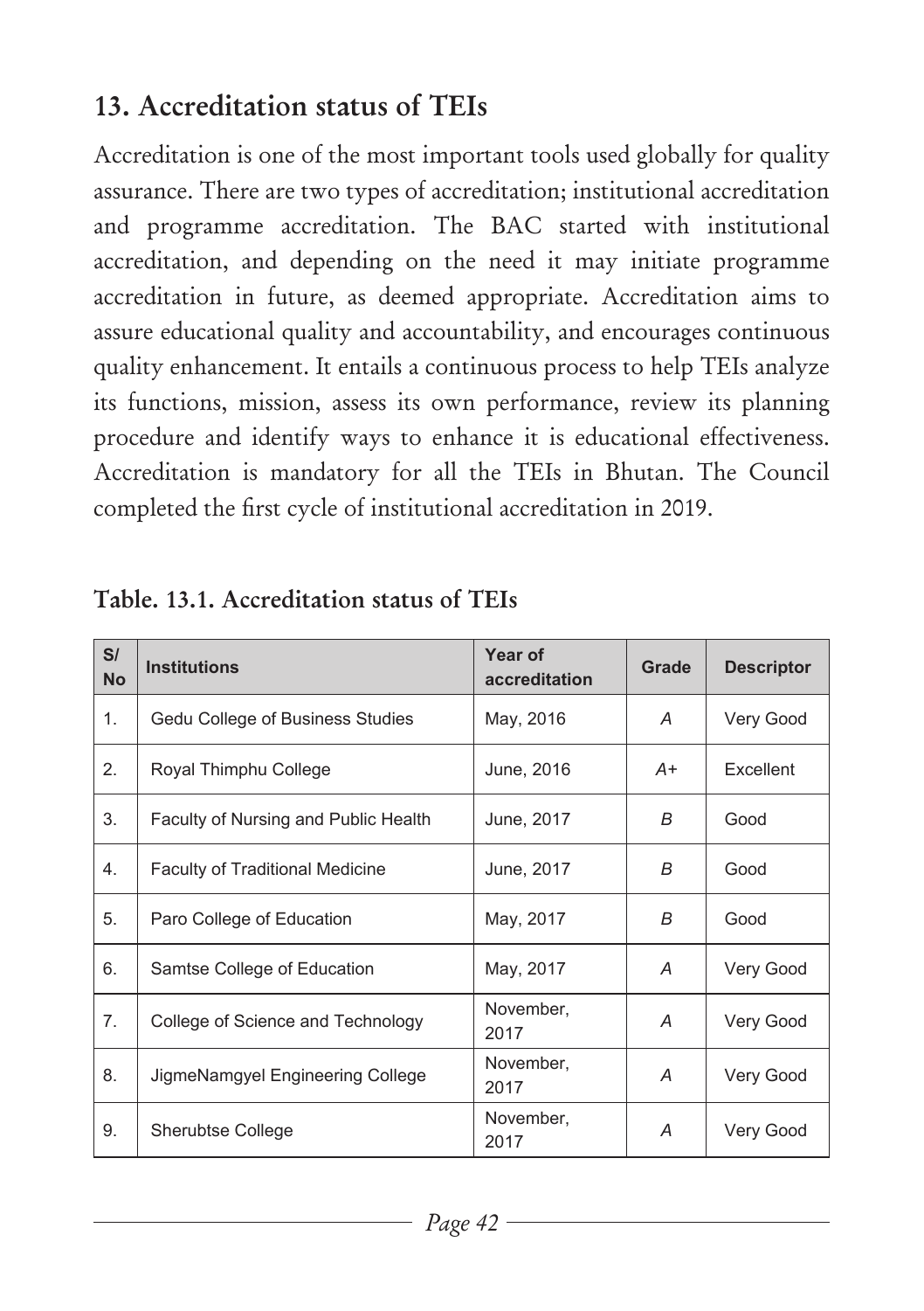## 13. Accreditation status of TEIs

Accreditation is one of the most important tools used globally for quality assurance. There are two types of accreditation; institutional accreditation and programme accreditation. The BAC started with institutional accreditation, and depending on the need it may initiate programme accreditation in future, as deemed appropriate. Accreditation aims to assure educational quality and accountability, and encourages continuous quality enhancement. It entails a continuous process to help TEIs analyze its functions, mission, assess its own performance, review its planning procedure and identify ways to enhance it is educational effectiveness. Accreditation is mandatory for all the TEIs in Bhutan. The Council completed the first cycle of institutional accreditation in 2019.

**Table. 13.1. Accreditation status of TEIs**

| S/No | Institutions | Year of accreditation | Grade | Descriptor |
|---|---|---|---|---|
| 1. | Gedu College of Business Studies | May, 2016 | *A* | Very Good |
| 2. | Royal Thimphu College | June, 2016 | *A+* | Excellent |
| 3. | Faculty of Nursing and Public Health | June, 2017 | *B* | Good |
| 4. | Faculty of Traditional Medicine | June, 2017 | *B* | Good |
| 5. | Paro College of Education | May, 2017 | *B* | Good |
| 6. | Samtse College of Education | May, 2017 | *A* | Very Good |
| 7. | College of Science and Technology | November, 2017 | *A* | Very Good |
| 8. | JigmeNamgyel Engineering College | November, 2017 | *A* | Very Good |
| 9. | Sherubtse College | November, 2017 | *A* | Very Good |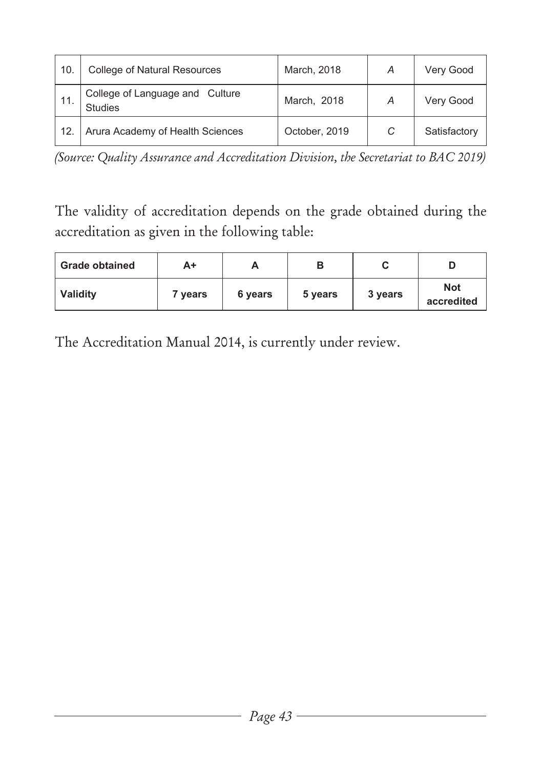| 10. | College of Natural Resources | March, 2018 | *A* | Very Good |
|---|---|---|---|---|
| 11. | College of Language and Culture Studies | March, 2018 | *A* | Very Good |
| 12. | Arura Academy of Health Sciences | October, 2019 | *C* | Satisfactory |

*(Source: Quality Assurance and Accreditation Division, the Secretariat to BAC 2019)*

The validity of accreditation depends on the grade obtained during the accreditation as given in the following table:

| **Grade obtained** | **A+** | **A** | **B** | **C** | **D** |
|---|---|---|---|---|---|
| **Validity** | **7 years** | **6 years** | **5 years** | **3 years** | **Not accredited** |

The Accreditation Manual 2014, is currently under review.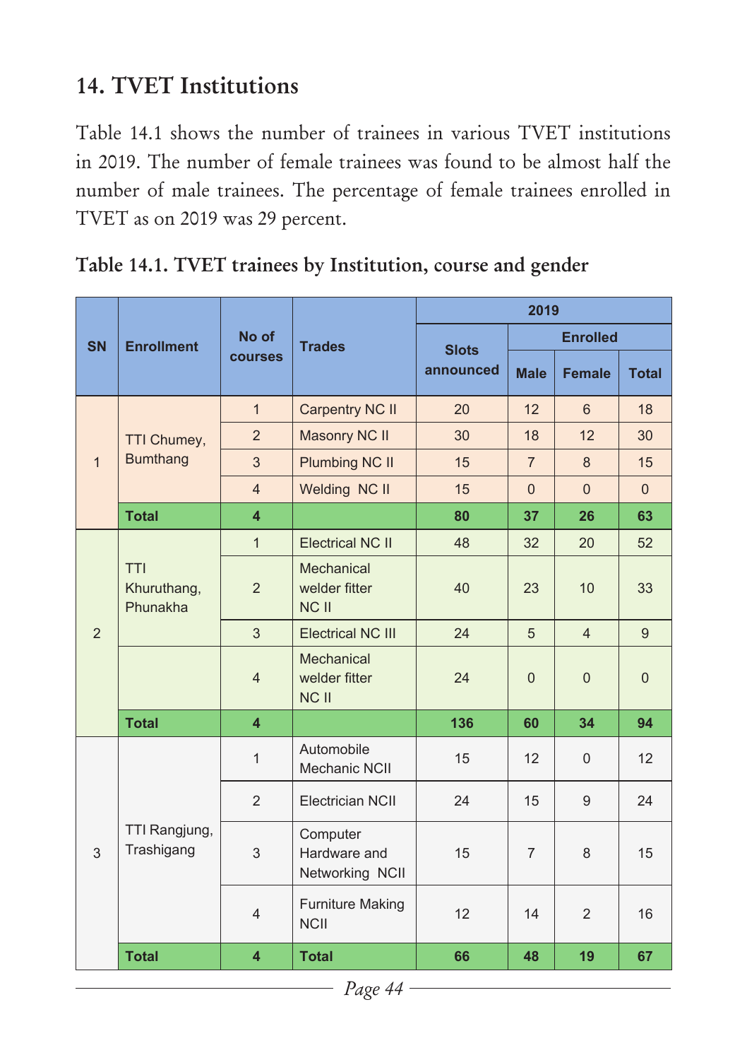## 14. TVET Institutions

Table 14.1 shows the number of trainees in various TVET institutions in 2019. The number of female trainees was found to be almost half the number of male trainees. The percentage of female trainees enrolled in TVET as on 2019 was 29 percent.

### Table 14.1. TVET trainees by Institution, course and gender

| SN | Enrollment | No of courses | Trades | 2019 | | | |
|---|---|---|---|---|---|---|---|
| | | | | Slots announced | Enrolled | | |
| | | | | | Male | Female | Total |
| 1 | TTI Chumey, Bumthang | 1 | Carpentry NC II | 20 | 12 | 6 | 18 |
| | | 2 | Masonry NC II | 30 | 18 | 12 | 30 |
| | | 3 | Plumbing NC II | 15 | 7 | 8 | 15 |
| | | 4 | Welding NC II | 15 | 0 | 0 | 0 |
| | **Total** | **4** | | **80** | **37** | **26** | **63** |
| 2 | TTI Khuruthang, Phunakha | 1 | Electrical NC II | 48 | 32 | 20 | 52 |
| | | 2 | Mechanical welder fitter NC II | 40 | 23 | 10 | 33 |
| | | 3 | Electrical NC III | 24 | 5 | 4 | 9 |
| | | 4 | Mechanical welder fitter NC II | 24 | 0 | 0 | 0 |
| | **Total** | **4** | | **136** | **60** | **34** | **94** |
| 3 | TTI Rangjung, Trashigang | 1 | Automobile Mechanic NCII | 15 | 12 | 0 | 12 |
| | | 2 | Electrician NCII | 24 | 15 | 9 | 24 |
| | | 3 | Computer Hardware and Networking NCII | 15 | 7 | 8 | 15 |
| | | 4 | Furniture Making NCII | 12 | 14 | 2 | 16 |
| | **Total** | **4** | **Total** | **66** | **48** | **19** | **67** |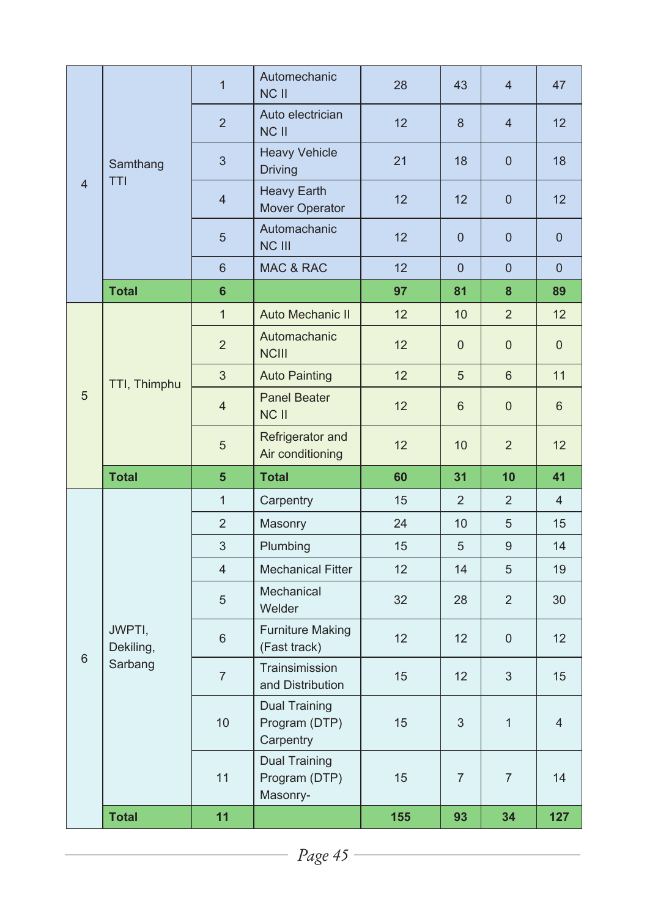| | | | | | | | |
|---|---|---|---|---|---|---|---|
| 4 | Samthang TTI | 1 | Automechanic NC II | 28 | 43 | 4 | 47 |
| | | 2 | Auto electrician NC II | 12 | 8 | 4 | 12 |
| | | 3 | Heavy Vehicle Driving | 21 | 18 | 0 | 18 |
| | | 4 | Heavy Earth Mover Operator | 12 | 12 | 0 | 12 |
| | | 5 | Automachanic NC III | 12 | 0 | 0 | 0 |
| | | 6 | MAC & RAC | 12 | 0 | 0 | 0 |
| | **Total** | **6** | | **97** | **81** | **8** | **89** |
| 5 | TTI, Thimphu | 1 | Auto Mechanic II | 12 | 10 | 2 | 12 |
| | | 2 | Automachanic NCIII | 12 | 0 | 0 | 0 |
| | | 3 | Auto Painting | 12 | 5 | 6 | 11 |
| | | 4 | Panel Beater NC II | 12 | 6 | 0 | 6 |
| | | 5 | Refrigerator and Air conditioning | 12 | 10 | 2 | 12 |
| | **Total** | **5** | **Total** | **60** | **31** | **10** | **41** |
| 6 | JWPTI, Dekiling, Sarbang | 1 | Carpentry | 15 | 2 | 2 | 4 |
| | | 2 | Masonry | 24 | 10 | 5 | 15 |
| | | 3 | Plumbing | 15 | 5 | 9 | 14 |
| | | 4 | Mechanical Fitter | 12 | 14 | 5 | 19 |
| | | 5 | Mechanical Welder | 32 | 28 | 2 | 30 |
| | | 6 | Furniture Making (Fast track) | 12 | 12 | 0 | 12 |
| | | 7 | Trainsimission and Distribution | 15 | 12 | 3 | 15 |
| | | 10 | Dual Training Program (DTP) Carpentry | 15 | 3 | 1 | 4 |
| | | 11 | Dual Training Program (DTP) Masonry- | 15 | 7 | 7 | 14 |
| | **Total** | **11** | | **155** | **93** | **34** | **127** |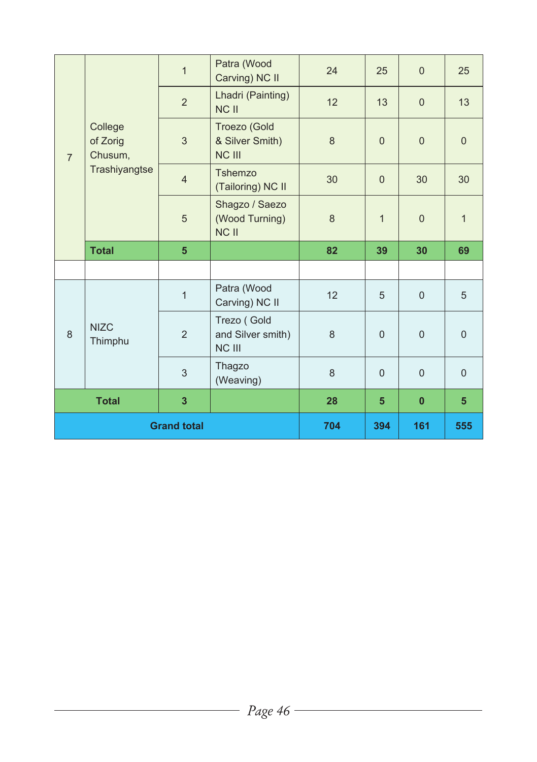| 7 | College of Zorig Chusum, Trashiyangtse | 1 | Patra (Wood Carving) NC II | 24 | 25 | 0 | 25 |
|---|---|---|---|---|---|---|---|
| | | 2 | Lhadri (Painting) NC II | 12 | 13 | 0 | 13 |
| | | 3 | Troezo (Gold & Silver Smith) NC III | 8 | 0 | 0 | 0 |
| | | 4 | Tshemzo (Tailoring) NC II | 30 | 0 | 30 | 30 |
| | | 5 | Shagzo / Saezo (Wood Turning) NC II | 8 | 1 | 0 | 1 |
| | **Total** | **5** | | **82** | **39** | **30** | **69** |
| | | | | | | | |
| 8 | NIZC Thimphu | 1 | Patra (Wood Carving) NC II | 12 | 5 | 0 | 5 |
| | | 2 | Trezo ( Gold and Silver smith) NC III | 8 | 0 | 0 | 0 |
| | | 3 | Thagzo (Weaving) | 8 | 0 | 0 | 0 |
| **Total** | | **3** | | **28** | **5** | **0** | **5** |
| **Grand total** | | | | **704** | **394** | **161** | **555** |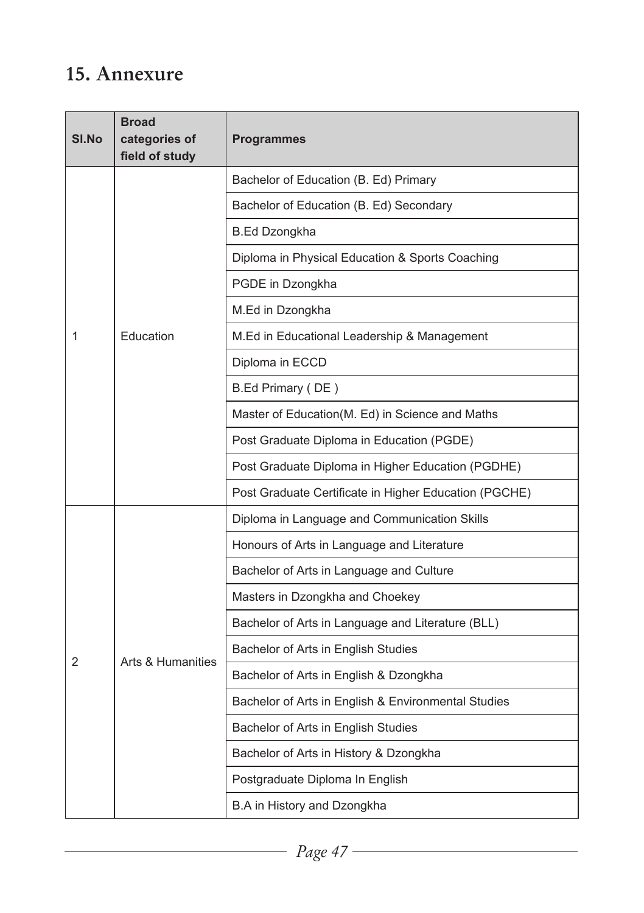## 15. Annexure

| Sl.No | Broad categories of field of study | Programmes |
|---|---|---|
| 1 | Education | Bachelor of Education (B. Ed) Primary |
| | | Bachelor of Education (B. Ed) Secondary |
| | | B.Ed Dzongkha |
| | | Diploma in Physical Education & Sports Coaching |
| | | PGDE in Dzongkha |
| | | M.Ed in Dzongkha |
| | | M.Ed in Educational Leadership & Management |
| | | Diploma in ECCD |
| | | B.Ed Primary ( DE ) |
| | | Master of Education(M. Ed) in Science and Maths |
| | | Post Graduate Diploma in Education (PGDE) |
| | | Post Graduate Diploma in Higher Education (PGDHE) |
| | | Post Graduate Certificate in Higher Education (PGCHE) |
| 2 | Arts & Humanities | Diploma in Language and Communication Skills |
| | | Honours of Arts in Language and Literature |
| | | Bachelor of Arts in Language and Culture |
| | | Masters in Dzongkha and Choekey |
| | | Bachelor of Arts in Language and Literature (BLL) |
| | | Bachelor of Arts in English Studies |
| | | Bachelor of Arts in English & Dzongkha |
| | | Bachelor of Arts in English & Environmental Studies |
| | | Bachelor of Arts in English Studies |
| | | Bachelor of Arts in History & Dzongkha |
| | | Postgraduate Diploma In English |
| | | B.A in History and Dzongkha |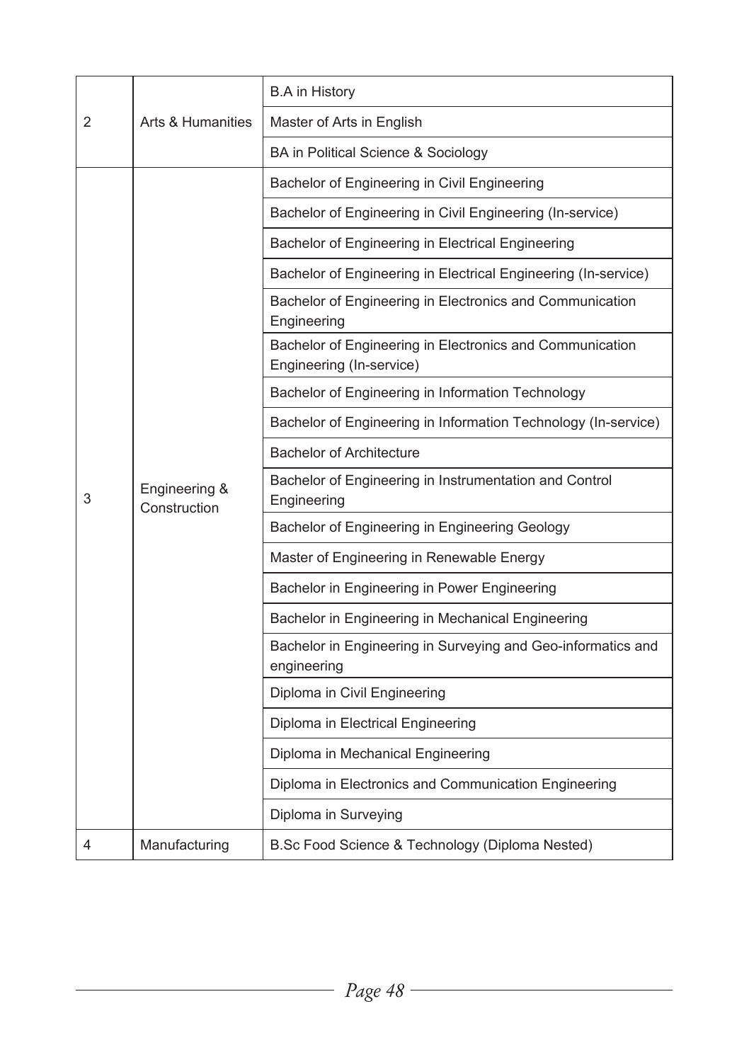| | | |
|---|---|---|
| 2 | Arts & Humanities | B.A in History |
| | | Master of Arts in English |
| | | BA in Political Science & Sociology |
| 3 | Engineering & Construction | Bachelor of Engineering in Civil Engineering |
| | | Bachelor of Engineering in Civil Engineering (In-service) |
| | | Bachelor of Engineering in Electrical Engineering |
| | | Bachelor of Engineering in Electrical Engineering (In-service) |
| | | Bachelor of Engineering in Electronics and Communication Engineering |
| | | Bachelor of Engineering in Electronics and Communication Engineering (In-service) |
| | | Bachelor of Engineering in Information Technology |
| | | Bachelor of Engineering in Information Technology (In-service) |
| | | Bachelor of Architecture |
| | | Bachelor of Engineering in Instrumentation and Control Engineering |
| | | Bachelor of Engineering in Engineering Geology |
| | | Master of Engineering in Renewable Energy |
| | | Bachelor in Engineering in Power Engineering |
| | | Bachelor in Engineering in Mechanical Engineering |
| | | Bachelor in Engineering in Surveying and Geo-informatics and engineering |
| | | Diploma in Civil Engineering |
| | | Diploma in Electrical Engineering |
| | | Diploma in Mechanical Engineering |
| | | Diploma in Electronics and Communication Engineering |
| | | Diploma in Surveying |
| 4 | Manufacturing | B.Sc Food Science & Technology (Diploma Nested) |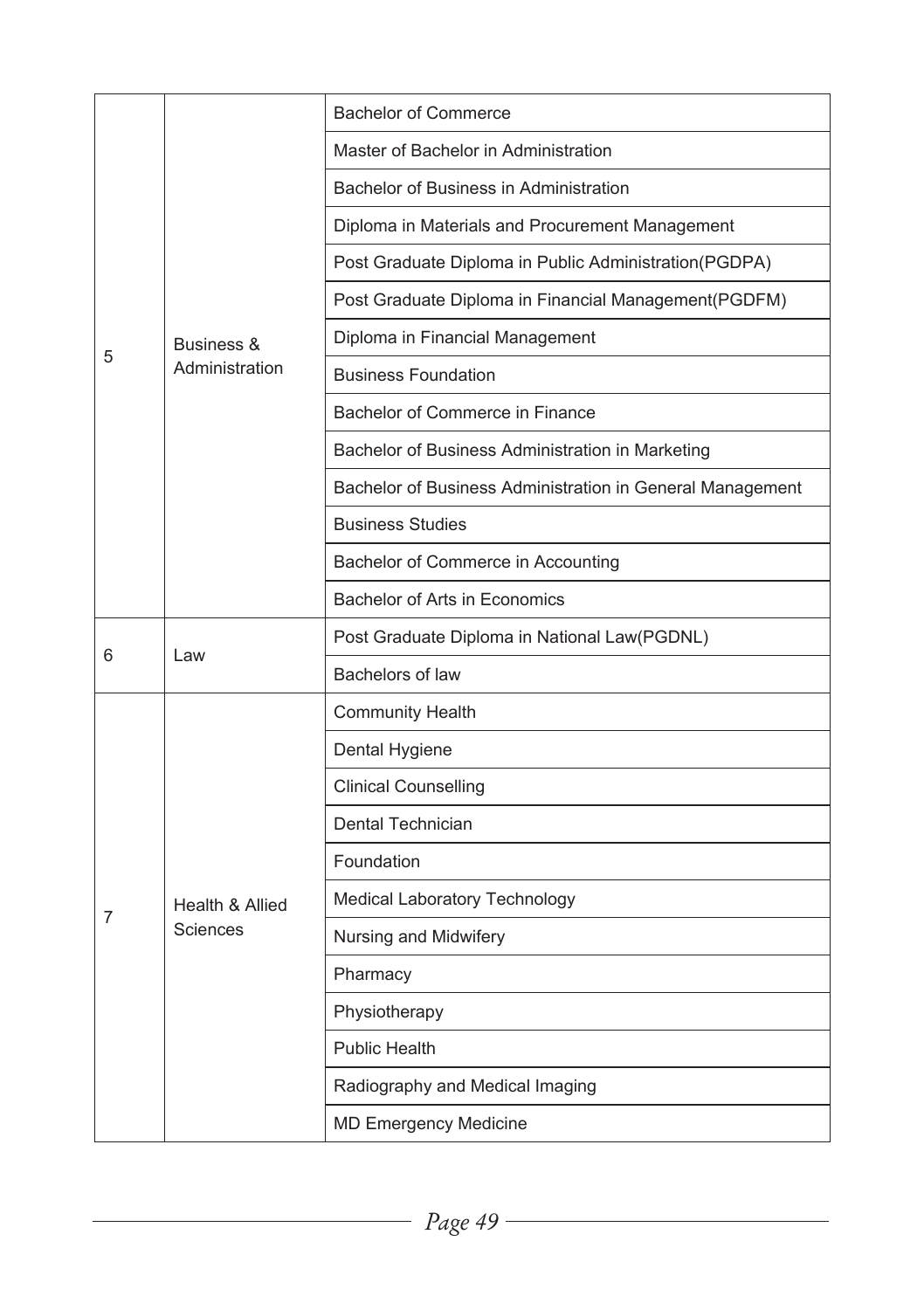| | | |
|---|---|---|
| 5 | Business & Administration | Bachelor of Commerce |
| | | Master of Bachelor in Administration |
| | | Bachelor of Business in Administration |
| | | Diploma in Materials and Procurement Management |
| | | Post Graduate Diploma in Public Administration(PGDPA) |
| | | Post Graduate Diploma in Financial Management(PGDFM) |
| | | Diploma in Financial Management |
| | | Business Foundation |
| | | Bachelor of Commerce in Finance |
| | | Bachelor of Business Administration in Marketing |
| | | Bachelor of Business Administration in General Management |
| | | Business Studies |
| | | Bachelor of Commerce in Accounting |
| | | Bachelor of Arts in Economics |
| 6 | Law | Post Graduate Diploma in National Law(PGDNL) |
| | | Bachelors of law |
| 7 | Health & Allied Sciences | Community Health |
| | | Dental Hygiene |
| | | Clinical Counselling |
| | | Dental Technician |
| | | Foundation |
| | | Medical Laboratory Technology |
| | | Nursing and Midwifery |
| | | Pharmacy |
| | | Physiotherapy |
| | | Public Health |
| | | Radiography and Medical Imaging |
| | | MD Emergency Medicine |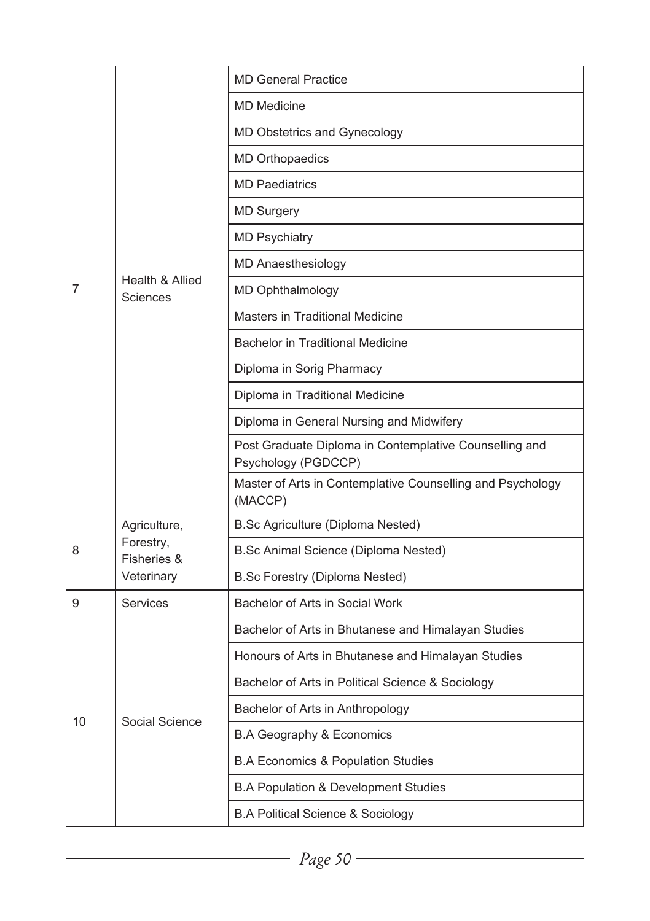| | | |
|---|---|---|
| 7 | Health & Allied Sciences | MD General Practice |
| | | MD Medicine |
| | | MD Obstetrics and Gynecology |
| | | MD Orthopaedics |
| | | MD Paediatrics |
| | | MD Surgery |
| | | MD Psychiatry |
| | | MD Anaesthesiology |
| | | MD Ophthalmology |
| | | Masters in Traditional Medicine |
| | | Bachelor in Traditional Medicine |
| | | Diploma in Sorig Pharmacy |
| | | Diploma in Traditional Medicine |
| | | Diploma in General Nursing and Midwifery |
| | | Post Graduate Diploma in Contemplative Counselling and Psychology (PGDCCP) |
| | | Master of Arts in Contemplative Counselling and Psychology (MACCP) |
| 8 | Agriculture, Forestry, Fisheries & Veterinary | B.Sc Agriculture (Diploma Nested) |
| | | B.Sc Animal Science (Diploma Nested) |
| | | B.Sc Forestry (Diploma Nested) |
| 9 | Services | Bachelor of Arts in Social Work |
| 10 | Social Science | Bachelor of Arts in Bhutanese and Himalayan Studies |
| | | Honours of Arts in Bhutanese and Himalayan Studies |
| | | Bachelor of Arts in Political Science & Sociology |
| | | Bachelor of Arts in Anthropology |
| | | B.A Geography & Economics |
| | | B.A Economics & Population Studies |
| | | B.A Population & Development Studies |
| | | B.A Political Science & Sociology |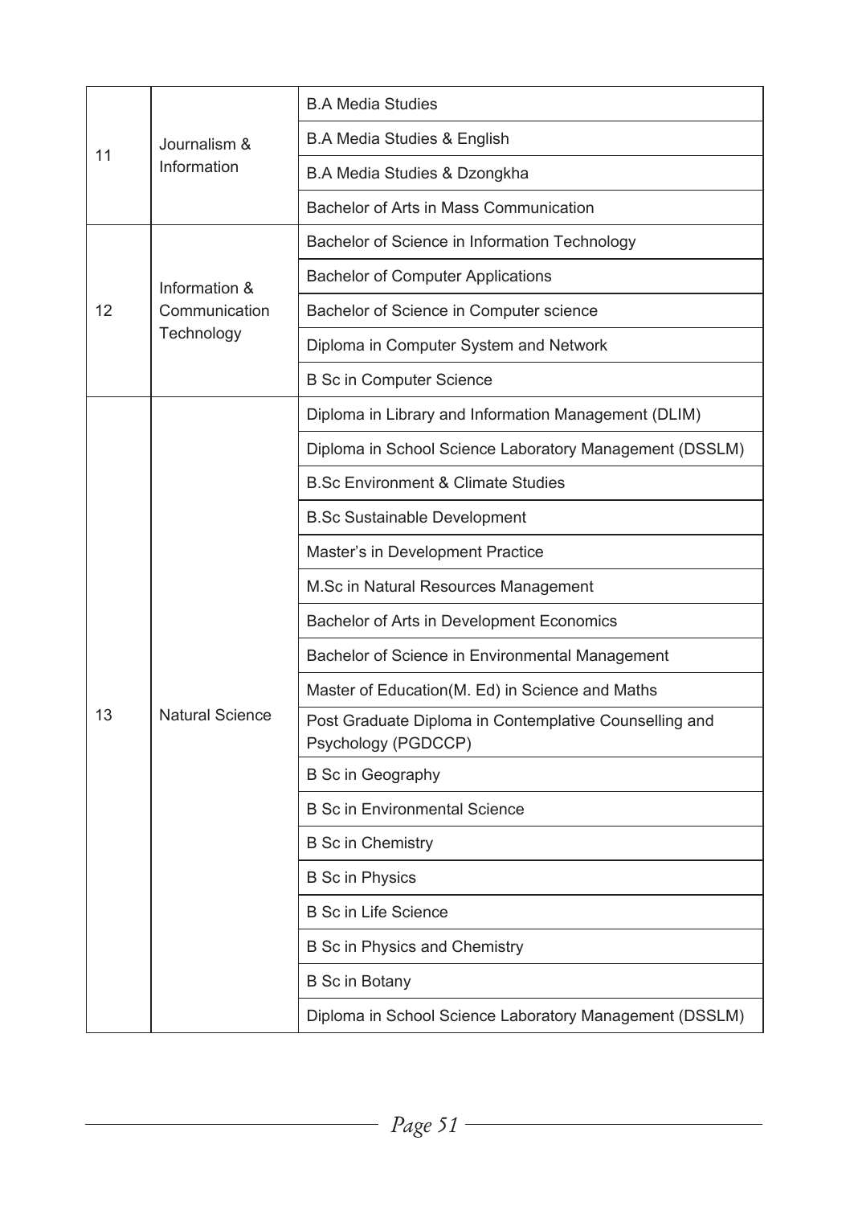| | | |
|---|---|---|
| 11 | Journalism & Information | B.A Media Studies |
| | | B.A Media Studies & English |
| | | B.A Media Studies & Dzongkha |
| | | Bachelor of Arts in Mass Communication |
| 12 | Information & Communication Technology | Bachelor of Science in Information Technology |
| | | Bachelor of Computer Applications |
| | | Bachelor of Science in Computer science |
| | | Diploma in Computer System and Network |
| | | B Sc in Computer Science |
| 13 | Natural Science | Diploma in Library and Information Management (DLIM) |
| | | Diploma in School Science Laboratory Management (DSSLM) |
| | | B.Sc Environment & Climate Studies |
| | | B.Sc Sustainable Development |
| | | Master's in Development Practice |
| | | M.Sc in Natural Resources Management |
| | | Bachelor of Arts in Development Economics |
| | | Bachelor of Science in Environmental Management |
| | | Master of Education(M. Ed) in Science and Maths |
| | | Post Graduate Diploma in Contemplative Counselling and Psychology (PGDCCP) |
| | | B Sc in Geography |
| | | B Sc in Environmental Science |
| | | B Sc in Chemistry |
| | | B Sc in Physics |
| | | B Sc in Life Science |
| | | B Sc in Physics and Chemistry |
| | | B Sc in Botany |
| | | Diploma in School Science Laboratory Management (DSSLM) |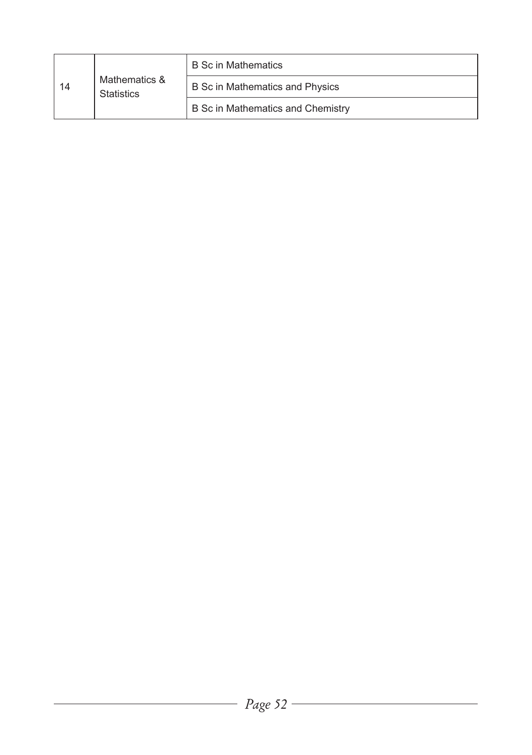| | | |
|---|---|---|
| 14 | Mathematics & Statistics | B Sc in Mathematics |
| | | B Sc in Mathematics and Physics |
| | | B Sc in Mathematics and Chemistry |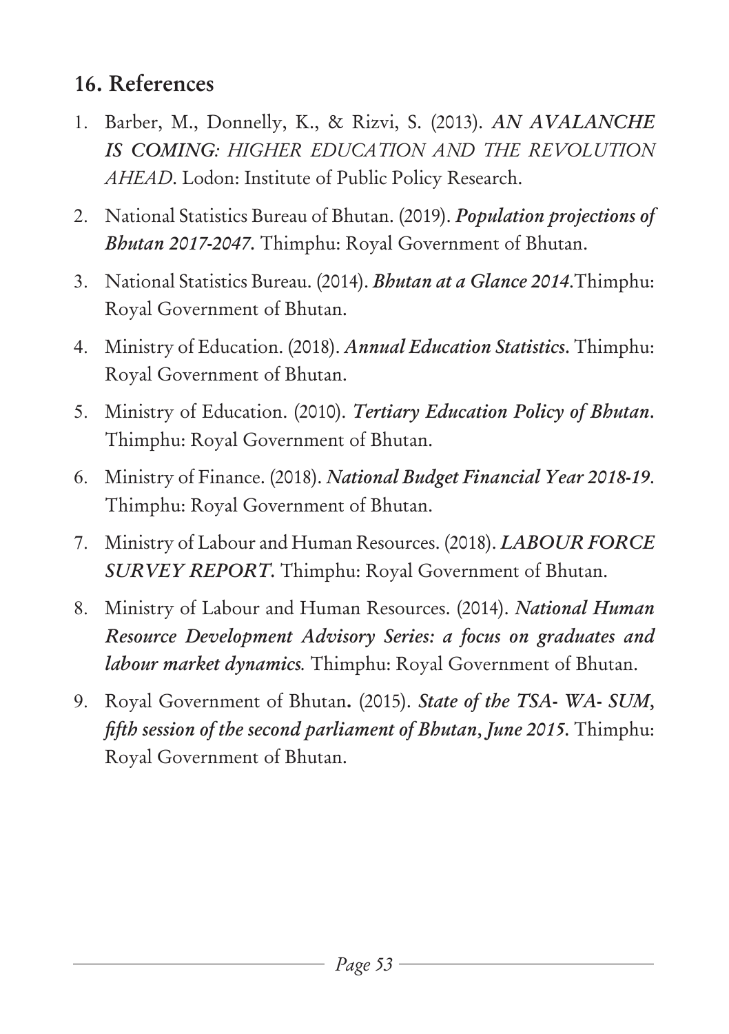## 16. References

1. Barber, M., Donnelly, K., & Rizvi, S. (2013). *AN AVALANCHE IS COMING: HIGHER EDUCATION AND THE REVOLUTION AHEAD*. Lodon: Institute of Public Policy Research.
2. National Statistics Bureau of Bhutan. (2019). ***Population projections of Bhutan 2017-2047.*** Thimphu: Royal Government of Bhutan.
3. National Statistics Bureau. (2014). ***Bhutan at a Glance 2014.***Thimphu: Royal Government of Bhutan.
4. Ministry of Education. (2018). ***Annual Education Statistics.*** Thimphu: Royal Government of Bhutan.
5. Ministry of Education. (2010). ***Tertiary Education Policy of Bhutan.*** Thimphu: Royal Government of Bhutan.
6. Ministry of Finance. (2018). ***National Budget Financial Year 2018-19.*** Thimphu: Royal Government of Bhutan.
7. Ministry of Labour and Human Resources. (2018). ***LABOUR FORCE SURVEY REPORT.*** Thimphu: Royal Government of Bhutan.
8. Ministry of Labour and Human Resources. (2014). ***National Human Resource Development Advisory Series: a focus on graduates and labour market dynamics.*** Thimphu: Royal Government of Bhutan.
9. Royal Government of Bhutan**.** (2015). ***State of the TSA- WA- SUM, fifth session of the second parliament of Bhutan, June 2015.*** Thimphu: Royal Government of Bhutan.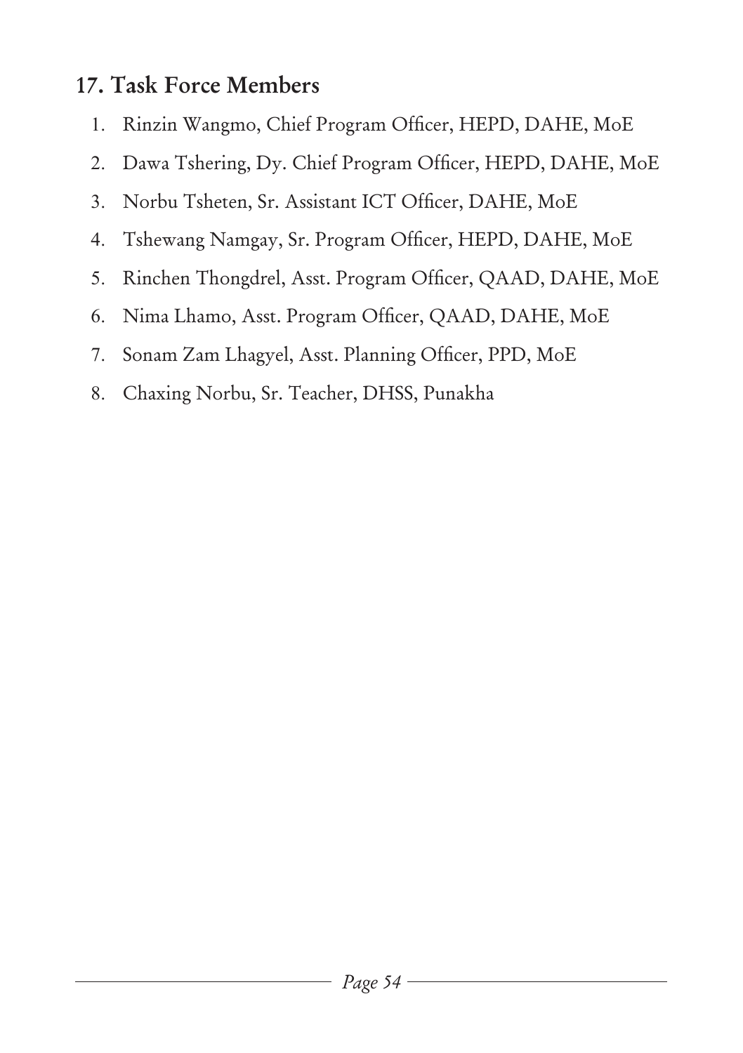## 17. Task Force Members

1. Rinzin Wangmo, Chief Program Officer, HEPD, DAHE, MoE
2. Dawa Tshering, Dy. Chief Program Officer, HEPD, DAHE, MoE
3. Norbu Tsheten, Sr. Assistant ICT Officer, DAHE, MoE
4. Tshewang Namgay, Sr. Program Officer, HEPD, DAHE, MoE
5. Rinchen Thongdrel, Asst. Program Officer, QAAD, DAHE, MoE
6. Nima Lhamo, Asst. Program Officer, QAAD, DAHE, MoE
7. Sonam Zam Lhagyel, Asst. Planning Officer, PPD, MoE
8. Chaxing Norbu, Sr. Teacher, DHSS, Punakha